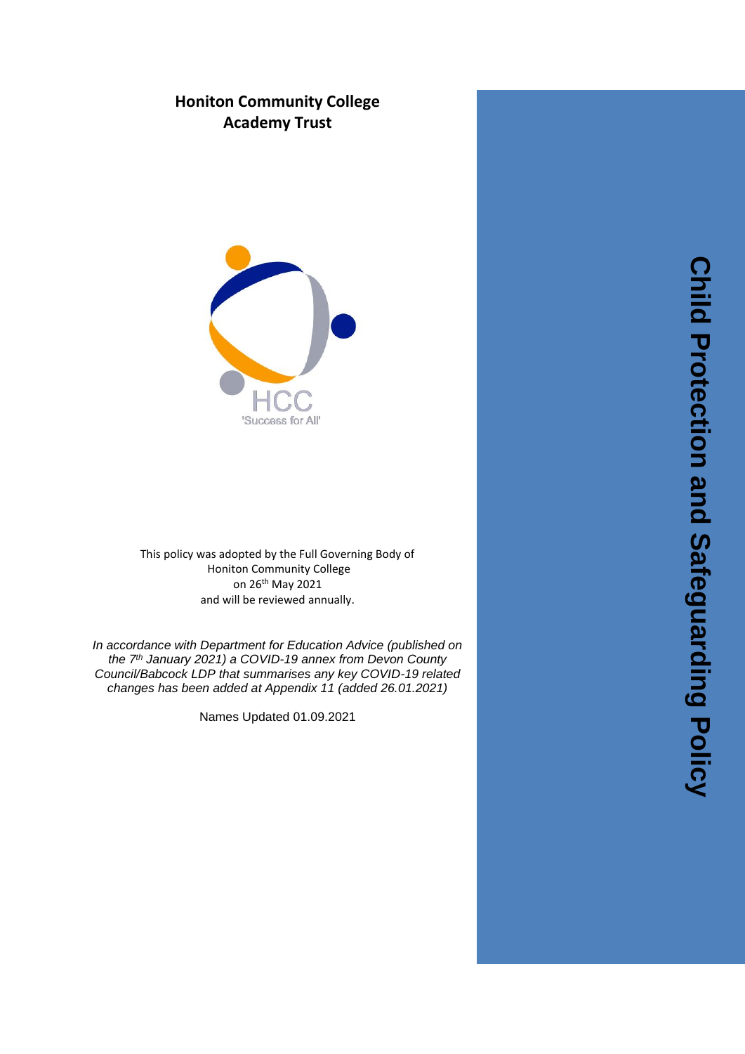**Honiton Community College Academy Trust**

HCC
'Success for All'

This policy was adopted by the Full Governing Body of
Honiton Community College
on 26th May 2021
and will be reviewed annually.

*In accordance with Department for Education Advice (published on the 7th January 2021) a COVID-19 annex from Devon County Council/Babcock LDP that summarises any key COVID-19 related changes has been added at Appendix 11 (added 26.01.2021)*

Names Updated 01.09.2021

# Child Protection and Safeguarding Policy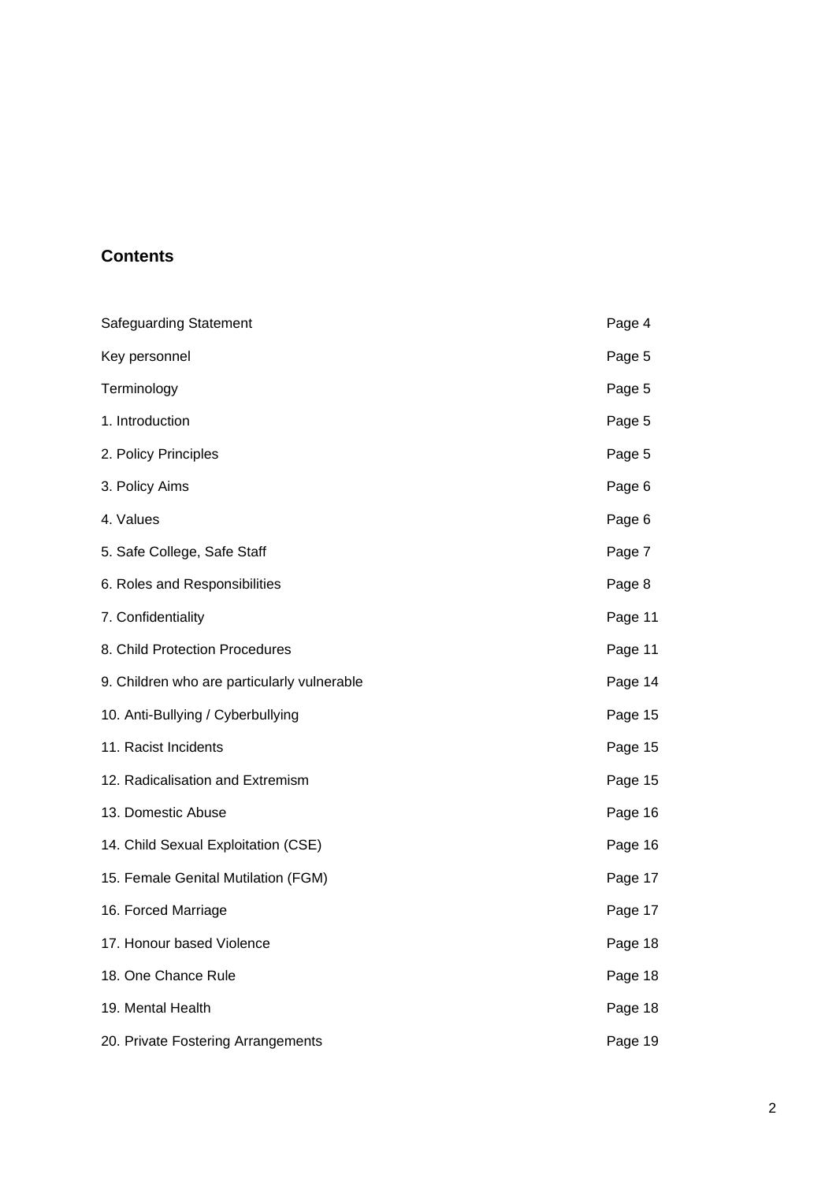## Contents

| | |
|---|---|
| Safeguarding Statement | Page 4 |
| Key personnel | Page 5 |
| Terminology | Page 5 |
| 1. Introduction | Page 5 |
| 2. Policy Principles | Page 5 |
| 3. Policy Aims | Page 6 |
| 4. Values | Page 6 |
| 5. Safe College, Safe Staff | Page 7 |
| 6. Roles and Responsibilities | Page 8 |
| 7. Confidentiality | Page 11 |
| 8. Child Protection Procedures | Page 11 |
| 9. Children who are particularly vulnerable | Page 14 |
| 10. Anti-Bullying / Cyberbullying | Page 15 |
| 11. Racist Incidents | Page 15 |
| 12. Radicalisation and Extremism | Page 15 |
| 13. Domestic Abuse | Page 16 |
| 14. Child Sexual Exploitation (CSE) | Page 16 |
| 15. Female Genital Mutilation (FGM) | Page 17 |
| 16. Forced Marriage | Page 17 |
| 17. Honour based Violence | Page 18 |
| 18. One Chance Rule | Page 18 |
| 19. Mental Health | Page 18 |
| 20. Private Fostering Arrangements | Page 19 |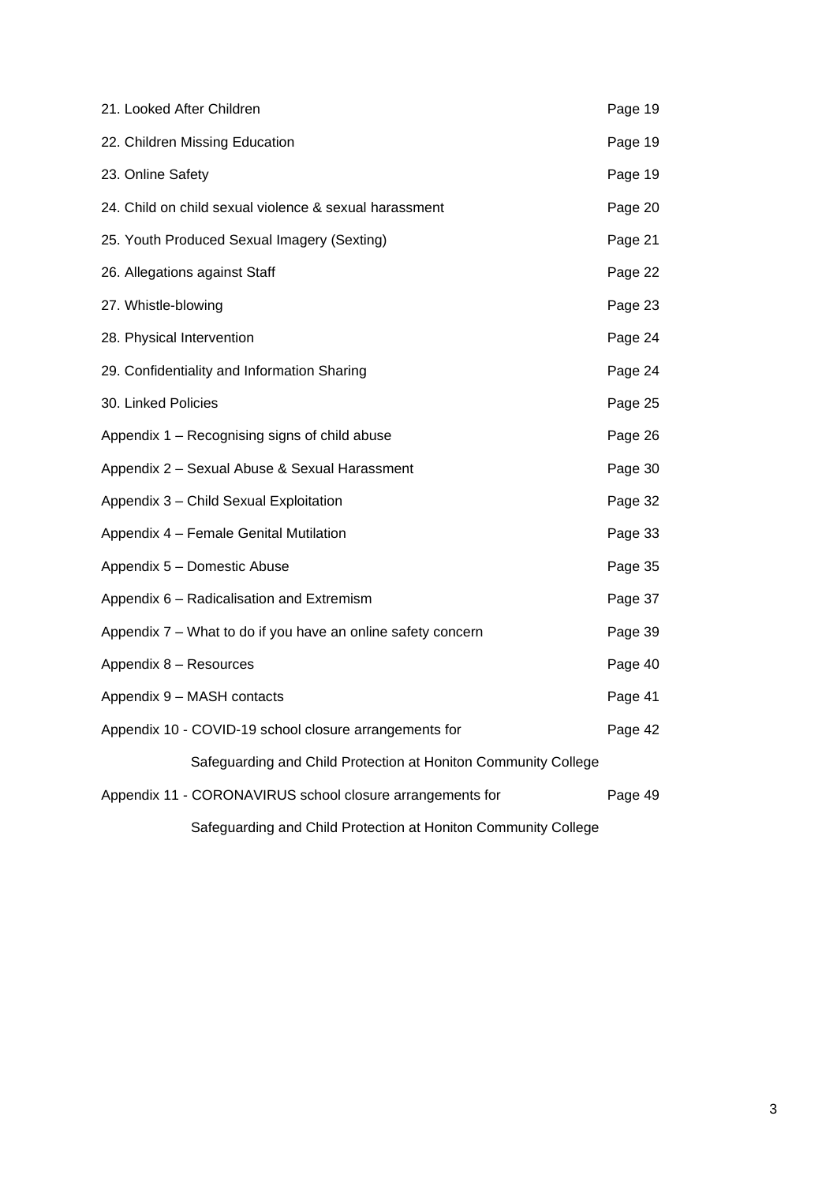| | |
|---|---|
| 21. Looked After Children | Page 19 |
| 22. Children Missing Education | Page 19 |
| 23. Online Safety | Page 19 |
| 24. Child on child sexual violence & sexual harassment | Page 20 |
| 25. Youth Produced Sexual Imagery (Sexting) | Page 21 |
| 26. Allegations against Staff | Page 22 |
| 27. Whistle-blowing | Page 23 |
| 28. Physical Intervention | Page 24 |
| 29. Confidentiality and Information Sharing | Page 24 |
| 30. Linked Policies | Page 25 |
| Appendix 1 – Recognising signs of child abuse | Page 26 |
| Appendix 2 – Sexual Abuse & Sexual Harassment | Page 30 |
| Appendix 3 – Child Sexual Exploitation | Page 32 |
| Appendix 4 – Female Genital Mutilation | Page 33 |
| Appendix 5 – Domestic Abuse | Page 35 |
| Appendix 6 – Radicalisation and Extremism | Page 37 |
| Appendix 7 – What to do if you have an online safety concern | Page 39 |
| Appendix 8 – Resources | Page 40 |
| Appendix 9 – MASH contacts | Page 41 |
| Appendix 10 - COVID-19 school closure arrangements for Safeguarding and Child Protection at Honiton Community College | Page 42 |
| Appendix 11 - CORONAVIRUS school closure arrangements for Safeguarding and Child Protection at Honiton Community College | Page 49 |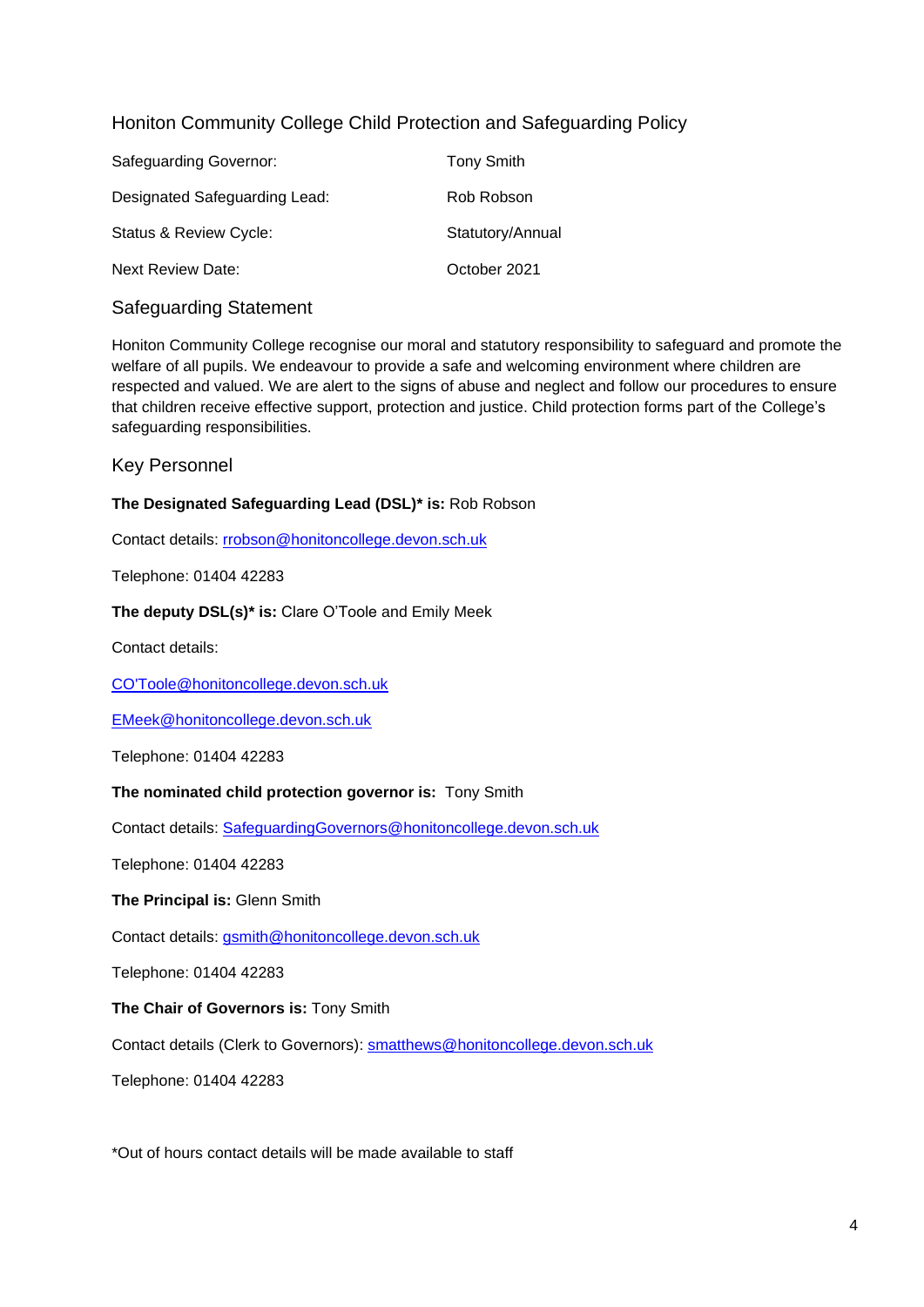# Honiton Community College Child Protection and Safeguarding Policy

| | |
|---|---|
| Safeguarding Governor: | Tony Smith |
| Designated Safeguarding Lead: | Rob Robson |
| Status & Review Cycle: | Statutory/Annual |
| Next Review Date: | October 2021 |

## Safeguarding Statement

Honiton Community College recognise our moral and statutory responsibility to safeguard and promote the welfare of all pupils. We endeavour to provide a safe and welcoming environment where children are respected and valued. We are alert to the signs of abuse and neglect and follow our procedures to ensure that children receive effective support, protection and justice. Child protection forms part of the College's safeguarding responsibilities.

## Key Personnel

**The Designated Safeguarding Lead (DSL)* is:** Rob Robson

Contact details: rrobson@honitoncollege.devon.sch.uk

Telephone: 01404 42283

**The deputy DSL(s)* is:** Clare O'Toole and Emily Meek

Contact details:

CO'Toole@honitoncollege.devon.sch.uk

EMeek@honitoncollege.devon.sch.uk

Telephone: 01404 42283

**The nominated child protection governor is:** Tony Smith

Contact details: SafeguardingGovernors@honitoncollege.devon.sch.uk

Telephone: 01404 42283

**The Principal is:** Glenn Smith

Contact details: gsmith@honitoncollege.devon.sch.uk

Telephone: 01404 42283

**The Chair of Governors is:** Tony Smith

Contact details (Clerk to Governors): smatthews@honitoncollege.devon.sch.uk

Telephone: 01404 42283

*Out of hours contact details will be made available to staff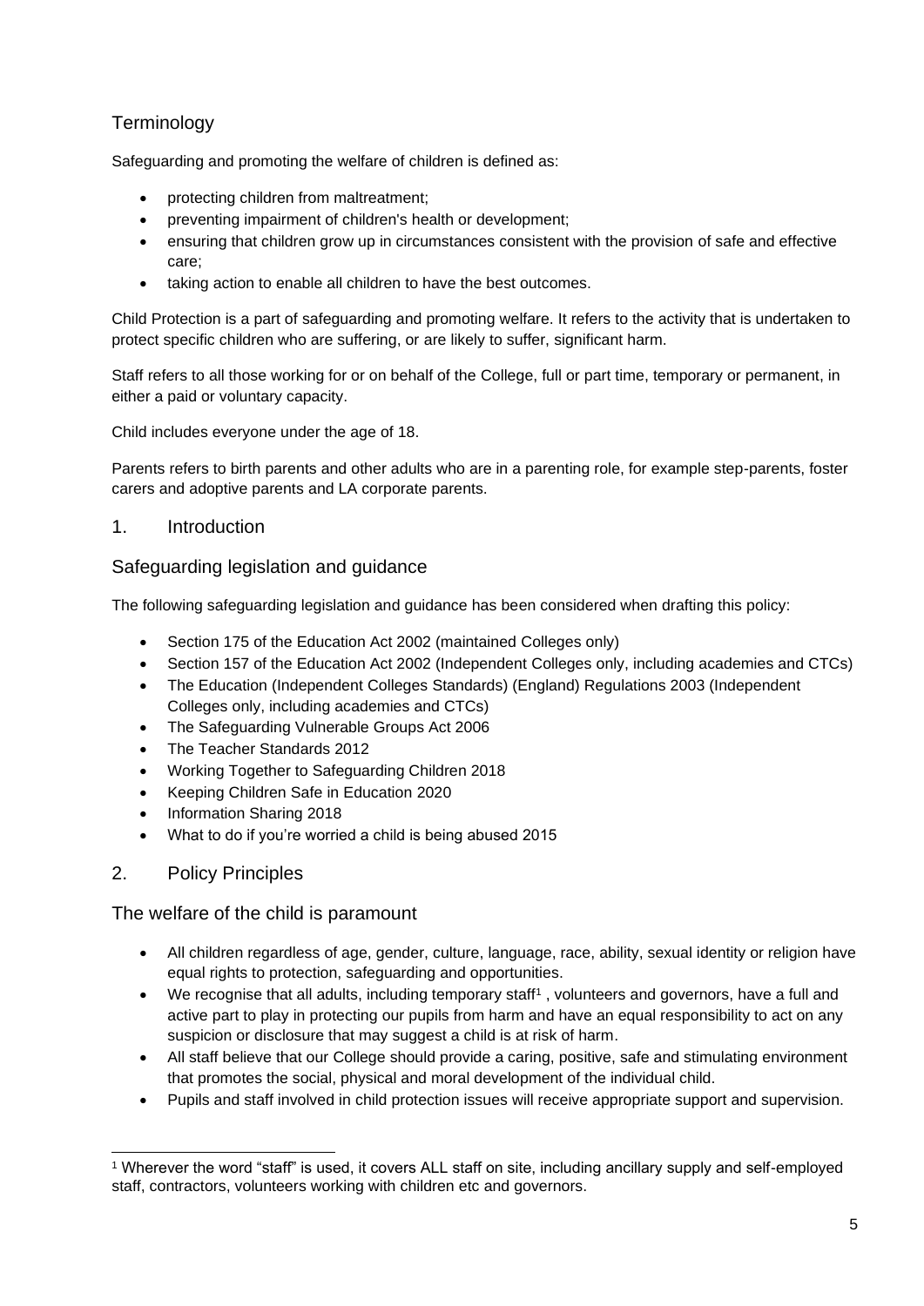## Terminology

Safeguarding and promoting the welfare of children is defined as:

- protecting children from maltreatment;
- preventing impairment of children's health or development;
- ensuring that children grow up in circumstances consistent with the provision of safe and effective care;
- taking action to enable all children to have the best outcomes.

Child Protection is a part of safeguarding and promoting welfare. It refers to the activity that is undertaken to protect specific children who are suffering, or are likely to suffer, significant harm.

Staff refers to all those working for or on behalf of the College, full or part time, temporary or permanent, in either a paid or voluntary capacity.

Child includes everyone under the age of 18.

Parents refers to birth parents and other adults who are in a parenting role, for example step-parents, foster carers and adoptive parents and LA corporate parents.

## 1. Introduction

### Safeguarding legislation and guidance

The following safeguarding legislation and guidance has been considered when drafting this policy:

- Section 175 of the Education Act 2002 (maintained Colleges only)
- Section 157 of the Education Act 2002 (Independent Colleges only, including academies and CTCs)
- The Education (Independent Colleges Standards) (England) Regulations 2003 (Independent Colleges only, including academies and CTCs)
- The Safeguarding Vulnerable Groups Act 2006
- The Teacher Standards 2012
- Working Together to Safeguarding Children 2018
- Keeping Children Safe in Education 2020
- Information Sharing 2018
- What to do if you're worried a child is being abused 2015

## 2. Policy Principles

### The welfare of the child is paramount

- All children regardless of age, gender, culture, language, race, ability, sexual identity or religion have equal rights to protection, safeguarding and opportunities.
- We recognise that all adults, including temporary staff[1] , volunteers and governors, have a full and active part to play in protecting our pupils from harm and have an equal responsibility to act on any suspicion or disclosure that may suggest a child is at risk of harm.
- All staff believe that our College should provide a caring, positive, safe and stimulating environment that promotes the social, physical and moral development of the individual child.
- Pupils and staff involved in child protection issues will receive appropriate support and supervision.

[1] Wherever the word "staff" is used, it covers ALL staff on site, including ancillary supply and self-employed staff, contractors, volunteers working with children etc and governors.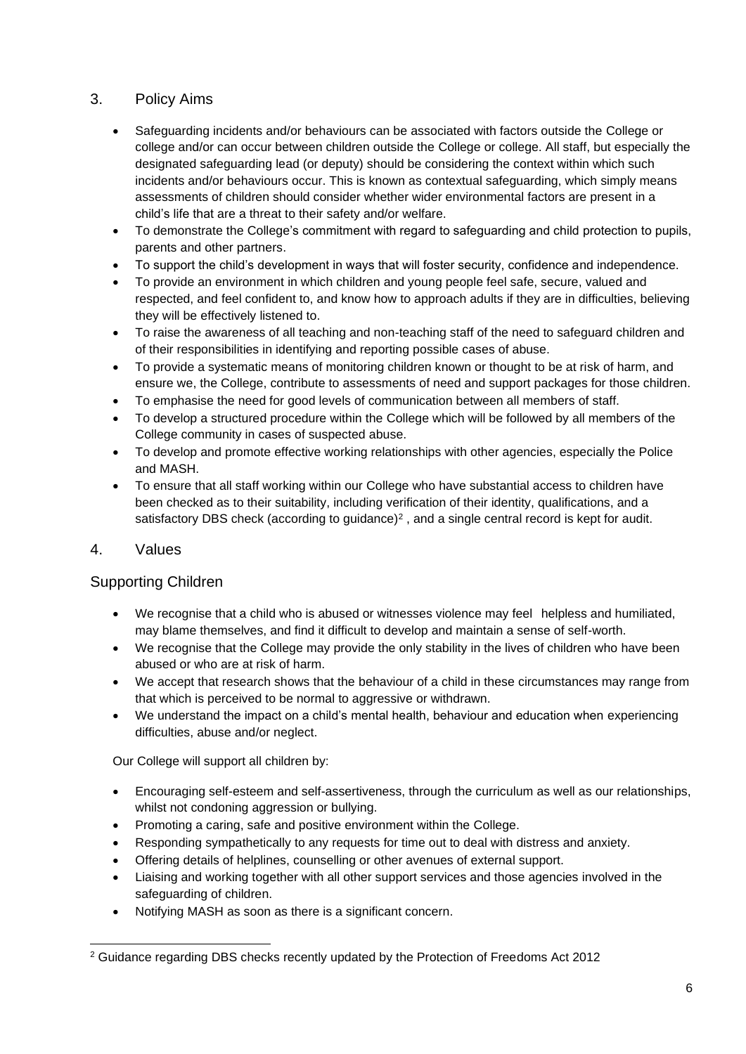## 3. Policy Aims

- Safeguarding incidents and/or behaviours can be associated with factors outside the College or college and/or can occur between children outside the College or college. All staff, but especially the designated safeguarding lead (or deputy) should be considering the context within which such incidents and/or behaviours occur. This is known as contextual safeguarding, which simply means assessments of children should consider whether wider environmental factors are present in a child's life that are a threat to their safety and/or welfare.
- To demonstrate the College's commitment with regard to safeguarding and child protection to pupils, parents and other partners.
- To support the child's development in ways that will foster security, confidence and independence.
- To provide an environment in which children and young people feel safe, secure, valued and respected, and feel confident to, and know how to approach adults if they are in difficulties, believing they will be effectively listened to.
- To raise the awareness of all teaching and non-teaching staff of the need to safeguard children and of their responsibilities in identifying and reporting possible cases of abuse.
- To provide a systematic means of monitoring children known or thought to be at risk of harm, and ensure we, the College, contribute to assessments of need and support packages for those children.
- To emphasise the need for good levels of communication between all members of staff.
- To develop a structured procedure within the College which will be followed by all members of the College community in cases of suspected abuse.
- To develop and promote effective working relationships with other agencies, especially the Police and MASH.
- To ensure that all staff working within our College who have substantial access to children have been checked as to their suitability, including verification of their identity, qualifications, and a satisfactory DBS check (according to guidance)[2] , and a single central record is kept for audit.

## 4. Values

### Supporting Children

- We recognise that a child who is abused or witnesses violence may feel helpless and humiliated, may blame themselves, and find it difficult to develop and maintain a sense of self-worth.
- We recognise that the College may provide the only stability in the lives of children who have been abused or who are at risk of harm.
- We accept that research shows that the behaviour of a child in these circumstances may range from that which is perceived to be normal to aggressive or withdrawn.
- We understand the impact on a child's mental health, behaviour and education when experiencing difficulties, abuse and/or neglect.

Our College will support all children by:

- Encouraging self-esteem and self-assertiveness, through the curriculum as well as our relationships, whilst not condoning aggression or bullying.
- Promoting a caring, safe and positive environment within the College.
- Responding sympathetically to any requests for time out to deal with distress and anxiety.
- Offering details of helplines, counselling or other avenues of external support.
- Liaising and working together with all other support services and those agencies involved in the safeguarding of children.
- Notifying MASH as soon as there is a significant concern.

---

[2] Guidance regarding DBS checks recently updated by the Protection of Freedoms Act 2012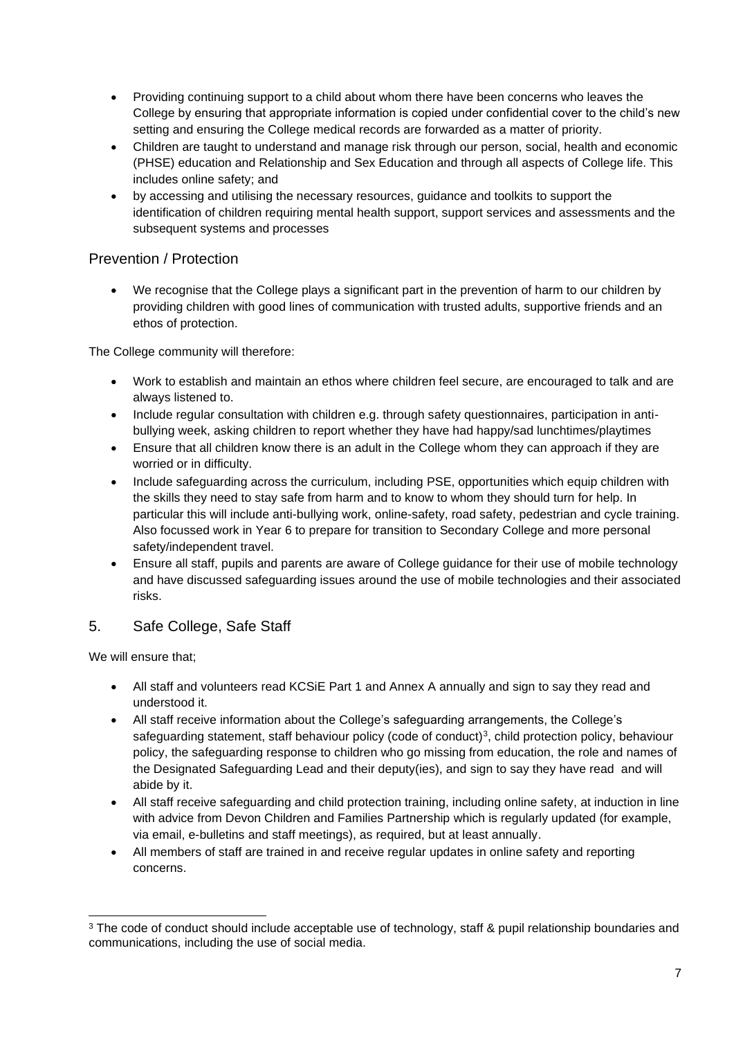- Providing continuing support to a child about whom there have been concerns who leaves the College by ensuring that appropriate information is copied under confidential cover to the child's new setting and ensuring the College medical records are forwarded as a matter of priority.
- Children are taught to understand and manage risk through our person, social, health and economic (PHSE) education and Relationship and Sex Education and through all aspects of College life. This includes online safety; and
- by accessing and utilising the necessary resources, guidance and toolkits to support the identification of children requiring mental health support, support services and assessments and the subsequent systems and processes

## Prevention / Protection

- We recognise that the College plays a significant part in the prevention of harm to our children by providing children with good lines of communication with trusted adults, supportive friends and an ethos of protection.

The College community will therefore:

- Work to establish and maintain an ethos where children feel secure, are encouraged to talk and are always listened to.
- Include regular consultation with children e.g. through safety questionnaires, participation in anti-bullying week, asking children to report whether they have had happy/sad lunchtimes/playtimes
- Ensure that all children know there is an adult in the College whom they can approach if they are worried or in difficulty.
- Include safeguarding across the curriculum, including PSE, opportunities which equip children with the skills they need to stay safe from harm and to know to whom they should turn for help. In particular this will include anti-bullying work, online-safety, road safety, pedestrian and cycle training. Also focussed work in Year 6 to prepare for transition to Secondary College and more personal safety/independent travel.
- Ensure all staff, pupils and parents are aware of College guidance for their use of mobile technology and have discussed safeguarding issues around the use of mobile technologies and their associated risks.

## 5. Safe College, Safe Staff

We will ensure that;

- All staff and volunteers read KCSiE Part 1 and Annex A annually and sign to say they read and understood it.
- All staff receive information about the College's safeguarding arrangements, the College's safeguarding statement, staff behaviour policy (code of conduct)[3], child protection policy, behaviour policy, the safeguarding response to children who go missing from education, the role and names of the Designated Safeguarding Lead and their deputy(ies), and sign to say they have read and will abide by it.
- All staff receive safeguarding and child protection training, including online safety, at induction in line with advice from Devon Children and Families Partnership which is regularly updated (for example, via email, e-bulletins and staff meetings), as required, but at least annually.
- All members of staff are trained in and receive regular updates in online safety and reporting concerns.

---

[3] The code of conduct should include acceptable use of technology, staff & pupil relationship boundaries and communications, including the use of social media.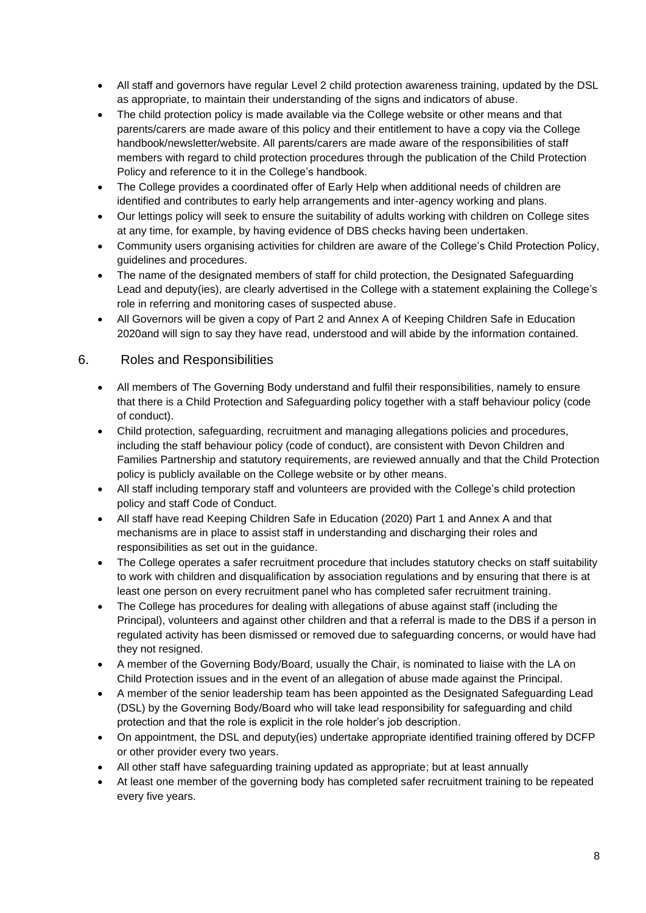- All staff and governors have regular Level 2 child protection awareness training, updated by the DSL as appropriate, to maintain their understanding of the signs and indicators of abuse.
- The child protection policy is made available via the College website or other means and that parents/carers are made aware of this policy and their entitlement to have a copy via the College handbook/newsletter/website. All parents/carers are made aware of the responsibilities of staff members with regard to child protection procedures through the publication of the Child Protection Policy and reference to it in the College's handbook.
- The College provides a coordinated offer of Early Help when additional needs of children are identified and contributes to early help arrangements and inter-agency working and plans.
- Our lettings policy will seek to ensure the suitability of adults working with children on College sites at any time, for example, by having evidence of DBS checks having been undertaken.
- Community users organising activities for children are aware of the College's Child Protection Policy, guidelines and procedures.
- The name of the designated members of staff for child protection, the Designated Safeguarding Lead and deputy(ies), are clearly advertised in the College with a statement explaining the College's role in referring and monitoring cases of suspected abuse.
- All Governors will be given a copy of Part 2 and Annex A of Keeping Children Safe in Education 2020and will sign to say they have read, understood and will abide by the information contained.

## 6. Roles and Responsibilities

- All members of The Governing Body understand and fulfil their responsibilities, namely to ensure that there is a Child Protection and Safeguarding policy together with a staff behaviour policy (code of conduct).
- Child protection, safeguarding, recruitment and managing allegations policies and procedures, including the staff behaviour policy (code of conduct), are consistent with Devon Children and Families Partnership and statutory requirements, are reviewed annually and that the Child Protection policy is publicly available on the College website or by other means.
- All staff including temporary staff and volunteers are provided with the College's child protection policy and staff Code of Conduct.
- All staff have read Keeping Children Safe in Education (2020) Part 1 and Annex A and that mechanisms are in place to assist staff in understanding and discharging their roles and responsibilities as set out in the guidance.
- The College operates a safer recruitment procedure that includes statutory checks on staff suitability to work with children and disqualification by association regulations and by ensuring that there is at least one person on every recruitment panel who has completed safer recruitment training.
- The College has procedures for dealing with allegations of abuse against staff (including the Principal), volunteers and against other children and that a referral is made to the DBS if a person in regulated activity has been dismissed or removed due to safeguarding concerns, or would have had they not resigned.
- A member of the Governing Body/Board, usually the Chair, is nominated to liaise with the LA on Child Protection issues and in the event of an allegation of abuse made against the Principal.
- A member of the senior leadership team has been appointed as the Designated Safeguarding Lead (DSL) by the Governing Body/Board who will take lead responsibility for safeguarding and child protection and that the role is explicit in the role holder's job description.
- On appointment, the DSL and deputy(ies) undertake appropriate identified training offered by DCFP or other provider every two years.
- All other staff have safeguarding training updated as appropriate; but at least annually
- At least one member of the governing body has completed safer recruitment training to be repeated every five years.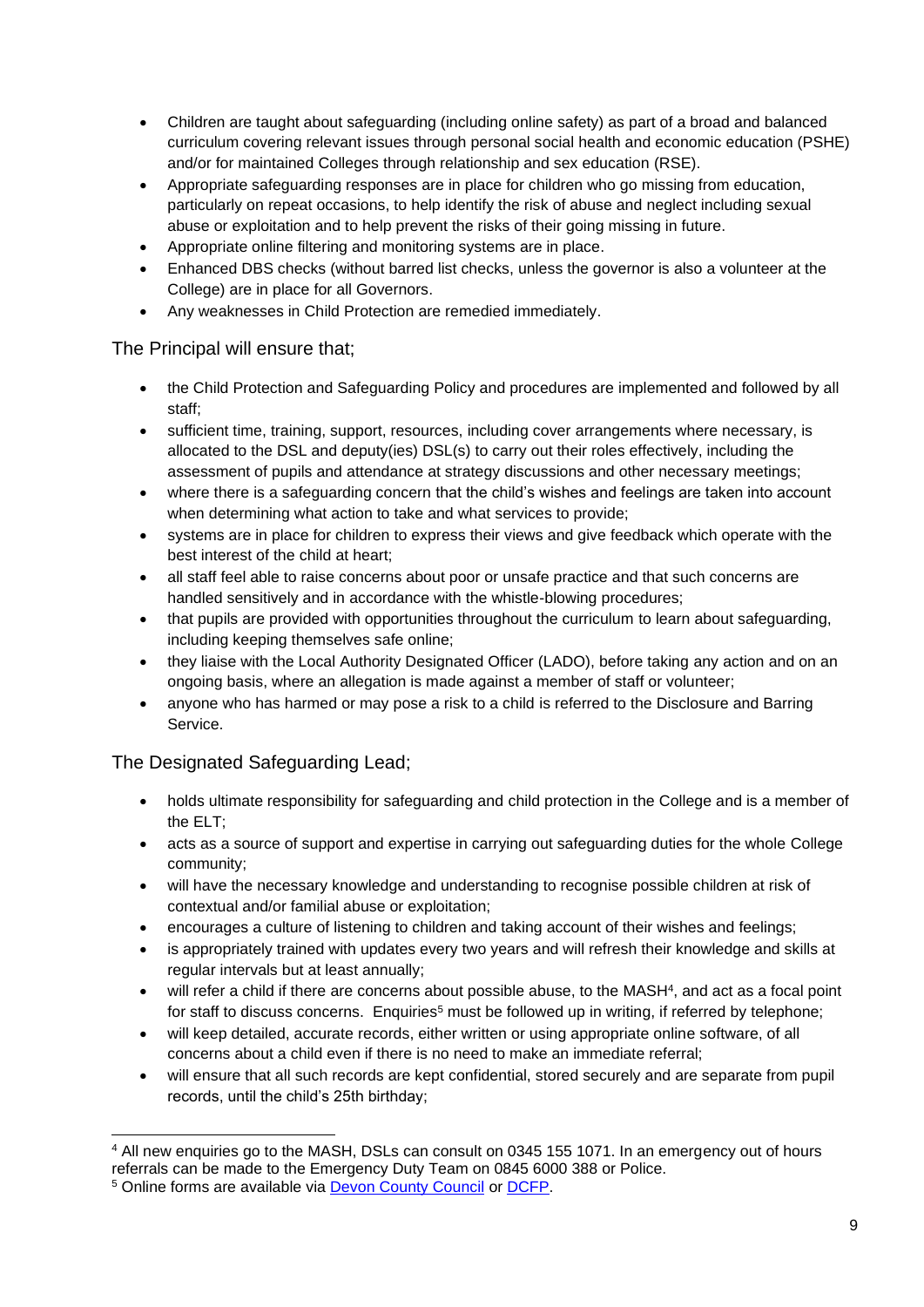- Children are taught about safeguarding (including online safety) as part of a broad and balanced curriculum covering relevant issues through personal social health and economic education (PSHE) and/or for maintained Colleges through relationship and sex education (RSE).
- Appropriate safeguarding responses are in place for children who go missing from education, particularly on repeat occasions, to help identify the risk of abuse and neglect including sexual abuse or exploitation and to help prevent the risks of their going missing in future.
- Appropriate online filtering and monitoring systems are in place.
- Enhanced DBS checks (without barred list checks, unless the governor is also a volunteer at the College) are in place for all Governors.
- Any weaknesses in Child Protection are remedied immediately.

### The Principal will ensure that;

- the Child Protection and Safeguarding Policy and procedures are implemented and followed by all staff;
- sufficient time, training, support, resources, including cover arrangements where necessary, is allocated to the DSL and deputy(ies) DSL(s) to carry out their roles effectively, including the assessment of pupils and attendance at strategy discussions and other necessary meetings;
- where there is a safeguarding concern that the child's wishes and feelings are taken into account when determining what action to take and what services to provide;
- systems are in place for children to express their views and give feedback which operate with the best interest of the child at heart;
- all staff feel able to raise concerns about poor or unsafe practice and that such concerns are handled sensitively and in accordance with the whistle-blowing procedures;
- that pupils are provided with opportunities throughout the curriculum to learn about safeguarding, including keeping themselves safe online;
- they liaise with the Local Authority Designated Officer (LADO), before taking any action and on an ongoing basis, where an allegation is made against a member of staff or volunteer;
- anyone who has harmed or may pose a risk to a child is referred to the Disclosure and Barring Service.

### The Designated Safeguarding Lead;

- holds ultimate responsibility for safeguarding and child protection in the College and is a member of the ELT;
- acts as a source of support and expertise in carrying out safeguarding duties for the whole College community;
- will have the necessary knowledge and understanding to recognise possible children at risk of contextual and/or familial abuse or exploitation;
- encourages a culture of listening to children and taking account of their wishes and feelings;
- is appropriately trained with updates every two years and will refresh their knowledge and skills at regular intervals but at least annually;
- will refer a child if there are concerns about possible abuse, to the MASH[4], and act as a focal point for staff to discuss concerns. Enquiries[5] must be followed up in writing, if referred by telephone;
- will keep detailed, accurate records, either written or using appropriate online software, of all concerns about a child even if there is no need to make an immediate referral;
- will ensure that all such records are kept confidential, stored securely and are separate from pupil records, until the child's 25th birthday;

---

[4] All new enquiries go to the MASH, DSLs can consult on 0345 155 1071. In an emergency out of hours referrals can be made to the Emergency Duty Team on 0845 6000 388 or Police.

[5] Online forms are available via Devon County Council or DCFP.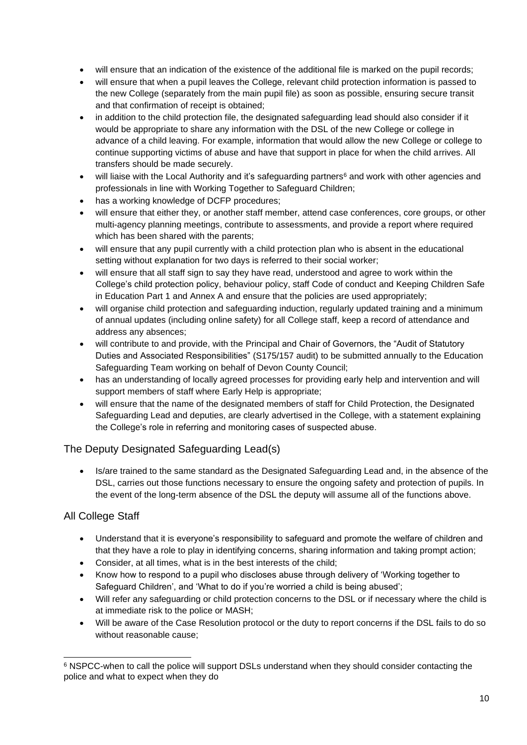- will ensure that an indication of the existence of the additional file is marked on the pupil records;
- will ensure that when a pupil leaves the College, relevant child protection information is passed to the new College (separately from the main pupil file) as soon as possible, ensuring secure transit and that confirmation of receipt is obtained;
- in addition to the child protection file, the designated safeguarding lead should also consider if it would be appropriate to share any information with the DSL of the new College or college in advance of a child leaving. For example, information that would allow the new College or college to continue supporting victims of abuse and have that support in place for when the child arrives. All transfers should be made securely.
- will liaise with the Local Authority and it's safeguarding partners[6] and work with other agencies and professionals in line with Working Together to Safeguard Children;
- has a working knowledge of DCFP procedures;
- will ensure that either they, or another staff member, attend case conferences, core groups, or other multi-agency planning meetings, contribute to assessments, and provide a report where required which has been shared with the parents;
- will ensure that any pupil currently with a child protection plan who is absent in the educational setting without explanation for two days is referred to their social worker;
- will ensure that all staff sign to say they have read, understood and agree to work within the College's child protection policy, behaviour policy, staff Code of conduct and Keeping Children Safe in Education Part 1 and Annex A and ensure that the policies are used appropriately;
- will organise child protection and safeguarding induction, regularly updated training and a minimum of annual updates (including online safety) for all College staff, keep a record of attendance and address any absences;
- will contribute to and provide, with the Principal and Chair of Governors, the "Audit of Statutory Duties and Associated Responsibilities" (S175/157 audit) to be submitted annually to the Education Safeguarding Team working on behalf of Devon County Council;
- has an understanding of locally agreed processes for providing early help and intervention and will support members of staff where Early Help is appropriate;
- will ensure that the name of the designated members of staff for Child Protection, the Designated Safeguarding Lead and deputies, are clearly advertised in the College, with a statement explaining the College's role in referring and monitoring cases of suspected abuse.

## The Deputy Designated Safeguarding Lead(s)

- Is/are trained to the same standard as the Designated Safeguarding Lead and, in the absence of the DSL, carries out those functions necessary to ensure the ongoing safety and protection of pupils. In the event of the long-term absence of the DSL the deputy will assume all of the functions above.

## All College Staff

- Understand that it is everyone's responsibility to safeguard and promote the welfare of children and that they have a role to play in identifying concerns, sharing information and taking prompt action;
- Consider, at all times, what is in the best interests of the child;
- Know how to respond to a pupil who discloses abuse through delivery of 'Working together to Safeguard Children', and 'What to do if you're worried a child is being abused';
- Will refer any safeguarding or child protection concerns to the DSL or if necessary where the child is at immediate risk to the police or MASH;
- Will be aware of the Case Resolution protocol or the duty to report concerns if the DSL fails to do so without reasonable cause;

---

[6] NSPCC-when to call the police will support DSLs understand when they should consider contacting the police and what to expect when they do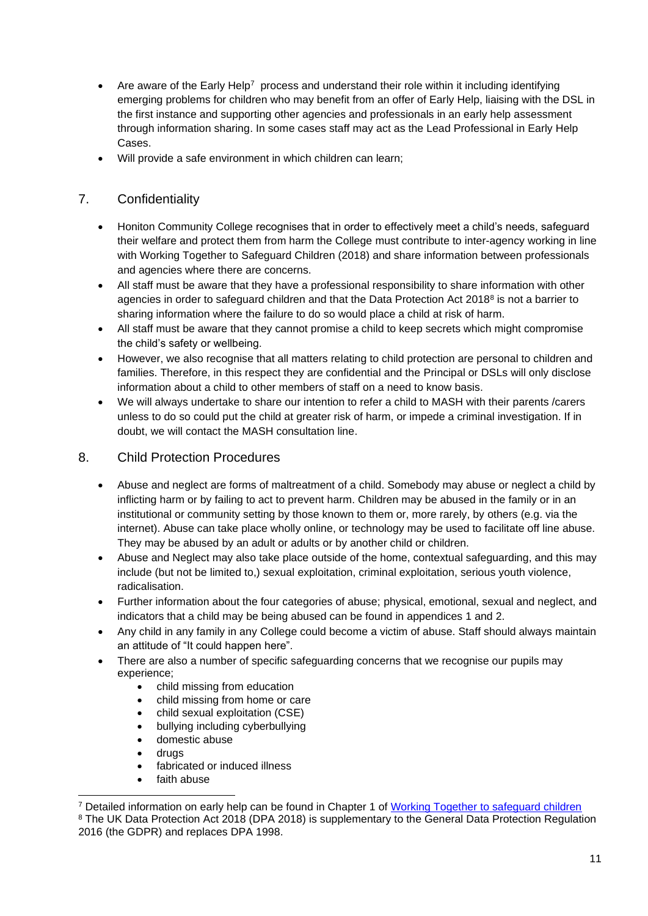- Are aware of the Early Help[7] process and understand their role within it including identifying emerging problems for children who may benefit from an offer of Early Help, liaising with the DSL in the first instance and supporting other agencies and professionals in an early help assessment through information sharing. In some cases staff may act as the Lead Professional in Early Help Cases.
- Will provide a safe environment in which children can learn;

## 7. Confidentiality

- Honiton Community College recognises that in order to effectively meet a child's needs, safeguard their welfare and protect them from harm the College must contribute to inter-agency working in line with Working Together to Safeguard Children (2018) and share information between professionals and agencies where there are concerns.
- All staff must be aware that they have a professional responsibility to share information with other agencies in order to safeguard children and that the Data Protection Act 2018[8] is not a barrier to sharing information where the failure to do so would place a child at risk of harm.
- All staff must be aware that they cannot promise a child to keep secrets which might compromise the child's safety or wellbeing.
- However, we also recognise that all matters relating to child protection are personal to children and families. Therefore, in this respect they are confidential and the Principal or DSLs will only disclose information about a child to other members of staff on a need to know basis.
- We will always undertake to share our intention to refer a child to MASH with their parents /carers unless to do so could put the child at greater risk of harm, or impede a criminal investigation. If in doubt, we will contact the MASH consultation line.

## 8. Child Protection Procedures

- Abuse and neglect are forms of maltreatment of a child. Somebody may abuse or neglect a child by inflicting harm or by failing to act to prevent harm. Children may be abused in the family or in an institutional or community setting by those known to them or, more rarely, by others (e.g. via the internet). Abuse can take place wholly online, or technology may be used to facilitate off line abuse. They may be abused by an adult or adults or by another child or children.
- Abuse and Neglect may also take place outside of the home, contextual safeguarding, and this may include (but not be limited to,) sexual exploitation, criminal exploitation, serious youth violence, radicalisation.
- Further information about the four categories of abuse; physical, emotional, sexual and neglect, and indicators that a child may be being abused can be found in appendices 1 and 2.
- Any child in any family in any College could become a victim of abuse. Staff should always maintain an attitude of "It could happen here".
- There are also a number of specific safeguarding concerns that we recognise our pupils may experience;
  - child missing from education
  - child missing from home or care
  - child sexual exploitation (CSE)
  - bullying including cyberbullying
  - domestic abuse
  - drugs
  - fabricated or induced illness
  - faith abuse

[7] Detailed information on early help can be found in Chapter 1 of [Working Together to safeguard children](Working Together to safeguard children)

[8] The UK Data Protection Act 2018 (DPA 2018) is supplementary to the General Data Protection Regulation 2016 (the GDPR) and replaces DPA 1998.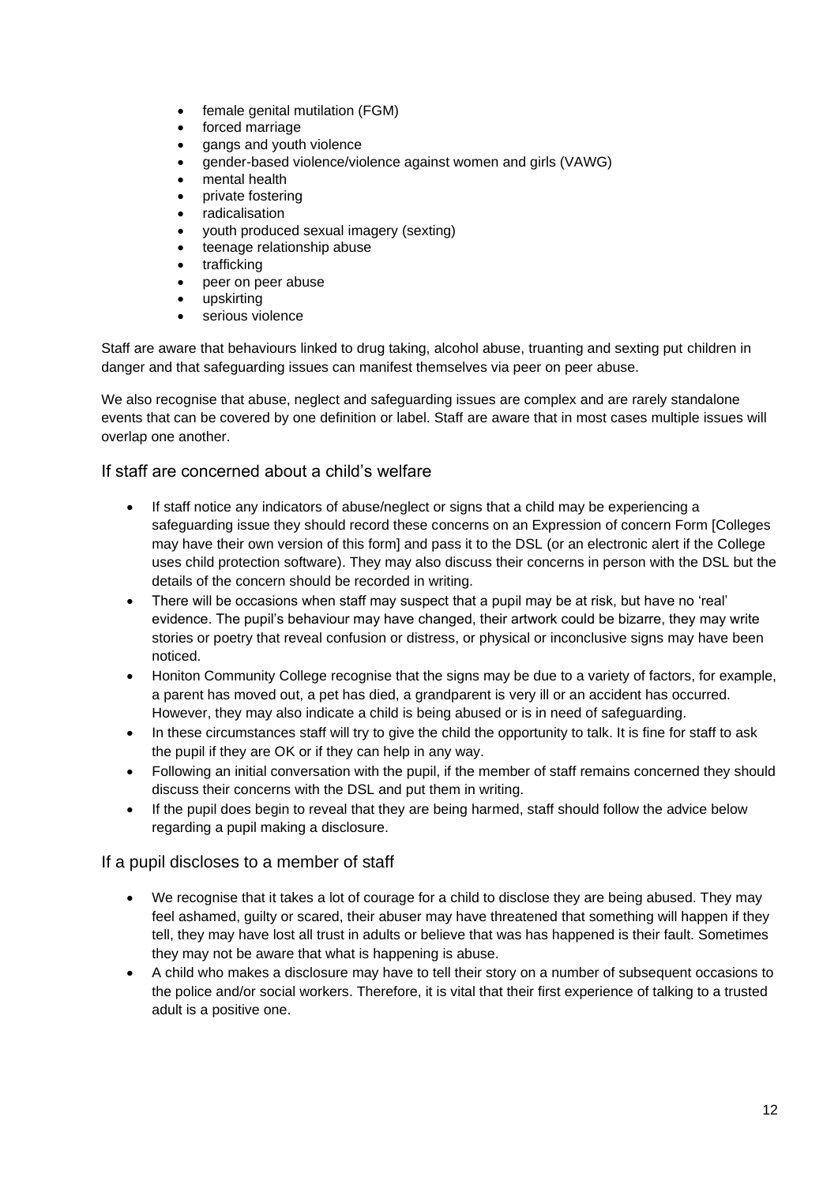- female genital mutilation (FGM)
- forced marriage
- gangs and youth violence
- gender-based violence/violence against women and girls (VAWG)
- mental health
- private fostering
- radicalisation
- youth produced sexual imagery (sexting)
- teenage relationship abuse
- trafficking
- peer on peer abuse
- upskirting
- serious violence

Staff are aware that behaviours linked to drug taking, alcohol abuse, truanting and sexting put children in danger and that safeguarding issues can manifest themselves via peer on peer abuse.

We also recognise that abuse, neglect and safeguarding issues are complex and are rarely standalone events that can be covered by one definition or label. Staff are aware that in most cases multiple issues will overlap one another.

## If staff are concerned about a child's welfare

- If staff notice any indicators of abuse/neglect or signs that a child may be experiencing a safeguarding issue they should record these concerns on an Expression of concern Form [Colleges may have their own version of this form] and pass it to the DSL (or an electronic alert if the College uses child protection software). They may also discuss their concerns in person with the DSL but the details of the concern should be recorded in writing.
- There will be occasions when staff may suspect that a pupil may be at risk, but have no 'real' evidence. The pupil's behaviour may have changed, their artwork could be bizarre, they may write stories or poetry that reveal confusion or distress, or physical or inconclusive signs may have been noticed.
- Honiton Community College recognise that the signs may be due to a variety of factors, for example, a parent has moved out, a pet has died, a grandparent is very ill or an accident has occurred. However, they may also indicate a child is being abused or is in need of safeguarding.
- In these circumstances staff will try to give the child the opportunity to talk. It is fine for staff to ask the pupil if they are OK or if they can help in any way.
- Following an initial conversation with the pupil, if the member of staff remains concerned they should discuss their concerns with the DSL and put them in writing.
- If the pupil does begin to reveal that they are being harmed, staff should follow the advice below regarding a pupil making a disclosure.

## If a pupil discloses to a member of staff

- We recognise that it takes a lot of courage for a child to disclose they are being abused. They may feel ashamed, guilty or scared, their abuser may have threatened that something will happen if they tell, they may have lost all trust in adults or believe that was has happened is their fault. Sometimes they may not be aware that what is happening is abuse.
- A child who makes a disclosure may have to tell their story on a number of subsequent occasions to the police and/or social workers. Therefore, it is vital that their first experience of talking to a trusted adult is a positive one.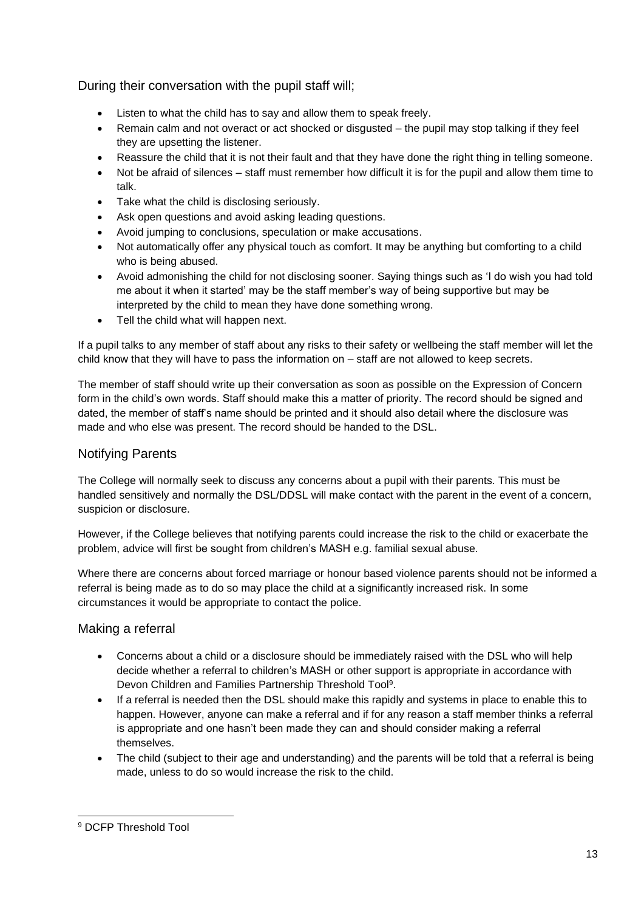During their conversation with the pupil staff will;

- Listen to what the child has to say and allow them to speak freely.
- Remain calm and not overact or act shocked or disgusted – the pupil may stop talking if they feel they are upsetting the listener.
- Reassure the child that it is not their fault and that they have done the right thing in telling someone.
- Not be afraid of silences – staff must remember how difficult it is for the pupil and allow them time to talk.
- Take what the child is disclosing seriously.
- Ask open questions and avoid asking leading questions.
- Avoid jumping to conclusions, speculation or make accusations.
- Not automatically offer any physical touch as comfort. It may be anything but comforting to a child who is being abused.
- Avoid admonishing the child for not disclosing sooner. Saying things such as 'I do wish you had told me about it when it started' may be the staff member's way of being supportive but may be interpreted by the child to mean they have done something wrong.
- Tell the child what will happen next.

If a pupil talks to any member of staff about any risks to their safety or wellbeing the staff member will let the child know that they will have to pass the information on – staff are not allowed to keep secrets.

The member of staff should write up their conversation as soon as possible on the Expression of Concern form in the child's own words. Staff should make this a matter of priority. The record should be signed and dated, the member of staff's name should be printed and it should also detail where the disclosure was made and who else was present. The record should be handed to the DSL.

## Notifying Parents

The College will normally seek to discuss any concerns about a pupil with their parents. This must be handled sensitively and normally the DSL/DDSL will make contact with the parent in the event of a concern, suspicion or disclosure.

However, if the College believes that notifying parents could increase the risk to the child or exacerbate the problem, advice will first be sought from children's MASH e.g. familial sexual abuse.

Where there are concerns about forced marriage or honour based violence parents should not be informed a referral is being made as to do so may place the child at a significantly increased risk. In some circumstances it would be appropriate to contact the police.

## Making a referral

- Concerns about a child or a disclosure should be immediately raised with the DSL who will help decide whether a referral to children's MASH or other support is appropriate in accordance with Devon Children and Families Partnership Threshold Tool[9].
- If a referral is needed then the DSL should make this rapidly and systems in place to enable this to happen. However, anyone can make a referral and if for any reason a staff member thinks a referral is appropriate and one hasn't been made they can and should consider making a referral themselves.
- The child (subject to their age and understanding) and the parents will be told that a referral is being made, unless to do so would increase the risk to the child.

[9] DCFP Threshold Tool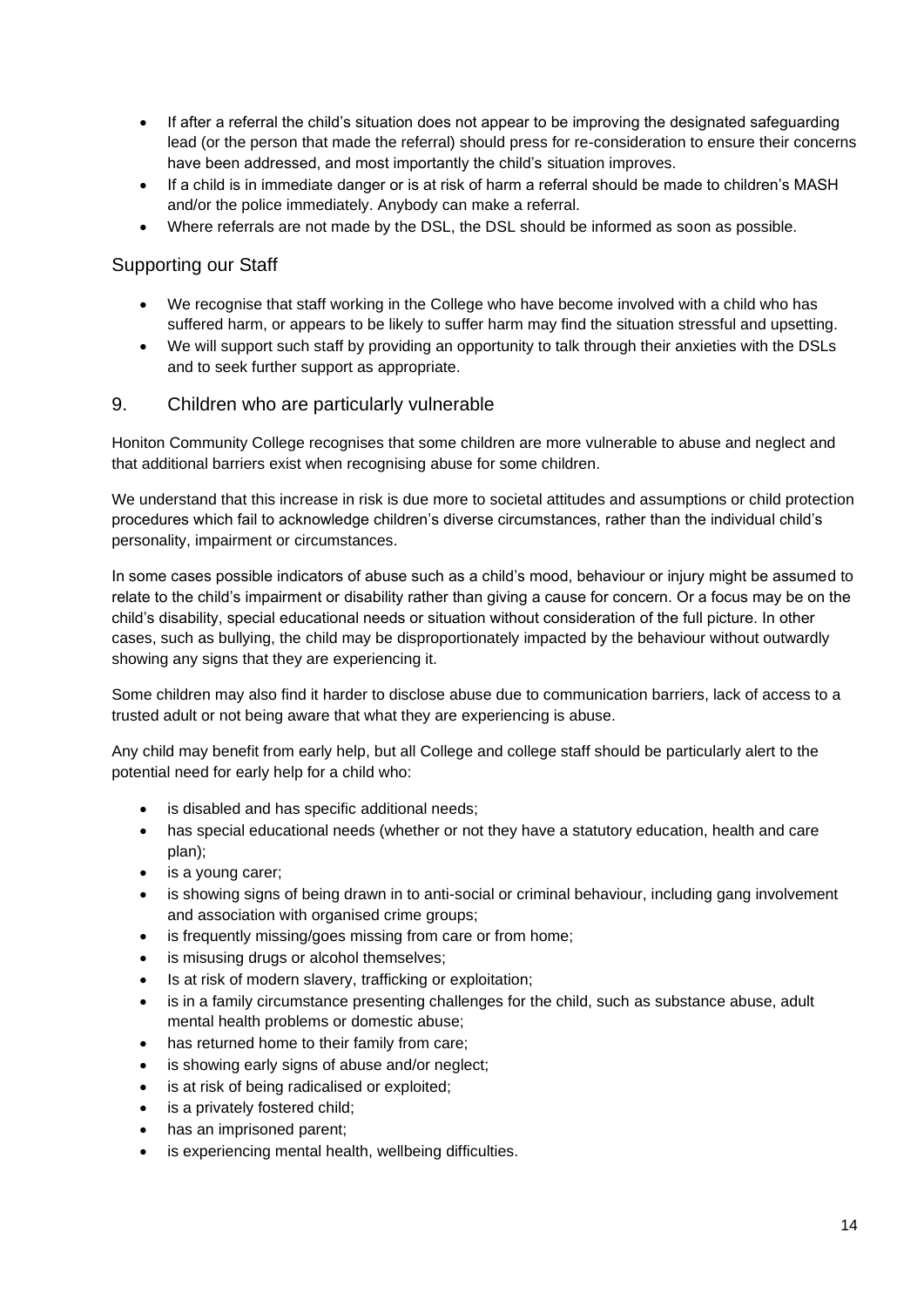- If after a referral the child's situation does not appear to be improving the designated safeguarding lead (or the person that made the referral) should press for re-consideration to ensure their concerns have been addressed, and most importantly the child's situation improves.
- If a child is in immediate danger or is at risk of harm a referral should be made to children's MASH and/or the police immediately. Anybody can make a referral.
- Where referrals are not made by the DSL, the DSL should be informed as soon as possible.

### Supporting our Staff

- We recognise that staff working in the College who have become involved with a child who has suffered harm, or appears to be likely to suffer harm may find the situation stressful and upsetting.
- We will support such staff by providing an opportunity to talk through their anxieties with the DSLs and to seek further support as appropriate.

## 9. Children who are particularly vulnerable

Honiton Community College recognises that some children are more vulnerable to abuse and neglect and that additional barriers exist when recognising abuse for some children.

We understand that this increase in risk is due more to societal attitudes and assumptions or child protection procedures which fail to acknowledge children's diverse circumstances, rather than the individual child's personality, impairment or circumstances.

In some cases possible indicators of abuse such as a child's mood, behaviour or injury might be assumed to relate to the child's impairment or disability rather than giving a cause for concern. Or a focus may be on the child's disability, special educational needs or situation without consideration of the full picture. In other cases, such as bullying, the child may be disproportionately impacted by the behaviour without outwardly showing any signs that they are experiencing it.

Some children may also find it harder to disclose abuse due to communication barriers, lack of access to a trusted adult or not being aware that what they are experiencing is abuse.

Any child may benefit from early help, but all College and college staff should be particularly alert to the potential need for early help for a child who:

- is disabled and has specific additional needs;
- has special educational needs (whether or not they have a statutory education, health and care plan);
- is a young carer;
- is showing signs of being drawn in to anti-social or criminal behaviour, including gang involvement and association with organised crime groups;
- is frequently missing/goes missing from care or from home;
- is misusing drugs or alcohol themselves;
- Is at risk of modern slavery, trafficking or exploitation;
- is in a family circumstance presenting challenges for the child, such as substance abuse, adult mental health problems or domestic abuse;
- has returned home to their family from care;
- is showing early signs of abuse and/or neglect;
- is at risk of being radicalised or exploited;
- is a privately fostered child;
- has an imprisoned parent;
- is experiencing mental health, wellbeing difficulties.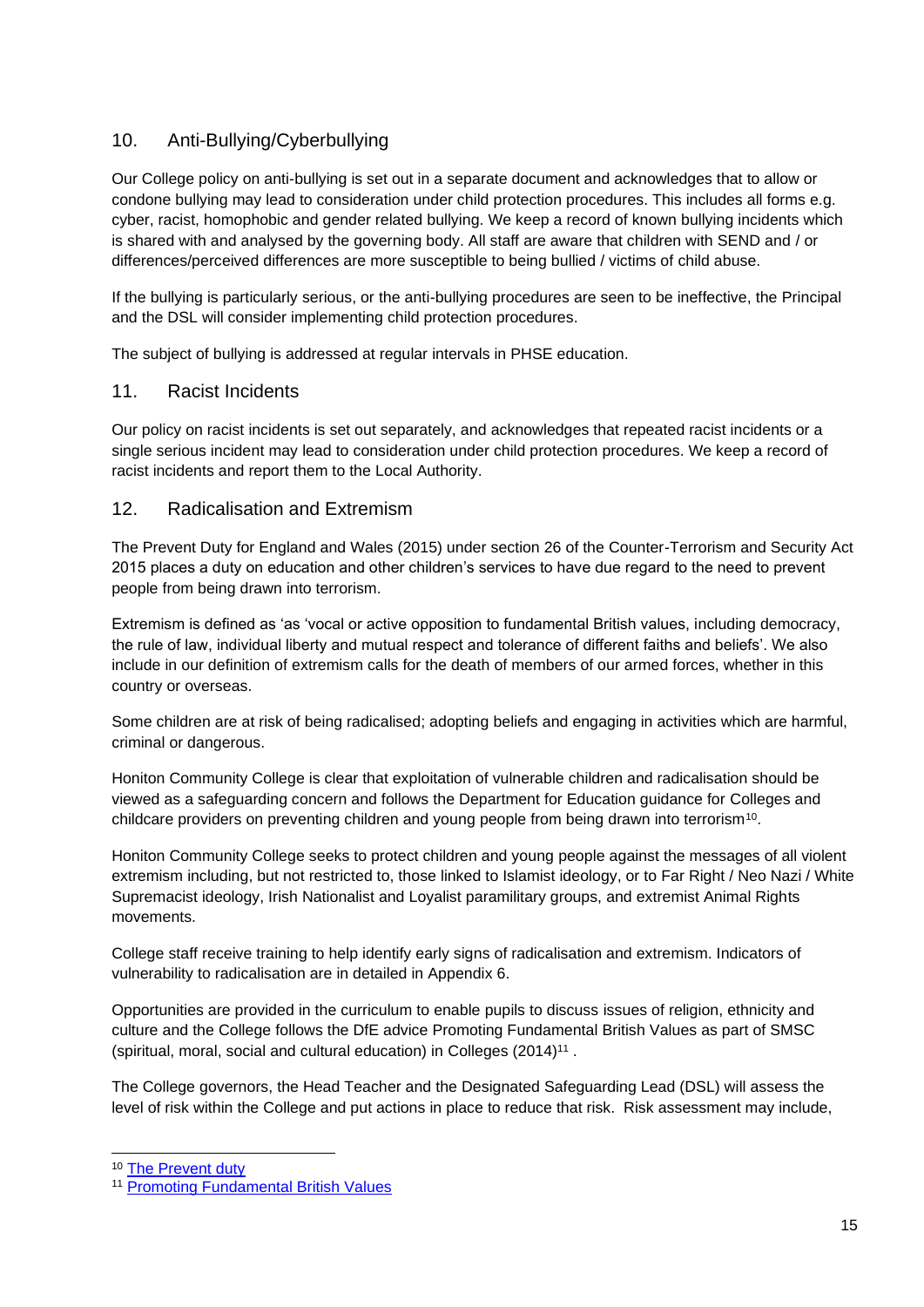## 10. Anti-Bullying/Cyberbullying

Our College policy on anti-bullying is set out in a separate document and acknowledges that to allow or condone bullying may lead to consideration under child protection procedures. This includes all forms e.g. cyber, racist, homophobic and gender related bullying. We keep a record of known bullying incidents which is shared with and analysed by the governing body. All staff are aware that children with SEND and / or differences/perceived differences are more susceptible to being bullied / victims of child abuse.

If the bullying is particularly serious, or the anti-bullying procedures are seen to be ineffective, the Principal and the DSL will consider implementing child protection procedures.

The subject of bullying is addressed at regular intervals in PHSE education.

## 11. Racist Incidents

Our policy on racist incidents is set out separately, and acknowledges that repeated racist incidents or a single serious incident may lead to consideration under child protection procedures. We keep a record of racist incidents and report them to the Local Authority.

## 12. Radicalisation and Extremism

The Prevent Duty for England and Wales (2015) under section 26 of the Counter-Terrorism and Security Act 2015 places a duty on education and other children's services to have due regard to the need to prevent people from being drawn into terrorism.

Extremism is defined as 'as 'vocal or active opposition to fundamental British values, including democracy, the rule of law, individual liberty and mutual respect and tolerance of different faiths and beliefs'. We also include in our definition of extremism calls for the death of members of our armed forces, whether in this country or overseas.

Some children are at risk of being radicalised; adopting beliefs and engaging in activities which are harmful, criminal or dangerous.

Honiton Community College is clear that exploitation of vulnerable children and radicalisation should be viewed as a safeguarding concern and follows the Department for Education guidance for Colleges and childcare providers on preventing children and young people from being drawn into terrorism[10].

Honiton Community College seeks to protect children and young people against the messages of all violent extremism including, but not restricted to, those linked to Islamist ideology, or to Far Right / Neo Nazi / White Supremacist ideology, Irish Nationalist and Loyalist paramilitary groups, and extremist Animal Rights movements.

College staff receive training to help identify early signs of radicalisation and extremism. Indicators of vulnerability to radicalisation are in detailed in Appendix 6.

Opportunities are provided in the curriculum to enable pupils to discuss issues of religion, ethnicity and culture and the College follows the DfE advice Promoting Fundamental British Values as part of SMSC (spiritual, moral, social and cultural education) in Colleges (2014)[11] .

The College governors, the Head Teacher and the Designated Safeguarding Lead (DSL) will assess the level of risk within the College and put actions in place to reduce that risk. Risk assessment may include,

---

[10] The Prevent duty

[11] Promoting Fundamental British Values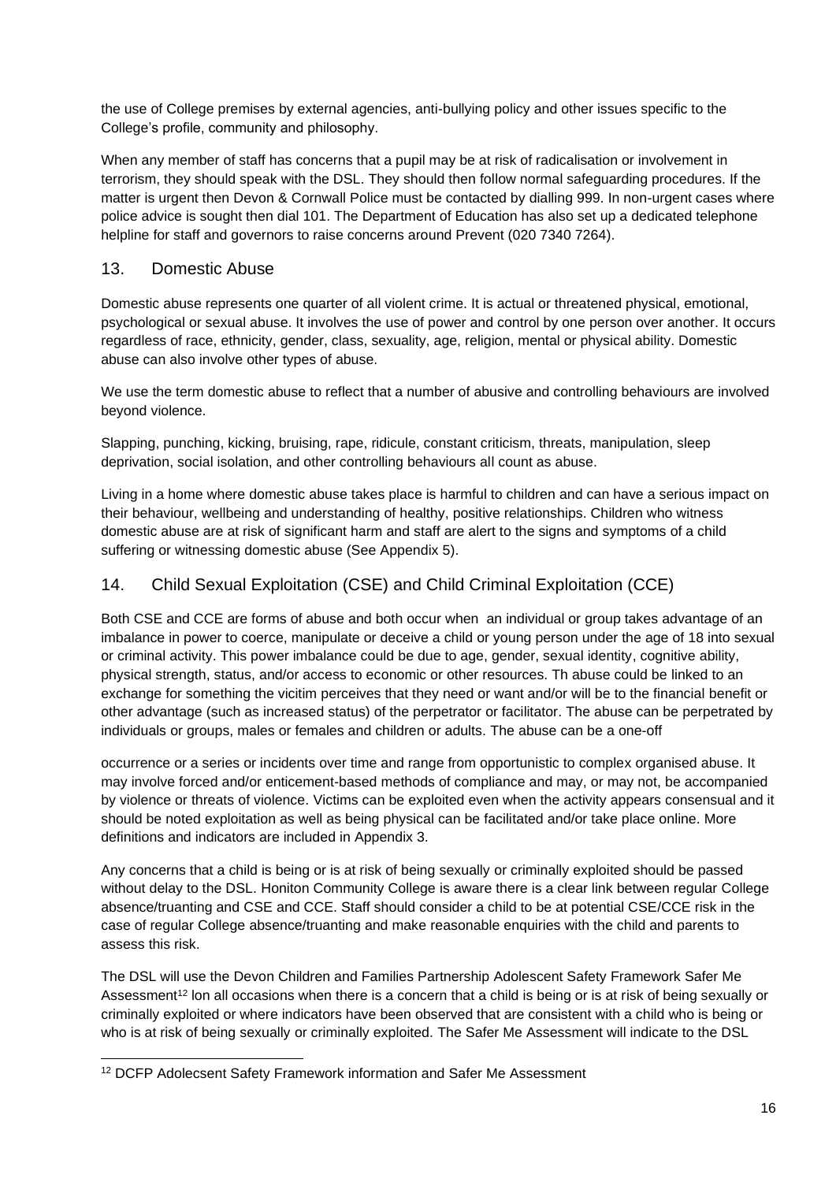the use of College premises by external agencies, anti-bullying policy and other issues specific to the College's profile, community and philosophy.

When any member of staff has concerns that a pupil may be at risk of radicalisation or involvement in terrorism, they should speak with the DSL. They should then follow normal safeguarding procedures. If the matter is urgent then Devon & Cornwall Police must be contacted by dialling 999. In non-urgent cases where police advice is sought then dial 101. The Department of Education has also set up a dedicated telephone helpline for staff and governors to raise concerns around Prevent (020 7340 7264).

## 13. Domestic Abuse

Domestic abuse represents one quarter of all violent crime. It is actual or threatened physical, emotional, psychological or sexual abuse. It involves the use of power and control by one person over another. It occurs regardless of race, ethnicity, gender, class, sexuality, age, religion, mental or physical ability. Domestic abuse can also involve other types of abuse.

We use the term domestic abuse to reflect that a number of abusive and controlling behaviours are involved beyond violence.

Slapping, punching, kicking, bruising, rape, ridicule, constant criticism, threats, manipulation, sleep deprivation, social isolation, and other controlling behaviours all count as abuse.

Living in a home where domestic abuse takes place is harmful to children and can have a serious impact on their behaviour, wellbeing and understanding of healthy, positive relationships. Children who witness domestic abuse are at risk of significant harm and staff are alert to the signs and symptoms of a child suffering or witnessing domestic abuse (See Appendix 5).

## 14. Child Sexual Exploitation (CSE) and Child Criminal Exploitation (CCE)

Both CSE and CCE are forms of abuse and both occur when an individual or group takes advantage of an imbalance in power to coerce, manipulate or deceive a child or young person under the age of 18 into sexual or criminal activity. This power imbalance could be due to age, gender, sexual identity, cognitive ability, physical strength, status, and/or access to economic or other resources. Th abuse could be linked to an exchange for something the vicitim perceives that they need or want and/or will be to the financial benefit or other advantage (such as increased status) of the perpetrator or facilitator. The abuse can be perpetrated by individuals or groups, males or females and children or adults. The abuse can be a one-off occurrence or a series or incidents over time and range from opportunistic to complex organised abuse. It may involve forced and/or enticement-based methods of compliance and may, or may not, be accompanied by violence or threats of violence. Victims can be exploited even when the activity appears consensual and it should be noted exploitation as well as being physical can be facilitated and/or take place online. More definitions and indicators are included in Appendix 3.

Any concerns that a child is being or is at risk of being sexually or criminally exploited should be passed without delay to the DSL. Honiton Community College is aware there is a clear link between regular College absence/truanting and CSE and CCE. Staff should consider a child to be at potential CSE/CCE risk in the case of regular College absence/truanting and make reasonable enquiries with the child and parents to assess this risk.

The DSL will use the Devon Children and Families Partnership Adolescent Safety Framework Safer Me Assessment[12] lon all occasions when there is a concern that a child is being or is at risk of being sexually or criminally exploited or where indicators have been observed that are consistent with a child who is being or who is at risk of being sexually or criminally exploited. The Safer Me Assessment will indicate to the DSL

---

[12] DCFP Adolecsent Safety Framework information and Safer Me Assessment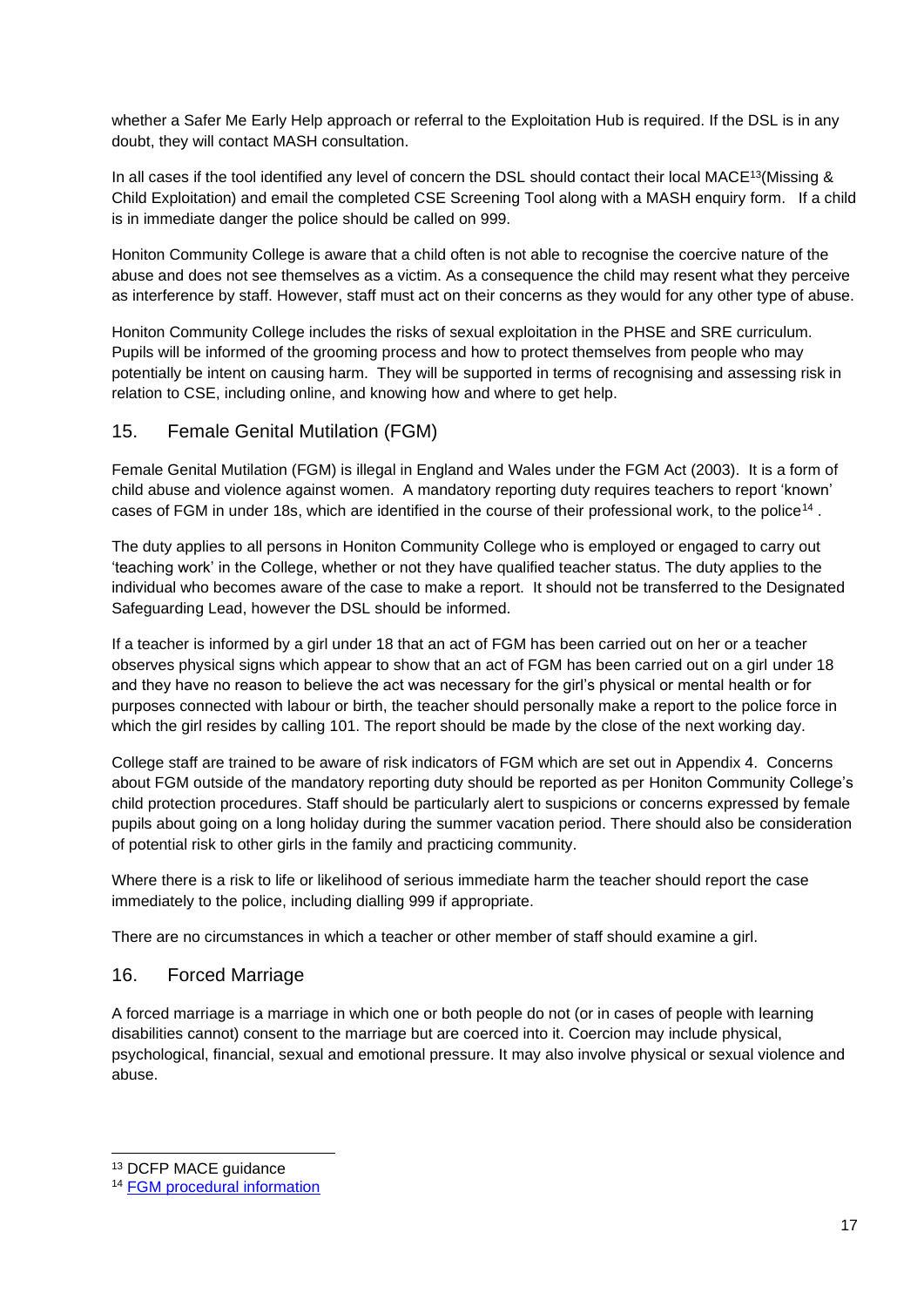whether a Safer Me Early Help approach or referral to the Exploitation Hub is required. If the DSL is in any doubt, they will contact MASH consultation.

In all cases if the tool identified any level of concern the DSL should contact their local MACE[13](Missing & Child Exploitation) and email the completed CSE Screening Tool along with a MASH enquiry form. If a child is in immediate danger the police should be called on 999.

Honiton Community College is aware that a child often is not able to recognise the coercive nature of the abuse and does not see themselves as a victim. As a consequence the child may resent what they perceive as interference by staff. However, staff must act on their concerns as they would for any other type of abuse.

Honiton Community College includes the risks of sexual exploitation in the PHSE and SRE curriculum. Pupils will be informed of the grooming process and how to protect themselves from people who may potentially be intent on causing harm. They will be supported in terms of recognising and assessing risk in relation to CSE, including online, and knowing how and where to get help.

## 15. Female Genital Mutilation (FGM)

Female Genital Mutilation (FGM) is illegal in England and Wales under the FGM Act (2003). It is a form of child abuse and violence against women. A mandatory reporting duty requires teachers to report 'known' cases of FGM in under 18s, which are identified in the course of their professional work, to the police[14] .

The duty applies to all persons in Honiton Community College who is employed or engaged to carry out 'teaching work' in the College, whether or not they have qualified teacher status. The duty applies to the individual who becomes aware of the case to make a report. It should not be transferred to the Designated Safeguarding Lead, however the DSL should be informed.

If a teacher is informed by a girl under 18 that an act of FGM has been carried out on her or a teacher observes physical signs which appear to show that an act of FGM has been carried out on a girl under 18 and they have no reason to believe the act was necessary for the girl's physical or mental health or for purposes connected with labour or birth, the teacher should personally make a report to the police force in which the girl resides by calling 101. The report should be made by the close of the next working day.

College staff are trained to be aware of risk indicators of FGM which are set out in Appendix 4. Concerns about FGM outside of the mandatory reporting duty should be reported as per Honiton Community College's child protection procedures. Staff should be particularly alert to suspicions or concerns expressed by female pupils about going on a long holiday during the summer vacation period. There should also be consideration of potential risk to other girls in the family and practicing community.

Where there is a risk to life or likelihood of serious immediate harm the teacher should report the case immediately to the police, including dialling 999 if appropriate.

There are no circumstances in which a teacher or other member of staff should examine a girl.

## 16. Forced Marriage

A forced marriage is a marriage in which one or both people do not (or in cases of people with learning disabilities cannot) consent to the marriage but are coerced into it. Coercion may include physical, psychological, financial, sexual and emotional pressure. It may also involve physical or sexual violence and abuse.

---

[13] DCFP MACE guidance

[14] FGM procedural information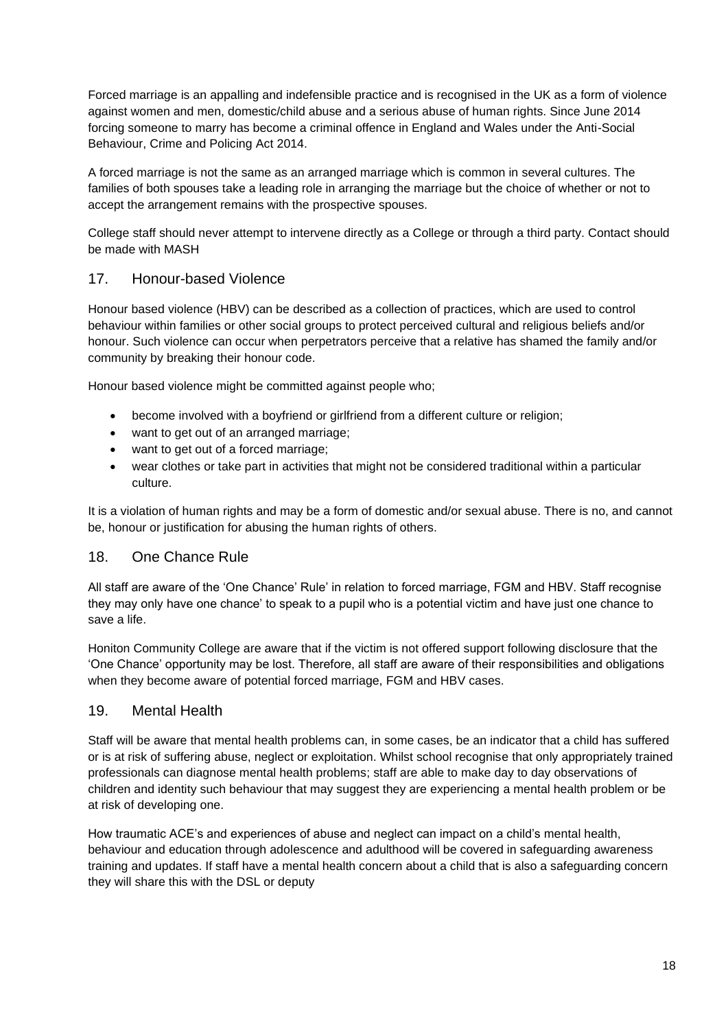Forced marriage is an appalling and indefensible practice and is recognised in the UK as a form of violence against women and men, domestic/child abuse and a serious abuse of human rights. Since June 2014 forcing someone to marry has become a criminal offence in England and Wales under the Anti-Social Behaviour, Crime and Policing Act 2014.

A forced marriage is not the same as an arranged marriage which is common in several cultures. The families of both spouses take a leading role in arranging the marriage but the choice of whether or not to accept the arrangement remains with the prospective spouses.

College staff should never attempt to intervene directly as a College or through a third party. Contact should be made with MASH

## 17. Honour-based Violence

Honour based violence (HBV) can be described as a collection of practices, which are used to control behaviour within families or other social groups to protect perceived cultural and religious beliefs and/or honour. Such violence can occur when perpetrators perceive that a relative has shamed the family and/or community by breaking their honour code.

Honour based violence might be committed against people who;

- become involved with a boyfriend or girlfriend from a different culture or religion;
- want to get out of an arranged marriage;
- want to get out of a forced marriage;
- wear clothes or take part in activities that might not be considered traditional within a particular culture.

It is a violation of human rights and may be a form of domestic and/or sexual abuse. There is no, and cannot be, honour or justification for abusing the human rights of others.

## 18. One Chance Rule

All staff are aware of the 'One Chance' Rule' in relation to forced marriage, FGM and HBV. Staff recognise they may only have one chance' to speak to a pupil who is a potential victim and have just one chance to save a life.

Honiton Community College are aware that if the victim is not offered support following disclosure that the 'One Chance' opportunity may be lost. Therefore, all staff are aware of their responsibilities and obligations when they become aware of potential forced marriage, FGM and HBV cases.

## 19. Mental Health

Staff will be aware that mental health problems can, in some cases, be an indicator that a child has suffered or is at risk of suffering abuse, neglect or exploitation. Whilst school recognise that only appropriately trained professionals can diagnose mental health problems; staff are able to make day to day observations of children and identity such behaviour that may suggest they are experiencing a mental health problem or be at risk of developing one.

How traumatic ACE's and experiences of abuse and neglect can impact on a child's mental health, behaviour and education through adolescence and adulthood will be covered in safeguarding awareness training and updates. If staff have a mental health concern about a child that is also a safeguarding concern they will share this with the DSL or deputy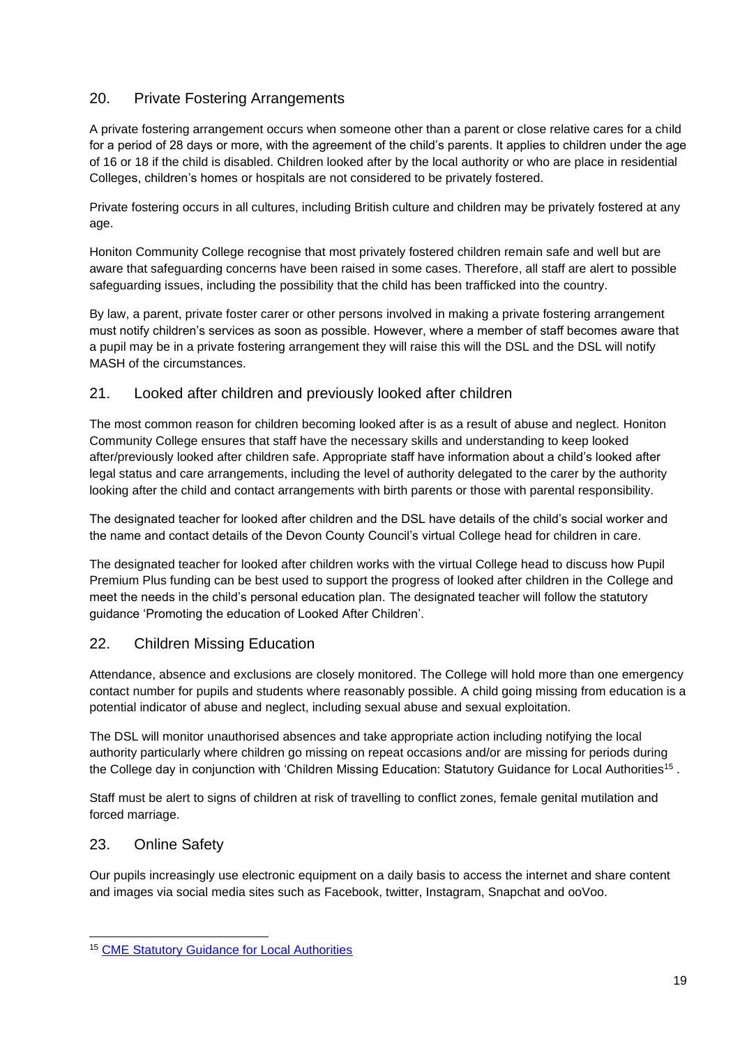## 20. Private Fostering Arrangements

A private fostering arrangement occurs when someone other than a parent or close relative cares for a child for a period of 28 days or more, with the agreement of the child's parents. It applies to children under the age of 16 or 18 if the child is disabled. Children looked after by the local authority or who are place in residential Colleges, children's homes or hospitals are not considered to be privately fostered.

Private fostering occurs in all cultures, including British culture and children may be privately fostered at any age.

Honiton Community College recognise that most privately fostered children remain safe and well but are aware that safeguarding concerns have been raised in some cases. Therefore, all staff are alert to possible safeguarding issues, including the possibility that the child has been trafficked into the country.

By law, a parent, private foster carer or other persons involved in making a private fostering arrangement must notify children's services as soon as possible. However, where a member of staff becomes aware that a pupil may be in a private fostering arrangement they will raise this will the DSL and the DSL will notify MASH of the circumstances.

## 21. Looked after children and previously looked after children

The most common reason for children becoming looked after is as a result of abuse and neglect. Honiton Community College ensures that staff have the necessary skills and understanding to keep looked after/previously looked after children safe. Appropriate staff have information about a child's looked after legal status and care arrangements, including the level of authority delegated to the carer by the authority looking after the child and contact arrangements with birth parents or those with parental responsibility.

The designated teacher for looked after children and the DSL have details of the child's social worker and the name and contact details of the Devon County Council's virtual College head for children in care.

The designated teacher for looked after children works with the virtual College head to discuss how Pupil Premium Plus funding can be best used to support the progress of looked after children in the College and meet the needs in the child's personal education plan. The designated teacher will follow the statutory guidance 'Promoting the education of Looked After Children'.

## 22. Children Missing Education

Attendance, absence and exclusions are closely monitored. The College will hold more than one emergency contact number for pupils and students where reasonably possible. A child going missing from education is a potential indicator of abuse and neglect, including sexual abuse and sexual exploitation.

The DSL will monitor unauthorised absences and take appropriate action including notifying the local authority particularly where children go missing on repeat occasions and/or are missing for periods during the College day in conjunction with 'Children Missing Education: Statutory Guidance for Local Authorities[15] .

Staff must be alert to signs of children at risk of travelling to conflict zones, female genital mutilation and forced marriage.

## 23. Online Safety

Our pupils increasingly use electronic equipment on a daily basis to access the internet and share content and images via social media sites such as Facebook, twitter, Instagram, Snapchat and ooVoo.

---

[15] CME Statutory Guidance for Local Authorities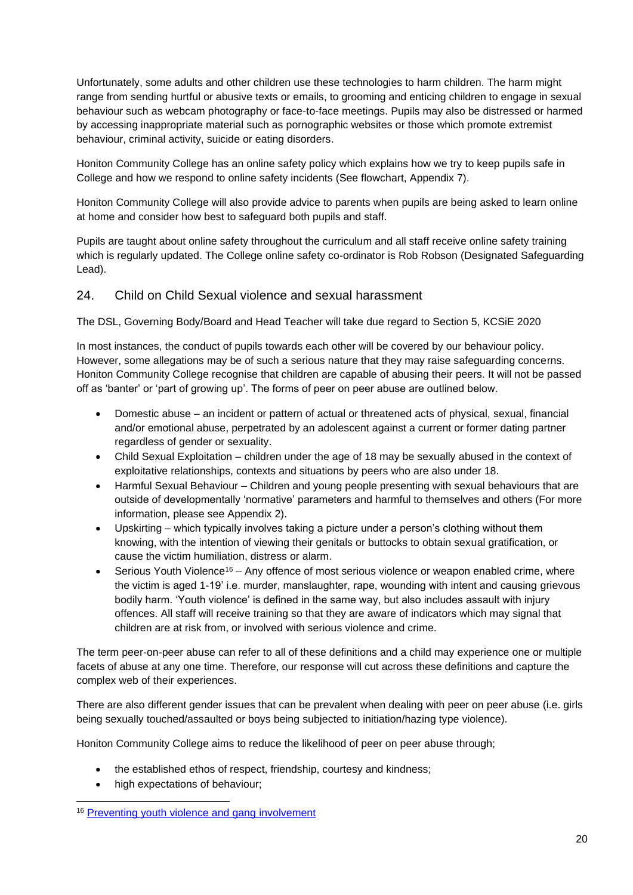Unfortunately, some adults and other children use these technologies to harm children. The harm might range from sending hurtful or abusive texts or emails, to grooming and enticing children to engage in sexual behaviour such as webcam photography or face-to-face meetings. Pupils may also be distressed or harmed by accessing inappropriate material such as pornographic websites or those which promote extremist behaviour, criminal activity, suicide or eating disorders.

Honiton Community College has an online safety policy which explains how we try to keep pupils safe in College and how we respond to online safety incidents (See flowchart, Appendix 7).

Honiton Community College will also provide advice to parents when pupils are being asked to learn online at home and consider how best to safeguard both pupils and staff.

Pupils are taught about online safety throughout the curriculum and all staff receive online safety training which is regularly updated. The College online safety co-ordinator is Rob Robson (Designated Safeguarding Lead).

## 24. Child on Child Sexual violence and sexual harassment

The DSL, Governing Body/Board and Head Teacher will take due regard to Section 5, KCSiE 2020

In most instances, the conduct of pupils towards each other will be covered by our behaviour policy. However, some allegations may be of such a serious nature that they may raise safeguarding concerns. Honiton Community College recognise that children are capable of abusing their peers. It will not be passed off as 'banter' or 'part of growing up'. The forms of peer on peer abuse are outlined below.

- Domestic abuse – an incident or pattern of actual or threatened acts of physical, sexual, financial and/or emotional abuse, perpetrated by an adolescent against a current or former dating partner regardless of gender or sexuality.
- Child Sexual Exploitation – children under the age of 18 may be sexually abused in the context of exploitative relationships, contexts and situations by peers who are also under 18.
- Harmful Sexual Behaviour – Children and young people presenting with sexual behaviours that are outside of developmentally 'normative' parameters and harmful to themselves and others (For more information, please see Appendix 2).
- Upskirting – which typically involves taking a picture under a person's clothing without them knowing, with the intention of viewing their genitals or buttocks to obtain sexual gratification, or cause the victim humiliation, distress or alarm.
- Serious Youth Violence[16] – Any offence of most serious violence or weapon enabled crime, where the victim is aged 1-19' i.e. murder, manslaughter, rape, wounding with intent and causing grievous bodily harm. 'Youth violence' is defined in the same way, but also includes assault with injury offences. All staff will receive training so that they are aware of indicators which may signal that children are at risk from, or involved with serious violence and crime.

The term peer-on-peer abuse can refer to all of these definitions and a child may experience one or multiple facets of abuse at any one time. Therefore, our response will cut across these definitions and capture the complex web of their experiences.

There are also different gender issues that can be prevalent when dealing with peer on peer abuse (i.e. girls being sexually touched/assaulted or boys being subjected to initiation/hazing type violence).

Honiton Community College aims to reduce the likelihood of peer on peer abuse through;

- the established ethos of respect, friendship, courtesy and kindness;
- high expectations of behaviour;

[16] Preventing youth violence and gang involvement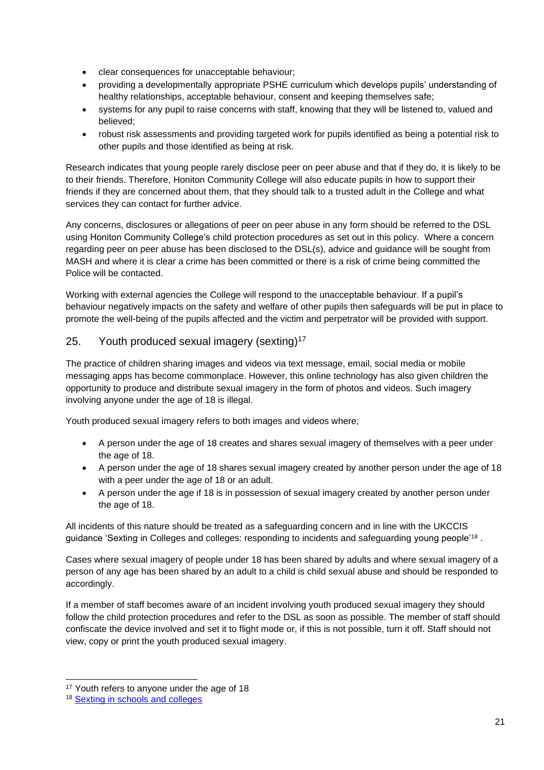- clear consequences for unacceptable behaviour;
- providing a developmentally appropriate PSHE curriculum which develops pupils' understanding of healthy relationships, acceptable behaviour, consent and keeping themselves safe;
- systems for any pupil to raise concerns with staff, knowing that they will be listened to, valued and believed;
- robust risk assessments and providing targeted work for pupils identified as being a potential risk to other pupils and those identified as being at risk.

Research indicates that young people rarely disclose peer on peer abuse and that if they do, it is likely to be to their friends. Therefore, Honiton Community College will also educate pupils in how to support their friends if they are concerned about them, that they should talk to a trusted adult in the College and what services they can contact for further advice.

Any concerns, disclosures or allegations of peer on peer abuse in any form should be referred to the DSL using Honiton Community College's child protection procedures as set out in this policy. Where a concern regarding peer on peer abuse has been disclosed to the DSL(s), advice and guidance will be sought from MASH and where it is clear a crime has been committed or there is a risk of crime being committed the Police will be contacted.

Working with external agencies the College will respond to the unacceptable behaviour. If a pupil's behaviour negatively impacts on the safety and welfare of other pupils then safeguards will be put in place to promote the well-being of the pupils affected and the victim and perpetrator will be provided with support.

## 25. Youth produced sexual imagery (sexting)[17]

The practice of children sharing images and videos via text message, email, social media or mobile messaging apps has become commonplace. However, this online technology has also given children the opportunity to produce and distribute sexual imagery in the form of photos and videos. Such imagery involving anyone under the age of 18 is illegal.

Youth produced sexual imagery refers to both images and videos where;

- A person under the age of 18 creates and shares sexual imagery of themselves with a peer under the age of 18.
- A person under the age of 18 shares sexual imagery created by another person under the age of 18 with a peer under the age of 18 or an adult.
- A person under the age if 18 is in possession of sexual imagery created by another person under the age of 18.

All incidents of this nature should be treated as a safeguarding concern and in line with the UKCCIS guidance 'Sexting in Colleges and colleges: responding to incidents and safeguarding young people'[18] .

Cases where sexual imagery of people under 18 has been shared by adults and where sexual imagery of a person of any age has been shared by an adult to a child is child sexual abuse and should be responded to accordingly.

If a member of staff becomes aware of an incident involving youth produced sexual imagery they should follow the child protection procedures and refer to the DSL as soon as possible. The member of staff should confiscate the device involved and set it to flight mode or, if this is not possible, turn it off. Staff should not view, copy or print the youth produced sexual imagery.

---

[17] Youth refers to anyone under the age of 18

[18] Sexting in schools and colleges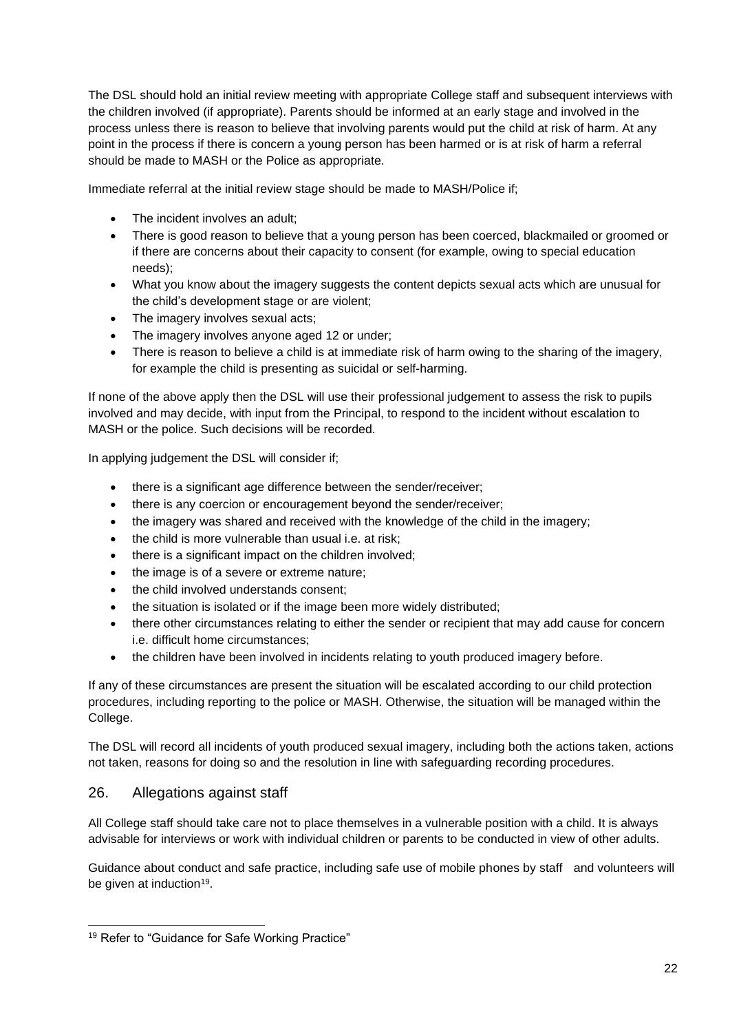The DSL should hold an initial review meeting with appropriate College staff and subsequent interviews with the children involved (if appropriate). Parents should be informed at an early stage and involved in the process unless there is reason to believe that involving parents would put the child at risk of harm. At any point in the process if there is concern a young person has been harmed or is at risk of harm a referral should be made to MASH or the Police as appropriate.

Immediate referral at the initial review stage should be made to MASH/Police if;

- The incident involves an adult;
- There is good reason to believe that a young person has been coerced, blackmailed or groomed or if there are concerns about their capacity to consent (for example, owing to special education needs);
- What you know about the imagery suggests the content depicts sexual acts which are unusual for the child's development stage or are violent;
- The imagery involves sexual acts;
- The imagery involves anyone aged 12 or under;
- There is reason to believe a child is at immediate risk of harm owing to the sharing of the imagery, for example the child is presenting as suicidal or self-harming.

If none of the above apply then the DSL will use their professional judgement to assess the risk to pupils involved and may decide, with input from the Principal, to respond to the incident without escalation to MASH or the police. Such decisions will be recorded.

In applying judgement the DSL will consider if;

- there is a significant age difference between the sender/receiver;
- there is any coercion or encouragement beyond the sender/receiver;
- the imagery was shared and received with the knowledge of the child in the imagery;
- the child is more vulnerable than usual i.e. at risk;
- there is a significant impact on the children involved;
- the image is of a severe or extreme nature;
- the child involved understands consent;
- the situation is isolated or if the image been more widely distributed;
- there other circumstances relating to either the sender or recipient that may add cause for concern i.e. difficult home circumstances;
- the children have been involved in incidents relating to youth produced imagery before.

If any of these circumstances are present the situation will be escalated according to our child protection procedures, including reporting to the police or MASH. Otherwise, the situation will be managed within the College.

The DSL will record all incidents of youth produced sexual imagery, including both the actions taken, actions not taken, reasons for doing so and the resolution in line with safeguarding recording procedures.

## 26. Allegations against staff

All College staff should take care not to place themselves in a vulnerable position with a child. It is always advisable for interviews or work with individual children or parents to be conducted in view of other adults.

Guidance about conduct and safe practice, including safe use of mobile phones by staff and volunteers will be given at induction[19].

[19] Refer to "Guidance for Safe Working Practice"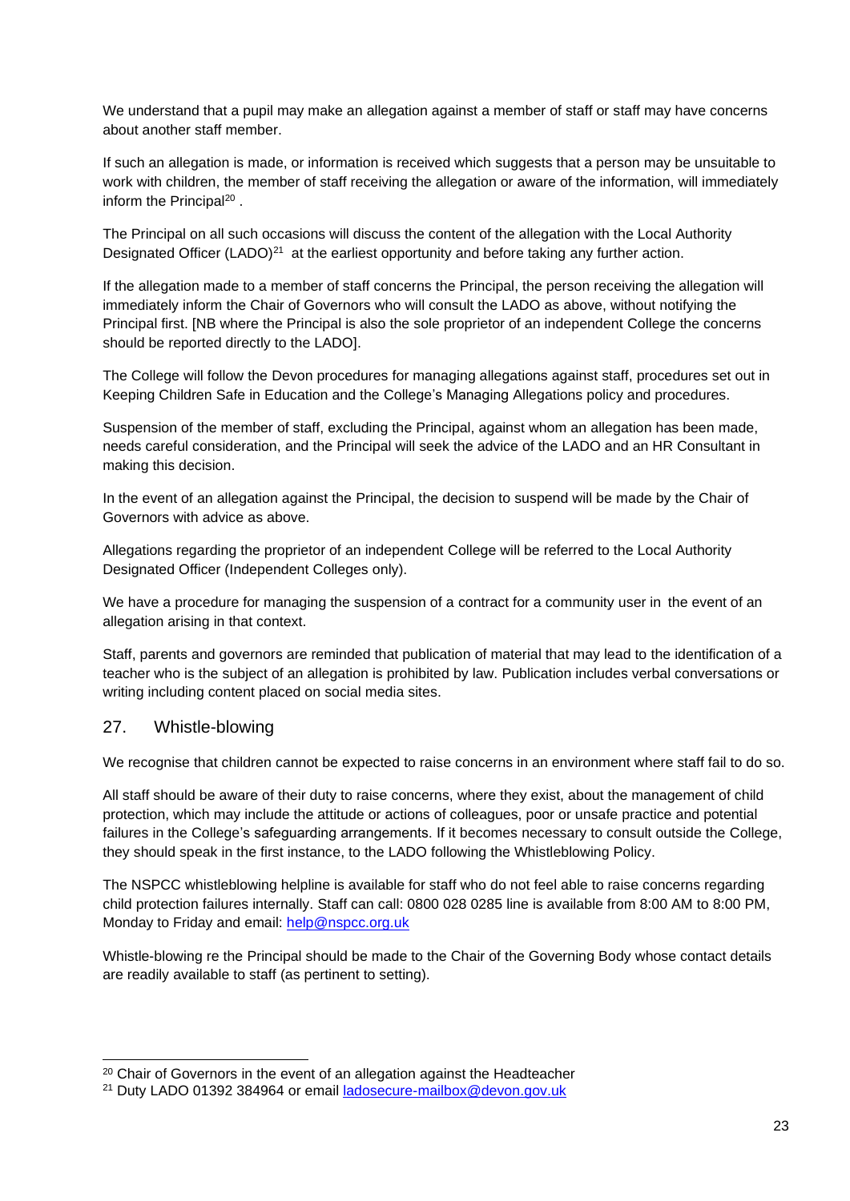We understand that a pupil may make an allegation against a member of staff or staff may have concerns about another staff member.

If such an allegation is made, or information is received which suggests that a person may be unsuitable to work with children, the member of staff receiving the allegation or aware of the information, will immediately inform the Principal[20] .

The Principal on all such occasions will discuss the content of the allegation with the Local Authority Designated Officer (LADO)[21] at the earliest opportunity and before taking any further action.

If the allegation made to a member of staff concerns the Principal, the person receiving the allegation will immediately inform the Chair of Governors who will consult the LADO as above, without notifying the Principal first. [NB where the Principal is also the sole proprietor of an independent College the concerns should be reported directly to the LADO].

The College will follow the Devon procedures for managing allegations against staff, procedures set out in Keeping Children Safe in Education and the College's Managing Allegations policy and procedures.

Suspension of the member of staff, excluding the Principal, against whom an allegation has been made, needs careful consideration, and the Principal will seek the advice of the LADO and an HR Consultant in making this decision.

In the event of an allegation against the Principal, the decision to suspend will be made by the Chair of Governors with advice as above.

Allegations regarding the proprietor of an independent College will be referred to the Local Authority Designated Officer (Independent Colleges only).

We have a procedure for managing the suspension of a contract for a community user in the event of an allegation arising in that context.

Staff, parents and governors are reminded that publication of material that may lead to the identification of a teacher who is the subject of an allegation is prohibited by law. Publication includes verbal conversations or writing including content placed on social media sites.

## 27. Whistle-blowing

We recognise that children cannot be expected to raise concerns in an environment where staff fail to do so.

All staff should be aware of their duty to raise concerns, where they exist, about the management of child protection, which may include the attitude or actions of colleagues, poor or unsafe practice and potential failures in the College's safeguarding arrangements. If it becomes necessary to consult outside the College, they should speak in the first instance, to the LADO following the Whistleblowing Policy.

The NSPCC whistleblowing helpline is available for staff who do not feel able to raise concerns regarding child protection failures internally. Staff can call: 0800 028 0285 line is available from 8:00 AM to 8:00 PM, Monday to Friday and email: help@nspcc.org.uk

Whistle-blowing re the Principal should be made to the Chair of the Governing Body whose contact details are readily available to staff (as pertinent to setting).

---

[20] Chair of Governors in the event of an allegation against the Headteacher

[21] Duty LADO 01392 384964 or email ladosecure-mailbox@devon.gov.uk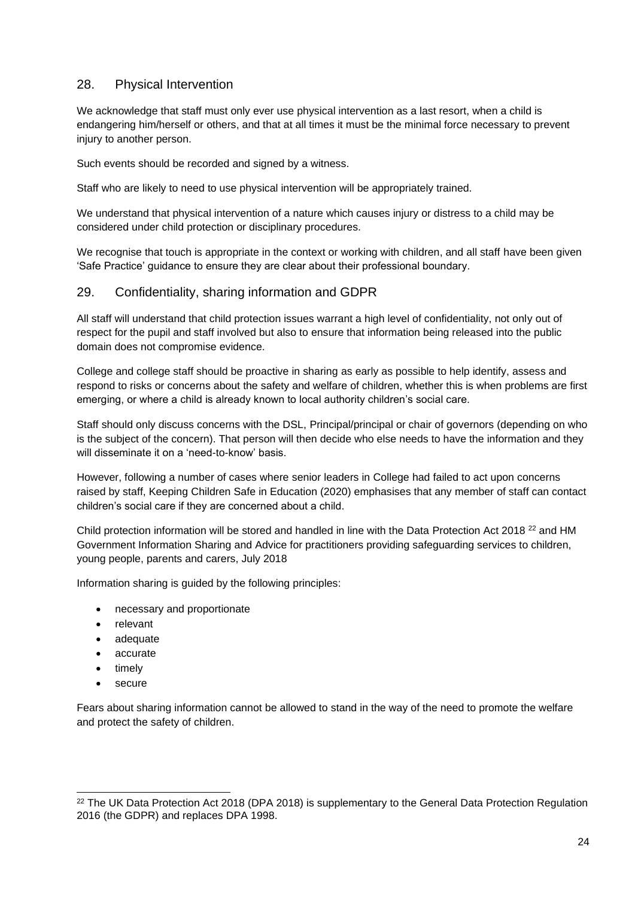## 28. Physical Intervention

We acknowledge that staff must only ever use physical intervention as a last resort, when a child is endangering him/herself or others, and that at all times it must be the minimal force necessary to prevent injury to another person.

Such events should be recorded and signed by a witness.

Staff who are likely to need to use physical intervention will be appropriately trained.

We understand that physical intervention of a nature which causes injury or distress to a child may be considered under child protection or disciplinary procedures.

We recognise that touch is appropriate in the context or working with children, and all staff have been given 'Safe Practice' guidance to ensure they are clear about their professional boundary.

## 29. Confidentiality, sharing information and GDPR

All staff will understand that child protection issues warrant a high level of confidentiality, not only out of respect for the pupil and staff involved but also to ensure that information being released into the public domain does not compromise evidence.

College and college staff should be proactive in sharing as early as possible to help identify, assess and respond to risks or concerns about the safety and welfare of children, whether this is when problems are first emerging, or where a child is already known to local authority children's social care.

Staff should only discuss concerns with the DSL, Principal/principal or chair of governors (depending on who is the subject of the concern). That person will then decide who else needs to have the information and they will disseminate it on a 'need-to-know' basis.

However, following a number of cases where senior leaders in College had failed to act upon concerns raised by staff, Keeping Children Safe in Education (2020) emphasises that any member of staff can contact children's social care if they are concerned about a child.

Child protection information will be stored and handled in line with the Data Protection Act 2018 [22] and HM Government Information Sharing and Advice for practitioners providing safeguarding services to children, young people, parents and carers, July 2018

Information sharing is guided by the following principles:

- necessary and proportionate
- relevant
- adequate
- accurate
- timely
- secure

Fears about sharing information cannot be allowed to stand in the way of the need to promote the welfare and protect the safety of children.

---

[22] The UK Data Protection Act 2018 (DPA 2018) is supplementary to the General Data Protection Regulation 2016 (the GDPR) and replaces DPA 1998.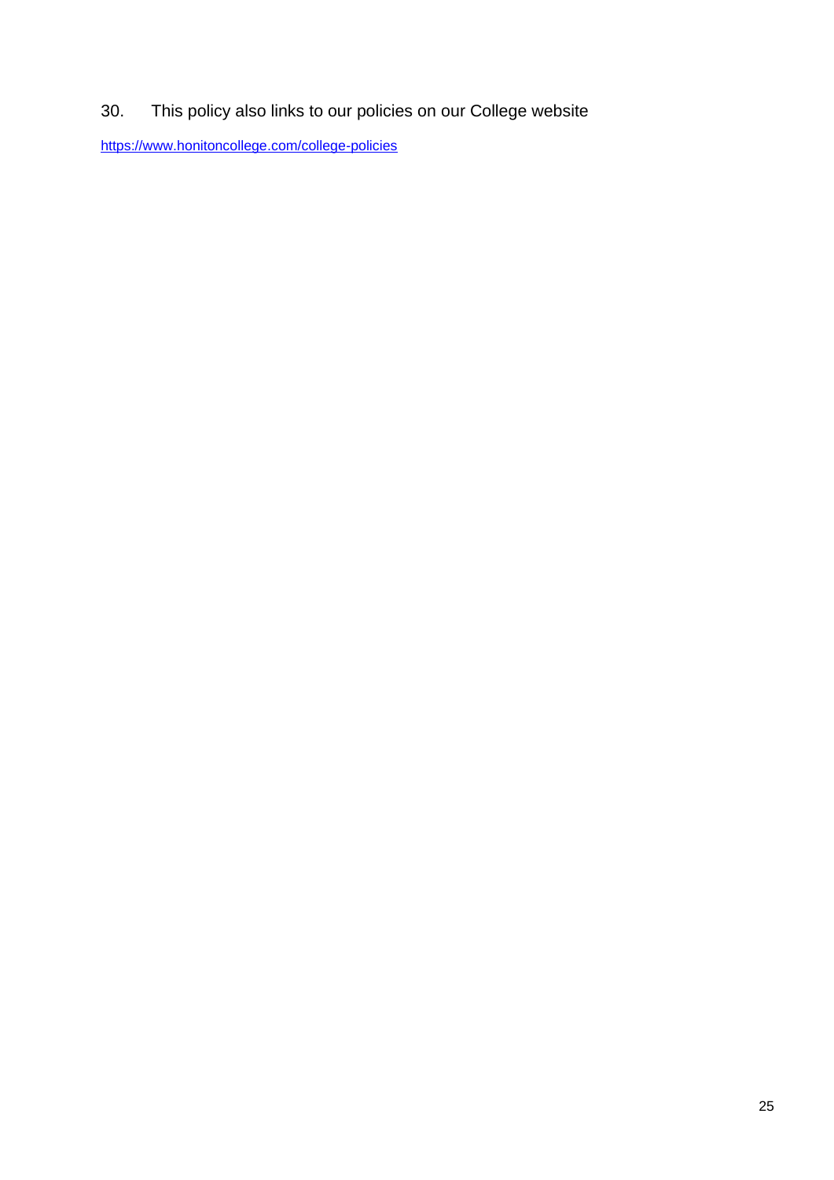30. This policy also links to our policies on our College website

https://www.honitoncollege.com/college-policies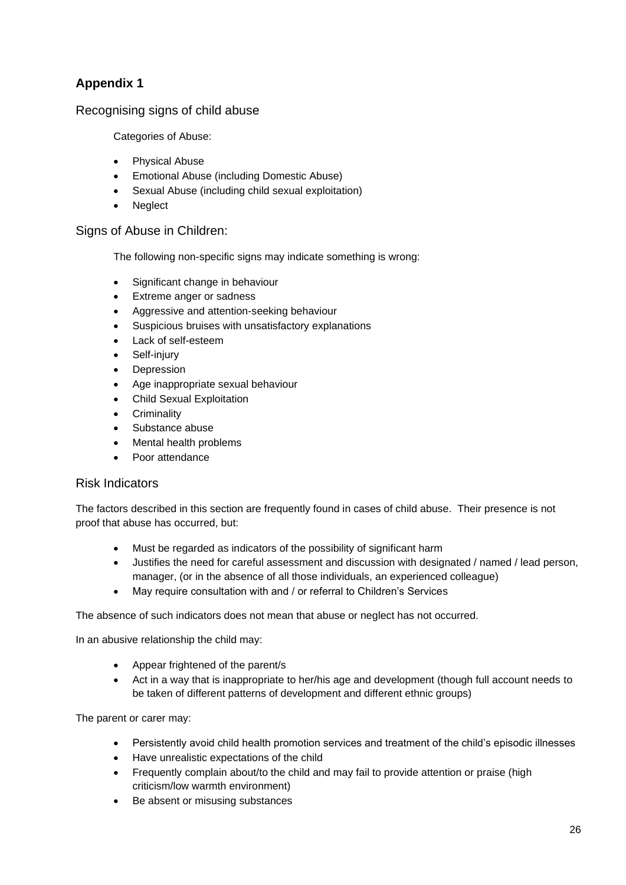## Appendix 1

### Recognising signs of child abuse

Categories of Abuse:

- Physical Abuse
- Emotional Abuse (including Domestic Abuse)
- Sexual Abuse (including child sexual exploitation)
- Neglect

### Signs of Abuse in Children:

The following non-specific signs may indicate something is wrong:

- Significant change in behaviour
- Extreme anger or sadness
- Aggressive and attention-seeking behaviour
- Suspicious bruises with unsatisfactory explanations
- Lack of self-esteem
- Self-injury
- Depression
- Age inappropriate sexual behaviour
- Child Sexual Exploitation
- Criminality
- Substance abuse
- Mental health problems
- Poor attendance

### Risk Indicators

The factors described in this section are frequently found in cases of child abuse. Their presence is not proof that abuse has occurred, but:

- Must be regarded as indicators of the possibility of significant harm
- Justifies the need for careful assessment and discussion with designated / named / lead person, manager, (or in the absence of all those individuals, an experienced colleague)
- May require consultation with and / or referral to Children's Services

The absence of such indicators does not mean that abuse or neglect has not occurred.

In an abusive relationship the child may:

- Appear frightened of the parent/s
- Act in a way that is inappropriate to her/his age and development (though full account needs to be taken of different patterns of development and different ethnic groups)

The parent or carer may:

- Persistently avoid child health promotion services and treatment of the child's episodic illnesses
- Have unrealistic expectations of the child
- Frequently complain about/to the child and may fail to provide attention or praise (high criticism/low warmth environment)
- Be absent or misusing substances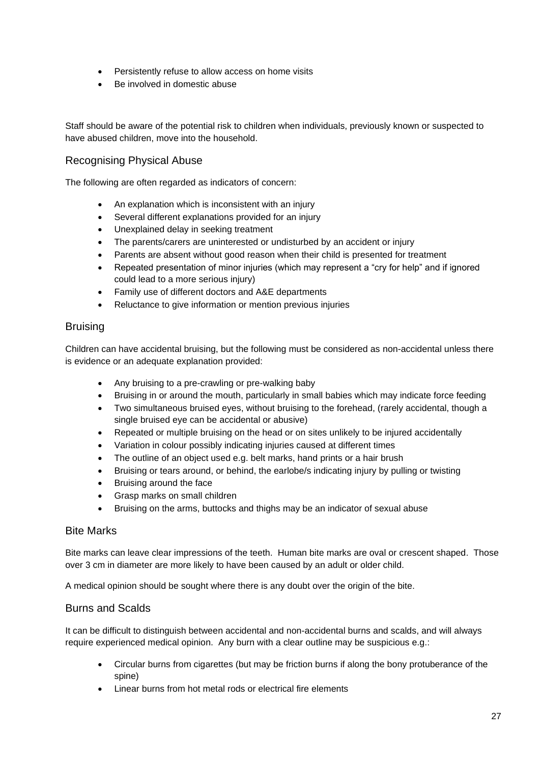- Persistently refuse to allow access on home visits
- Be involved in domestic abuse

Staff should be aware of the potential risk to children when individuals, previously known or suspected to have abused children, move into the household.

## Recognising Physical Abuse

The following are often regarded as indicators of concern:

- An explanation which is inconsistent with an injury
- Several different explanations provided for an injury
- Unexplained delay in seeking treatment
- The parents/carers are uninterested or undisturbed by an accident or injury
- Parents are absent without good reason when their child is presented for treatment
- Repeated presentation of minor injuries (which may represent a "cry for help" and if ignored could lead to a more serious injury)
- Family use of different doctors and A&E departments
- Reluctance to give information or mention previous injuries

## Bruising

Children can have accidental bruising, but the following must be considered as non-accidental unless there is evidence or an adequate explanation provided:

- Any bruising to a pre-crawling or pre-walking baby
- Bruising in or around the mouth, particularly in small babies which may indicate force feeding
- Two simultaneous bruised eyes, without bruising to the forehead, (rarely accidental, though a single bruised eye can be accidental or abusive)
- Repeated or multiple bruising on the head or on sites unlikely to be injured accidentally
- Variation in colour possibly indicating injuries caused at different times
- The outline of an object used e.g. belt marks, hand prints or a hair brush
- Bruising or tears around, or behind, the earlobe/s indicating injury by pulling or twisting
- Bruising around the face
- Grasp marks on small children
- Bruising on the arms, buttocks and thighs may be an indicator of sexual abuse

## Bite Marks

Bite marks can leave clear impressions of the teeth. Human bite marks are oval or crescent shaped. Those over 3 cm in diameter are more likely to have been caused by an adult or older child.

A medical opinion should be sought where there is any doubt over the origin of the bite.

## Burns and Scalds

It can be difficult to distinguish between accidental and non-accidental burns and scalds, and will always require experienced medical opinion. Any burn with a clear outline may be suspicious e.g.:

- Circular burns from cigarettes (but may be friction burns if along the bony protuberance of the spine)
- Linear burns from hot metal rods or electrical fire elements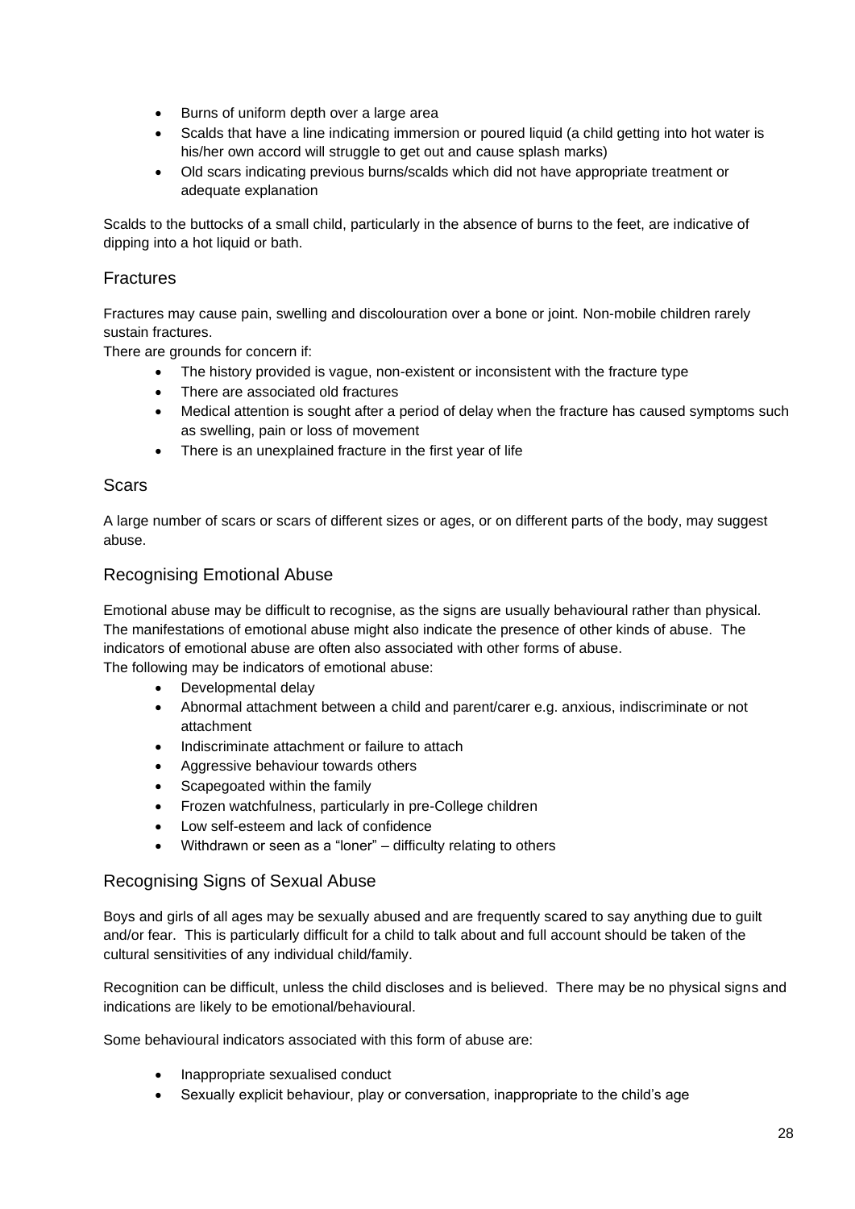- Burns of uniform depth over a large area
- Scalds that have a line indicating immersion or poured liquid (a child getting into hot water is his/her own accord will struggle to get out and cause splash marks)
- Old scars indicating previous burns/scalds which did not have appropriate treatment or adequate explanation

Scalds to the buttocks of a small child, particularly in the absence of burns to the feet, are indicative of dipping into a hot liquid or bath.

## Fractures

Fractures may cause pain, swelling and discolouration over a bone or joint. Non-mobile children rarely sustain fractures.

There are grounds for concern if:

- The history provided is vague, non-existent or inconsistent with the fracture type
- There are associated old fractures
- Medical attention is sought after a period of delay when the fracture has caused symptoms such as swelling, pain or loss of movement
- There is an unexplained fracture in the first year of life

## Scars

A large number of scars or scars of different sizes or ages, or on different parts of the body, may suggest abuse.

## Recognising Emotional Abuse

Emotional abuse may be difficult to recognise, as the signs are usually behavioural rather than physical. The manifestations of emotional abuse might also indicate the presence of other kinds of abuse. The indicators of emotional abuse are often also associated with other forms of abuse.

The following may be indicators of emotional abuse:

- Developmental delay
- Abnormal attachment between a child and parent/carer e.g. anxious, indiscriminate or not attachment
- Indiscriminate attachment or failure to attach
- Aggressive behaviour towards others
- Scapegoated within the family
- Frozen watchfulness, particularly in pre-College children
- Low self-esteem and lack of confidence
- Withdrawn or seen as a "loner" – difficulty relating to others

## Recognising Signs of Sexual Abuse

Boys and girls of all ages may be sexually abused and are frequently scared to say anything due to guilt and/or fear. This is particularly difficult for a child to talk about and full account should be taken of the cultural sensitivities of any individual child/family.

Recognition can be difficult, unless the child discloses and is believed. There may be no physical signs and indications are likely to be emotional/behavioural.

Some behavioural indicators associated with this form of abuse are:

- Inappropriate sexualised conduct
- Sexually explicit behaviour, play or conversation, inappropriate to the child's age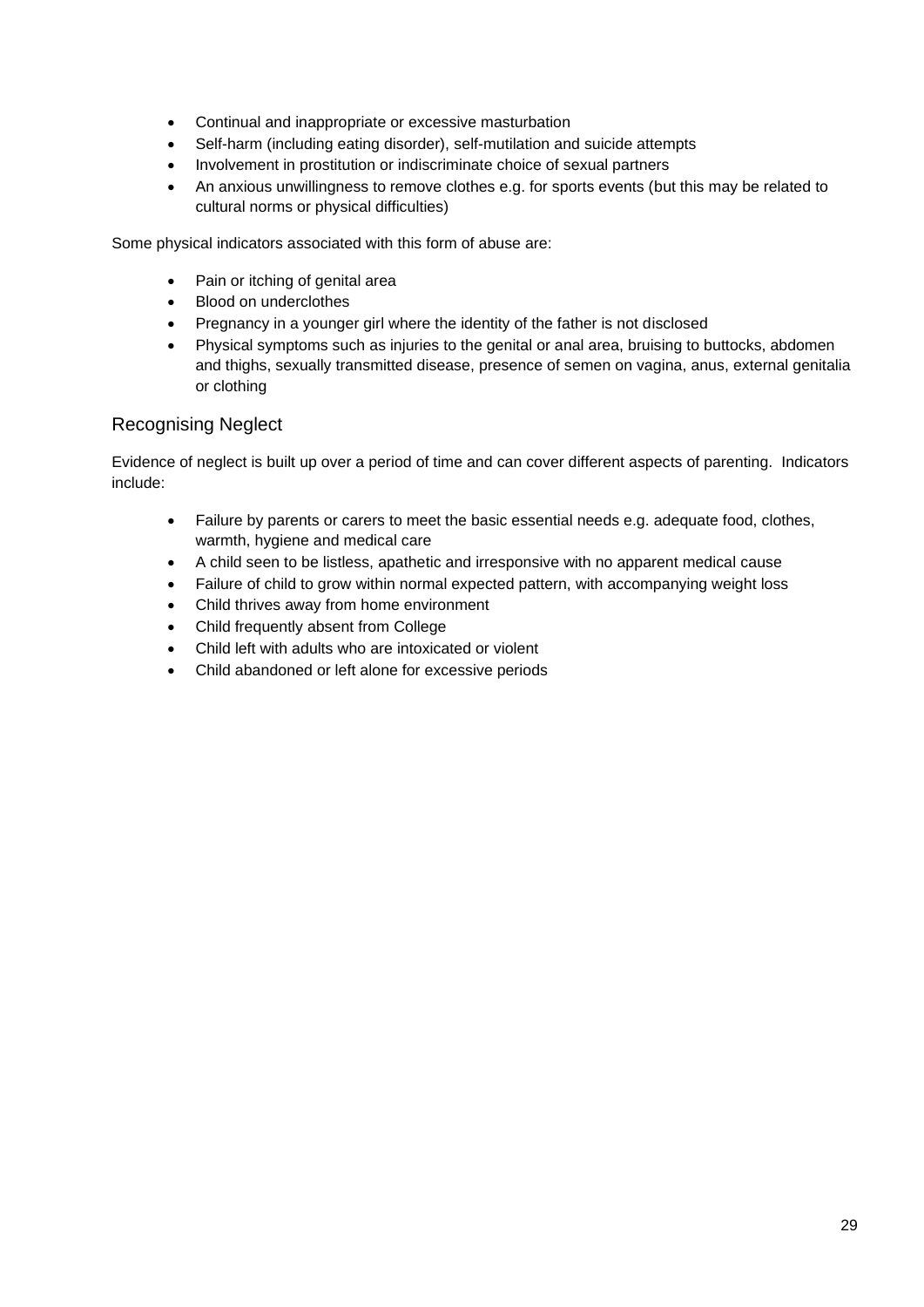- Continual and inappropriate or excessive masturbation
- Self-harm (including eating disorder), self-mutilation and suicide attempts
- Involvement in prostitution or indiscriminate choice of sexual partners
- An anxious unwillingness to remove clothes e.g. for sports events (but this may be related to cultural norms or physical difficulties)

Some physical indicators associated with this form of abuse are:

- Pain or itching of genital area
- Blood on underclothes
- Pregnancy in a younger girl where the identity of the father is not disclosed
- Physical symptoms such as injuries to the genital or anal area, bruising to buttocks, abdomen and thighs, sexually transmitted disease, presence of semen on vagina, anus, external genitalia or clothing

## Recognising Neglect

Evidence of neglect is built up over a period of time and can cover different aspects of parenting. Indicators include:

- Failure by parents or carers to meet the basic essential needs e.g. adequate food, clothes, warmth, hygiene and medical care
- A child seen to be listless, apathetic and irresponsive with no apparent medical cause
- Failure of child to grow within normal expected pattern, with accompanying weight loss
- Child thrives away from home environment
- Child frequently absent from College
- Child left with adults who are intoxicated or violent
- Child abandoned or left alone for excessive periods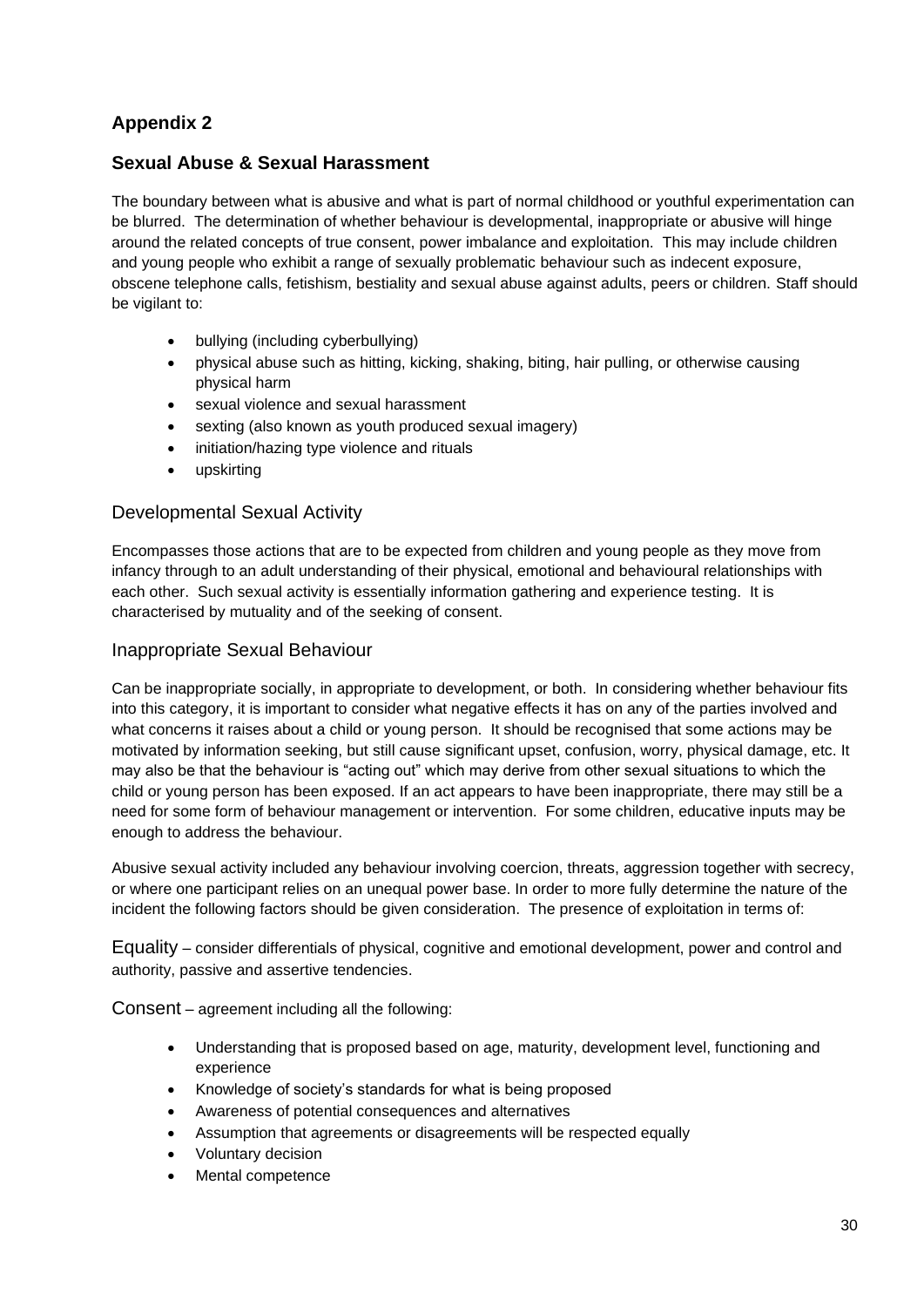## Appendix 2

### Sexual Abuse & Sexual Harassment

The boundary between what is abusive and what is part of normal childhood or youthful experimentation can be blurred. The determination of whether behaviour is developmental, inappropriate or abusive will hinge around the related concepts of true consent, power imbalance and exploitation. This may include children and young people who exhibit a range of sexually problematic behaviour such as indecent exposure, obscene telephone calls, fetishism, bestiality and sexual abuse against adults, peers or children. Staff should be vigilant to:

- bullying (including cyberbullying)
- physical abuse such as hitting, kicking, shaking, biting, hair pulling, or otherwise causing physical harm
- sexual violence and sexual harassment
- sexting (also known as youth produced sexual imagery)
- initiation/hazing type violence and rituals
- upskirting

### Developmental Sexual Activity

Encompasses those actions that are to be expected from children and young people as they move from infancy through to an adult understanding of their physical, emotional and behavioural relationships with each other. Such sexual activity is essentially information gathering and experience testing. It is characterised by mutuality and of the seeking of consent.

### Inappropriate Sexual Behaviour

Can be inappropriate socially, in appropriate to development, or both. In considering whether behaviour fits into this category, it is important to consider what negative effects it has on any of the parties involved and what concerns it raises about a child or young person. It should be recognised that some actions may be motivated by information seeking, but still cause significant upset, confusion, worry, physical damage, etc. It may also be that the behaviour is "acting out" which may derive from other sexual situations to which the child or young person has been exposed. If an act appears to have been inappropriate, there may still be a need for some form of behaviour management or intervention. For some children, educative inputs may be enough to address the behaviour.

Abusive sexual activity included any behaviour involving coercion, threats, aggression together with secrecy, or where one participant relies on an unequal power base. In order to more fully determine the nature of the incident the following factors should be given consideration. The presence of exploitation in terms of:

Equality – consider differentials of physical, cognitive and emotional development, power and control and authority, passive and assertive tendencies.

Consent – agreement including all the following:

- Understanding that is proposed based on age, maturity, development level, functioning and experience
- Knowledge of society's standards for what is being proposed
- Awareness of potential consequences and alternatives
- Assumption that agreements or disagreements will be respected equally
- Voluntary decision
- Mental competence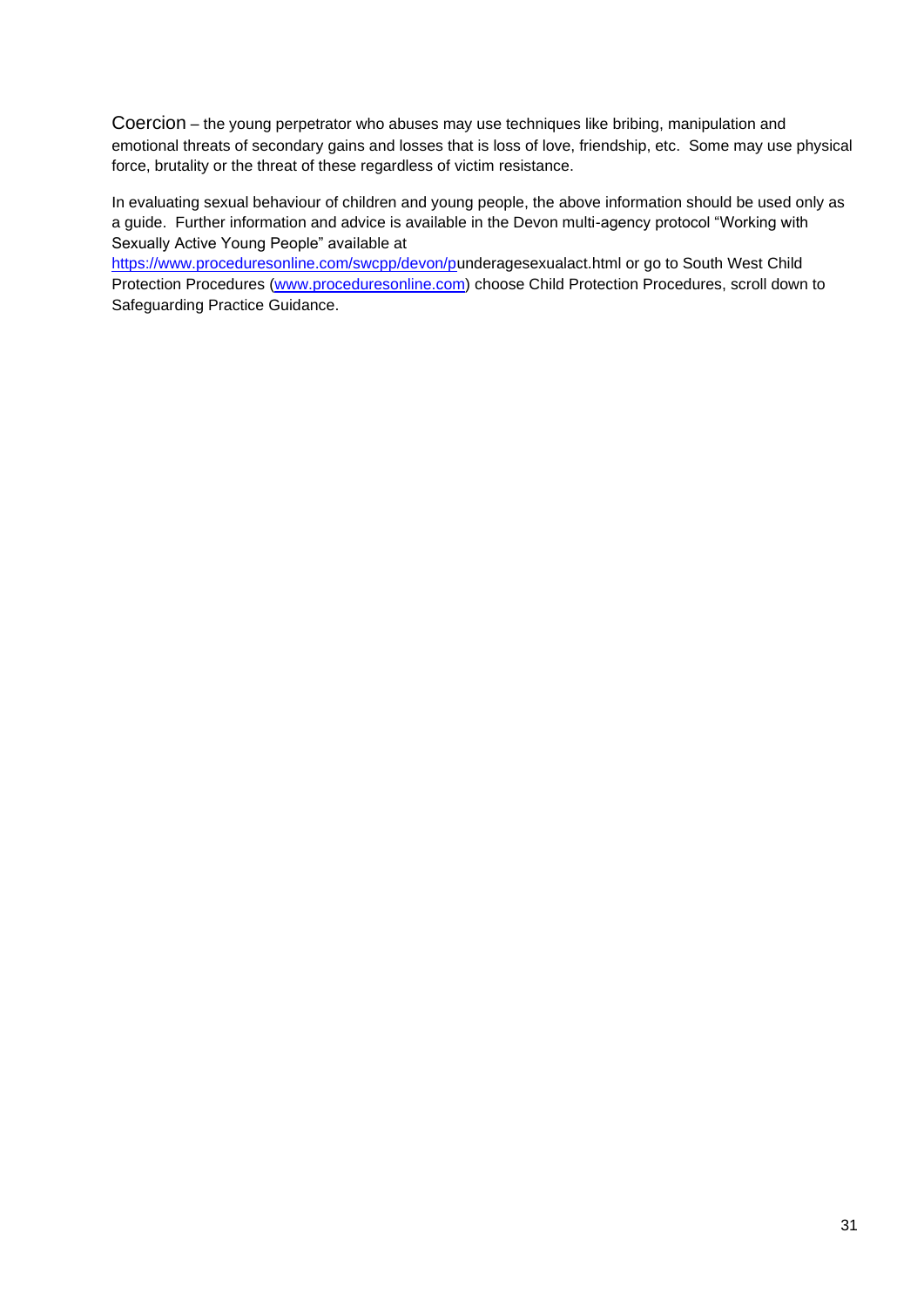Coercion – the young perpetrator who abuses may use techniques like bribing, manipulation and emotional threats of secondary gains and losses that is loss of love, friendship, etc. Some may use physical force, brutality or the threat of these regardless of victim resistance.

In evaluating sexual behaviour of children and young people, the above information should be used only as a guide. Further information and advice is available in the Devon multi-agency protocol "Working with Sexually Active Young People" available at https://www.proceduresonline.com/swcpp/devon/punderagesexualact.html or go to South West Child Protection Procedures (www.proceduresonline.com) choose Child Protection Procedures, scroll down to Safeguarding Practice Guidance.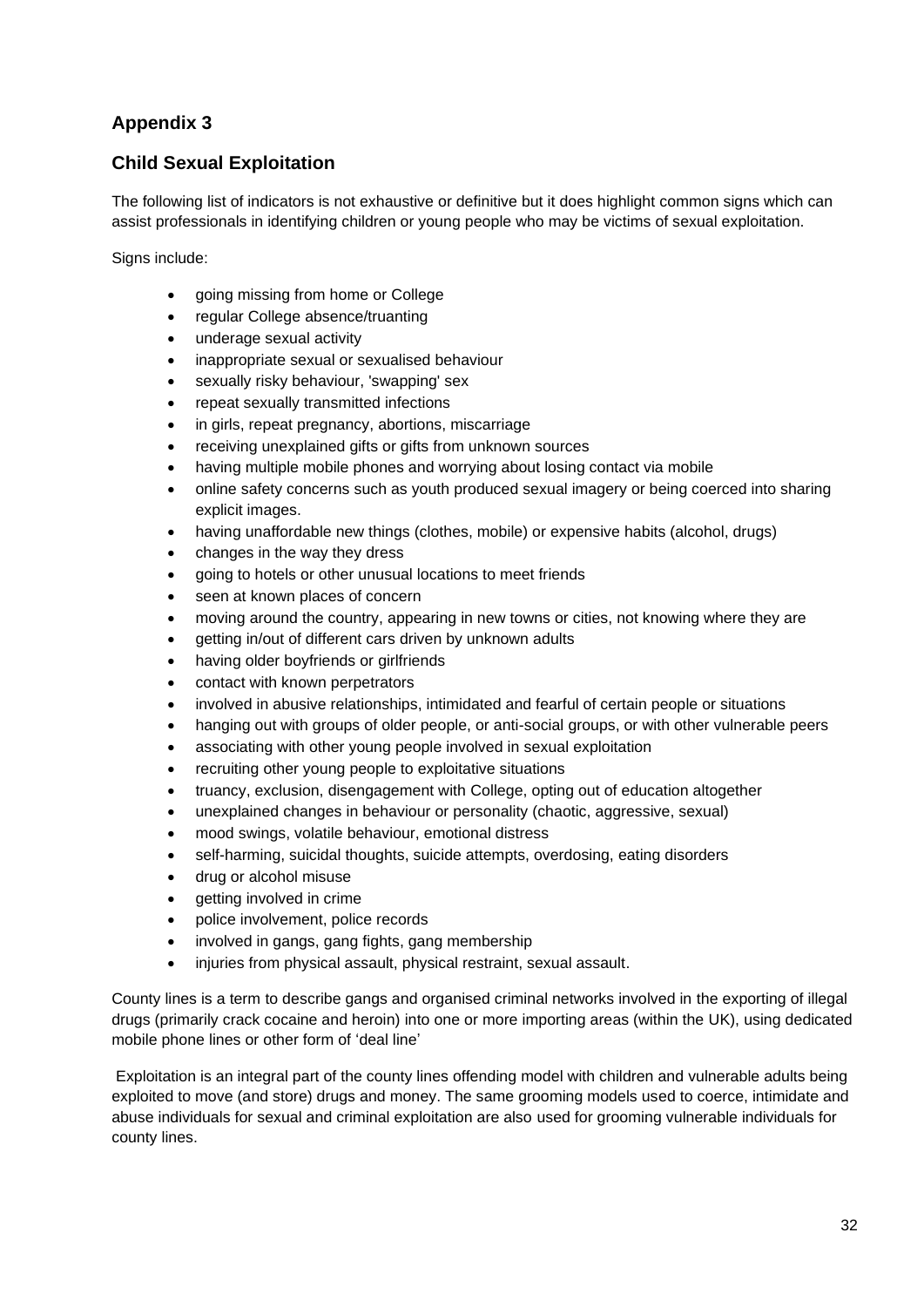## Appendix 3

## Child Sexual Exploitation

The following list of indicators is not exhaustive or definitive but it does highlight common signs which can assist professionals in identifying children or young people who may be victims of sexual exploitation.

Signs include:

- going missing from home or College
- regular College absence/truanting
- underage sexual activity
- inappropriate sexual or sexualised behaviour
- sexually risky behaviour, 'swapping' sex
- repeat sexually transmitted infections
- in girls, repeat pregnancy, abortions, miscarriage
- receiving unexplained gifts or gifts from unknown sources
- having multiple mobile phones and worrying about losing contact via mobile
- online safety concerns such as youth produced sexual imagery or being coerced into sharing explicit images.
- having unaffordable new things (clothes, mobile) or expensive habits (alcohol, drugs)
- changes in the way they dress
- going to hotels or other unusual locations to meet friends
- seen at known places of concern
- moving around the country, appearing in new towns or cities, not knowing where they are
- getting in/out of different cars driven by unknown adults
- having older boyfriends or girlfriends
- contact with known perpetrators
- involved in abusive relationships, intimidated and fearful of certain people or situations
- hanging out with groups of older people, or anti-social groups, or with other vulnerable peers
- associating with other young people involved in sexual exploitation
- recruiting other young people to exploitative situations
- truancy, exclusion, disengagement with College, opting out of education altogether
- unexplained changes in behaviour or personality (chaotic, aggressive, sexual)
- mood swings, volatile behaviour, emotional distress
- self-harming, suicidal thoughts, suicide attempts, overdosing, eating disorders
- drug or alcohol misuse
- getting involved in crime
- police involvement, police records
- involved in gangs, gang fights, gang membership
- injuries from physical assault, physical restraint, sexual assault.

County lines is a term to describe gangs and organised criminal networks involved in the exporting of illegal drugs (primarily crack cocaine and heroin) into one or more importing areas (within the UK), using dedicated mobile phone lines or other form of 'deal line'

Exploitation is an integral part of the county lines offending model with children and vulnerable adults being exploited to move (and store) drugs and money. The same grooming models used to coerce, intimidate and abuse individuals for sexual and criminal exploitation are also used for grooming vulnerable individuals for county lines.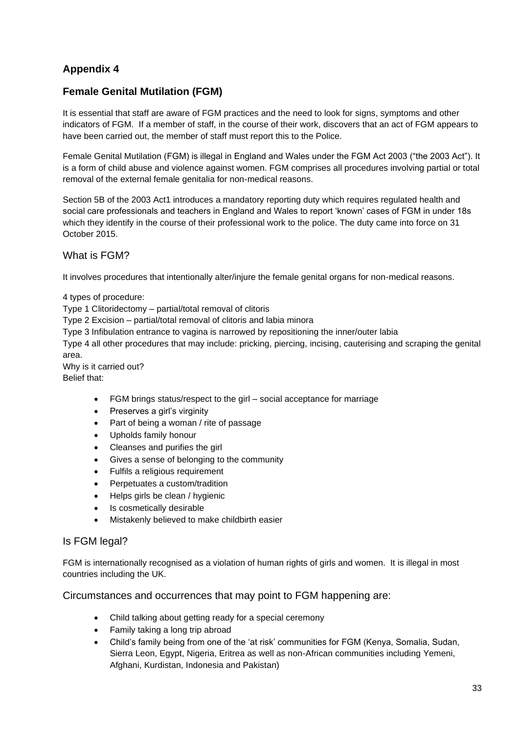## Appendix 4

## Female Genital Mutilation (FGM)

It is essential that staff are aware of FGM practices and the need to look for signs, symptoms and other indicators of FGM. If a member of staff, in the course of their work, discovers that an act of FGM appears to have been carried out, the member of staff must report this to the Police.

Female Genital Mutilation (FGM) is illegal in England and Wales under the FGM Act 2003 ("the 2003 Act"). It is a form of child abuse and violence against women. FGM comprises all procedures involving partial or total removal of the external female genitalia for non-medical reasons.

Section 5B of the 2003 Act1 introduces a mandatory reporting duty which requires regulated health and social care professionals and teachers in England and Wales to report 'known' cases of FGM in under 18s which they identify in the course of their professional work to the police. The duty came into force on 31 October 2015.

### What is FGM?

It involves procedures that intentionally alter/injure the female genital organs for non-medical reasons.

4 types of procedure:
Type 1 Clitoridectomy – partial/total removal of clitoris
Type 2 Excision – partial/total removal of clitoris and labia minora
Type 3 Infibulation entrance to vagina is narrowed by repositioning the inner/outer labia
Type 4 all other procedures that may include: pricking, piercing, incising, cauterising and scraping the genital area.
Why is it carried out?
Belief that:

- FGM brings status/respect to the girl – social acceptance for marriage
- Preserves a girl's virginity
- Part of being a woman / rite of passage
- Upholds family honour
- Cleanses and purifies the girl
- Gives a sense of belonging to the community
- Fulfils a religious requirement
- Perpetuates a custom/tradition
- Helps girls be clean / hygienic
- Is cosmetically desirable
- Mistakenly believed to make childbirth easier

### Is FGM legal?

FGM is internationally recognised as a violation of human rights of girls and women. It is illegal in most countries including the UK.

### Circumstances and occurrences that may point to FGM happening are:

- Child talking about getting ready for a special ceremony
- Family taking a long trip abroad
- Child's family being from one of the 'at risk' communities for FGM (Kenya, Somalia, Sudan, Sierra Leon, Egypt, Nigeria, Eritrea as well as non-African communities including Yemeni, Afghani, Kurdistan, Indonesia and Pakistan)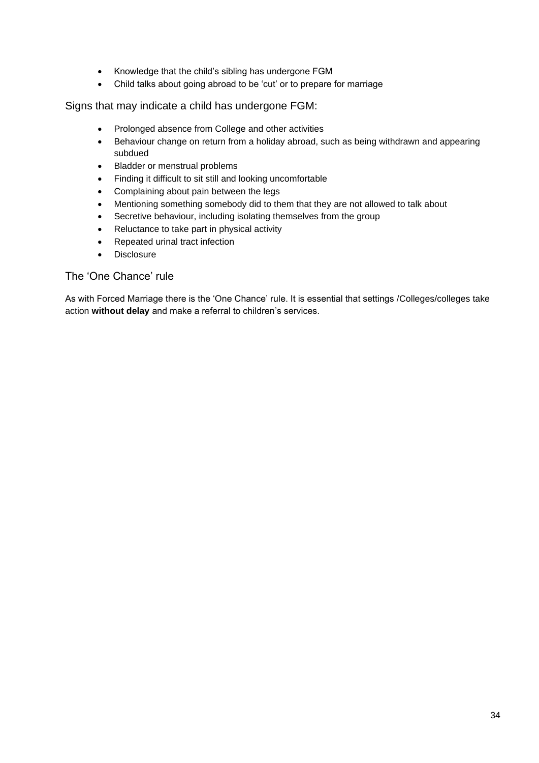- Knowledge that the child's sibling has undergone FGM
- Child talks about going abroad to be 'cut' or to prepare for marriage

## Signs that may indicate a child has undergone FGM:

- Prolonged absence from College and other activities
- Behaviour change on return from a holiday abroad, such as being withdrawn and appearing subdued
- Bladder or menstrual problems
- Finding it difficult to sit still and looking uncomfortable
- Complaining about pain between the legs
- Mentioning something somebody did to them that they are not allowed to talk about
- Secretive behaviour, including isolating themselves from the group
- Reluctance to take part in physical activity
- Repeated urinal tract infection
- Disclosure

## The 'One Chance' rule

As with Forced Marriage there is the 'One Chance' rule. It is essential that settings /Colleges/colleges take action **without delay** and make a referral to children's services.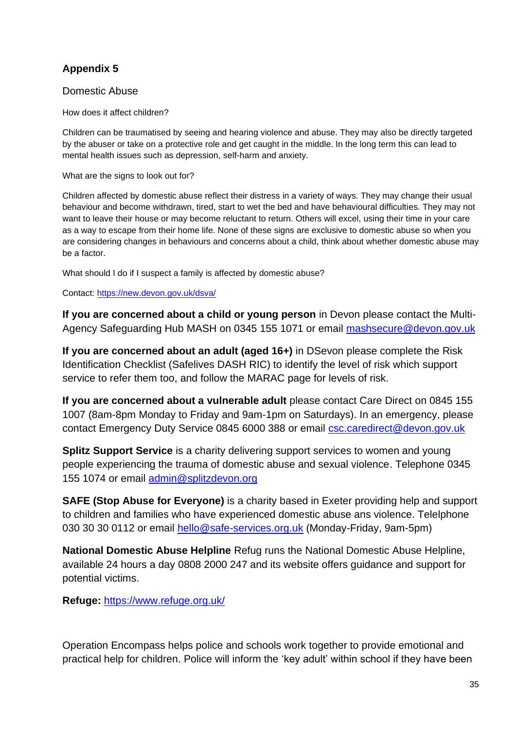## Appendix 5

Domestic Abuse

How does it affect children?

Children can be traumatised by seeing and hearing violence and abuse. They may also be directly targeted by the abuser or take on a protective role and get caught in the middle. In the long term this can lead to mental health issues such as depression, self-harm and anxiety.

What are the signs to look out for?

Children affected by domestic abuse reflect their distress in a variety of ways. They may change their usual behaviour and become withdrawn, tired, start to wet the bed and have behavioural difficulties. They may not want to leave their house or may become reluctant to return. Others will excel, using their time in your care as a way to escape from their home life. None of these signs are exclusive to domestic abuse so when you are considering changes in behaviours and concerns about a child, think about whether domestic abuse may be a factor.

What should I do if I suspect a family is affected by domestic abuse?

Contact: https://new.devon.gov.uk/dsva/

**If you are concerned about a child or young person** in Devon please contact the Multi-Agency Safeguarding Hub MASH on 0345 155 1071 or email mashsecure@devon.gov.uk

**If you are concerned about an adult (aged 16+)** in DSevon please complete the Risk Identification Checklist (Safelives DASH RIC) to identify the level of risk which support service to refer them too, and follow the MARAC page for levels of risk.

**If you are concerned about a vulnerable adult** please contact Care Direct on 0845 155 1007 (8am-8pm Monday to Friday and 9am-1pm on Saturdays). In an emergency, please contact Emergency Duty Service 0845 6000 388 or email csc.caredirect@devon.gov.uk

**Splitz Support Service** is a charity delivering support services to women and young people experiencing the trauma of domestic abuse and sexual violence. Telephone 0345 155 1074 or email admin@splitzdevon.org

**SAFE (Stop Abuse for Everyone)** is a charity based in Exeter providing help and support to children and families who have experienced domestic abuse ans violence. Telephone 030 30 30 0112 or email hello@safe-services.org.uk (Monday-Friday, 9am-5pm)

**National Domestic Abuse Helpline** Refug runs the National Domestic Abuse Helpline, available 24 hours a day 0808 2000 247 and its website offers guidance and support for potential victims.

**Refuge:** https://www.refuge.org.uk/

Operation Encompass helps police and schools work together to provide emotional and practical help for children. Police will inform the 'key adult' within school if they have been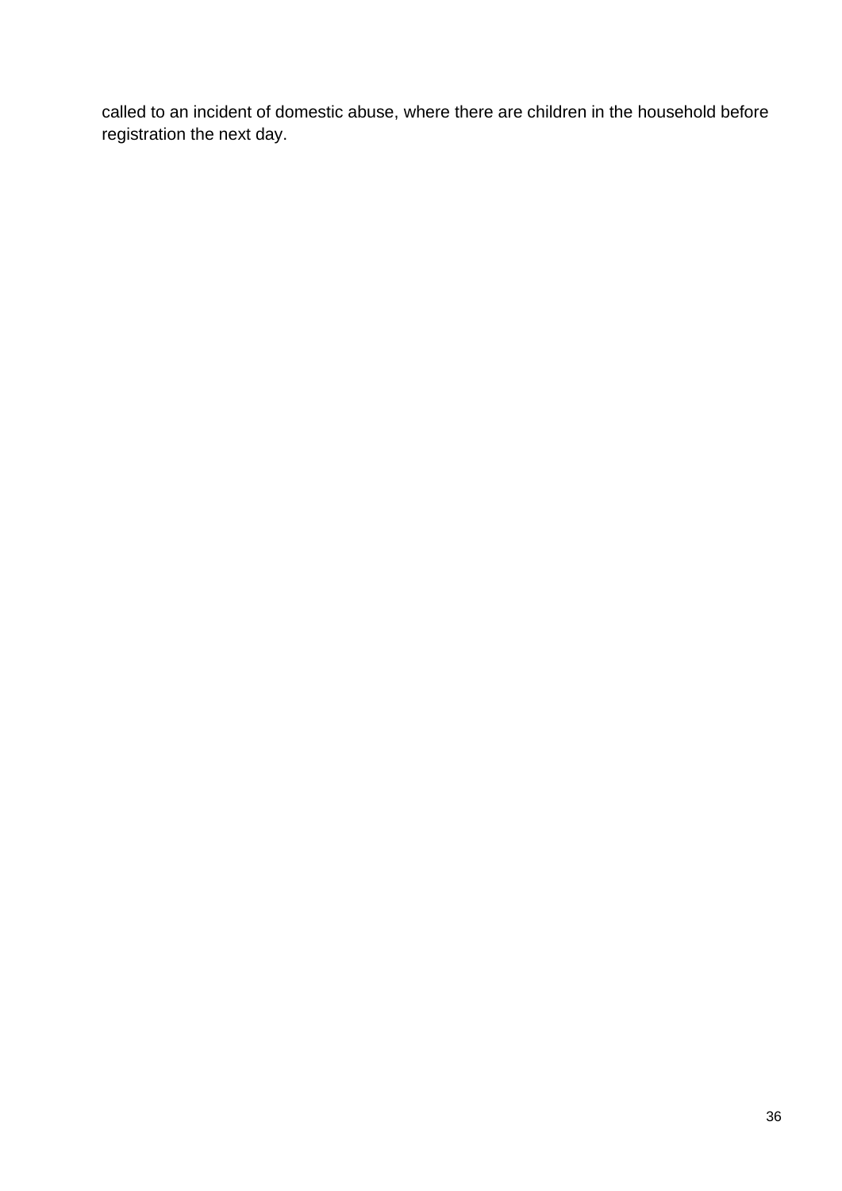called to an incident of domestic abuse, where there are children in the household before registration the next day.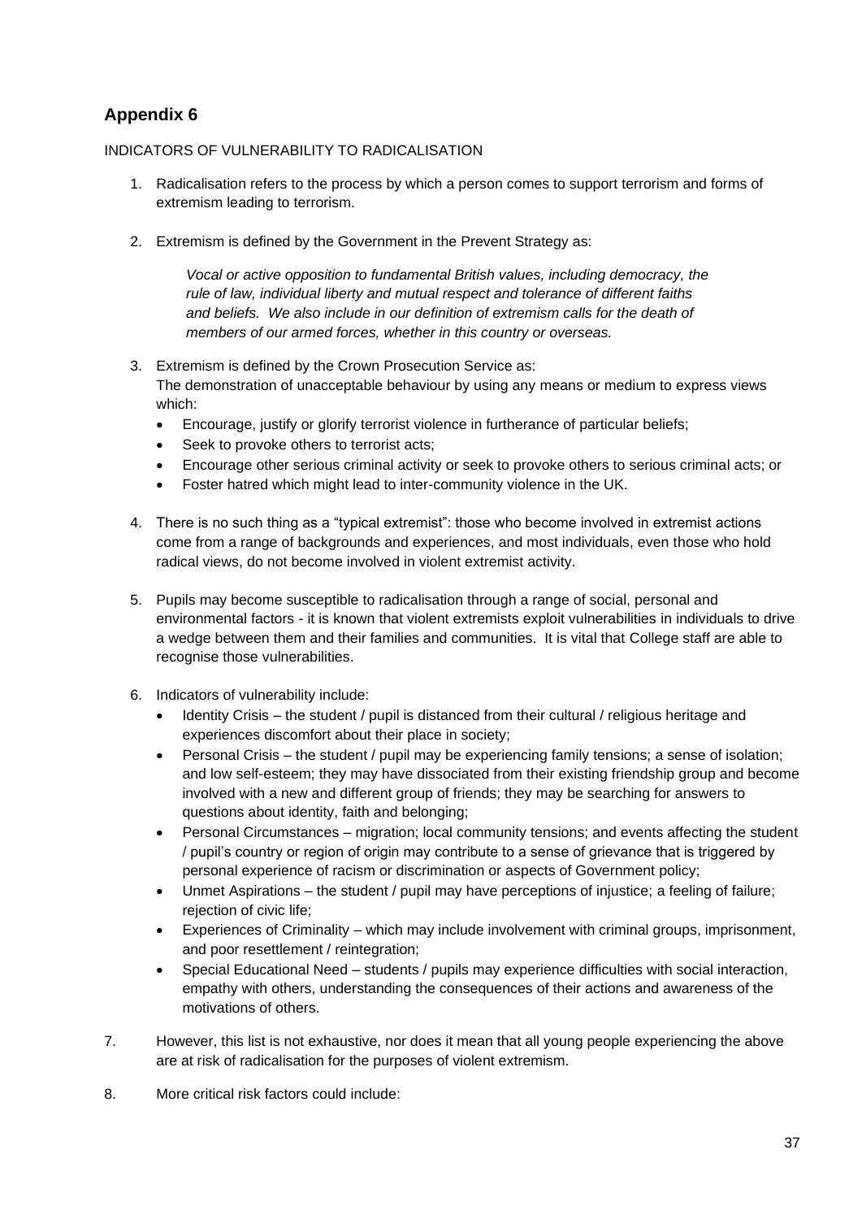## Appendix 6

INDICATORS OF VULNERABILITY TO RADICALISATION

1. Radicalisation refers to the process by which a person comes to support terrorism and forms of extremism leading to terrorism.

2. Extremism is defined by the Government in the Prevent Strategy as:

   *Vocal or active opposition to fundamental British values, including democracy, the rule of law, individual liberty and mutual respect and tolerance of different faiths and beliefs. We also include in our definition of extremism calls for the death of members of our armed forces, whether in this country or overseas.*

3. Extremism is defined by the Crown Prosecution Service as:
   The demonstration of unacceptable behaviour by using any means or medium to express views which:
   - Encourage, justify or glorify terrorist violence in furtherance of particular beliefs;
   - Seek to provoke others to terrorist acts;
   - Encourage other serious criminal activity or seek to provoke others to serious criminal acts; or
   - Foster hatred which might lead to inter-community violence in the UK.

4. There is no such thing as a "typical extremist": those who become involved in extremist actions come from a range of backgrounds and experiences, and most individuals, even those who hold radical views, do not become involved in violent extremist activity.

5. Pupils may become susceptible to radicalisation through a range of social, personal and environmental factors - it is known that violent extremists exploit vulnerabilities in individuals to drive a wedge between them and their families and communities. It is vital that College staff are able to recognise those vulnerabilities.

6. Indicators of vulnerability include:
   - Identity Crisis – the student / pupil is distanced from their cultural / religious heritage and experiences discomfort about their place in society;
   - Personal Crisis – the student / pupil may be experiencing family tensions; a sense of isolation; and low self-esteem; they may have dissociated from their existing friendship group and become involved with a new and different group of friends; they may be searching for answers to questions about identity, faith and belonging;
   - Personal Circumstances – migration; local community tensions; and events affecting the student / pupil's country or region of origin may contribute to a sense of grievance that is triggered by personal experience of racism or discrimination or aspects of Government policy;
   - Unmet Aspirations – the student / pupil may have perceptions of injustice; a feeling of failure; rejection of civic life;
   - Experiences of Criminality – which may include involvement with criminal groups, imprisonment, and poor resettlement / reintegration;
   - Special Educational Need – students / pupils may experience difficulties with social interaction, empathy with others, understanding the consequences of their actions and awareness of the motivations of others.

7. However, this list is not exhaustive, nor does it mean that all young people experiencing the above are at risk of radicalisation for the purposes of violent extremism.

8. More critical risk factors could include: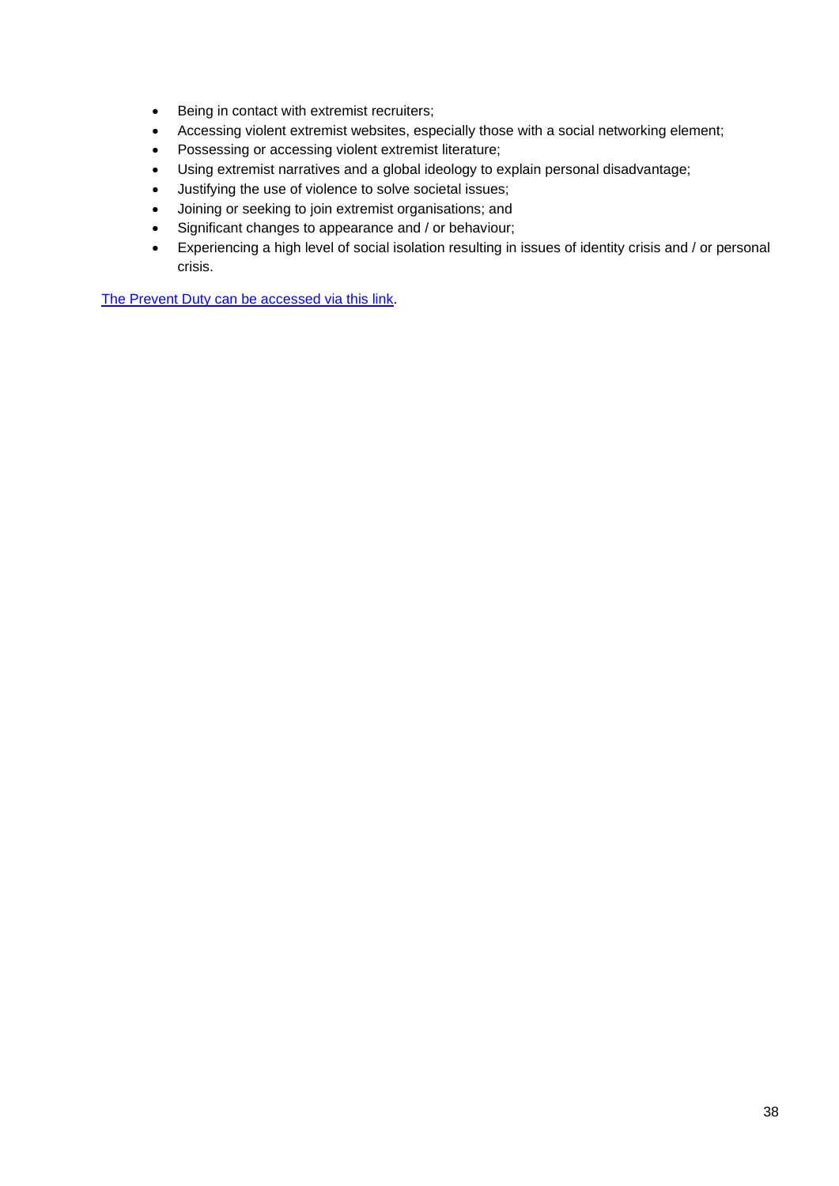- Being in contact with extremist recruiters;
- Accessing violent extremist websites, especially those with a social networking element;
- Possessing or accessing violent extremist literature;
- Using extremist narratives and a global ideology to explain personal disadvantage;
- Justifying the use of violence to solve societal issues;
- Joining or seeking to join extremist organisations; and
- Significant changes to appearance and / or behaviour;
- Experiencing a high level of social isolation resulting in issues of identity crisis and / or personal crisis.

The Prevent Duty can be accessed via this link.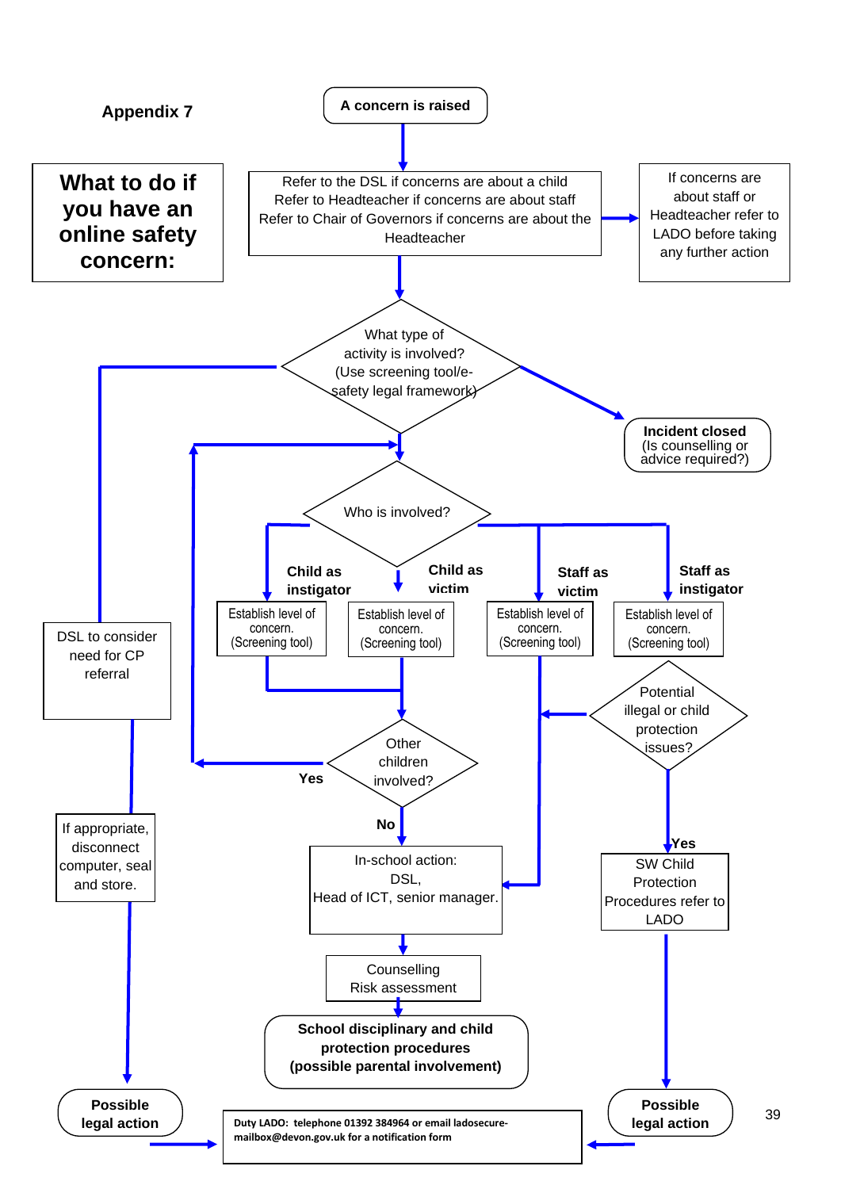**Appendix 7**

# What to do if you have an online safety concern:

**A concern is raised**

Refer to the DSL if concerns are about a child
Refer to Headteacher if concerns are about staff
Refer to Chair of Governors if concerns are about the Headteacher

If concerns are about staff or Headteacher refer to LADO before taking any further action

What type of activity is involved? (Use screening tool/e-safety legal framework)

**Incident closed**
(Is counselling or advice required?)

DSL to consider need for CP referral

If appropriate, disconnect computer, seal and store.

**Possible legal action**

Who is involved?

**Child as instigator**

Establish level of concern. (Screening tool)

**Child as victim**

Establish level of concern. (Screening tool)

**Staff as victim**

Establish level of concern. (Screening tool)

**Staff as instigator**

Establish level of concern. (Screening tool)

Potential illegal or child protection issues?

Other children involved?

**Yes**

**No**

In-school action:
DSL,
Head of ICT, senior manager.

**Yes**

SW Child Protection Procedures refer to LADO

Counselling
Risk assessment

**School disciplinary and child protection procedures (possible parental involvement)**

**Possible legal action**

**Duty LADO: telephone 01392 384964 or email ladosecure-mailbox@devon.gov.uk for a notification form**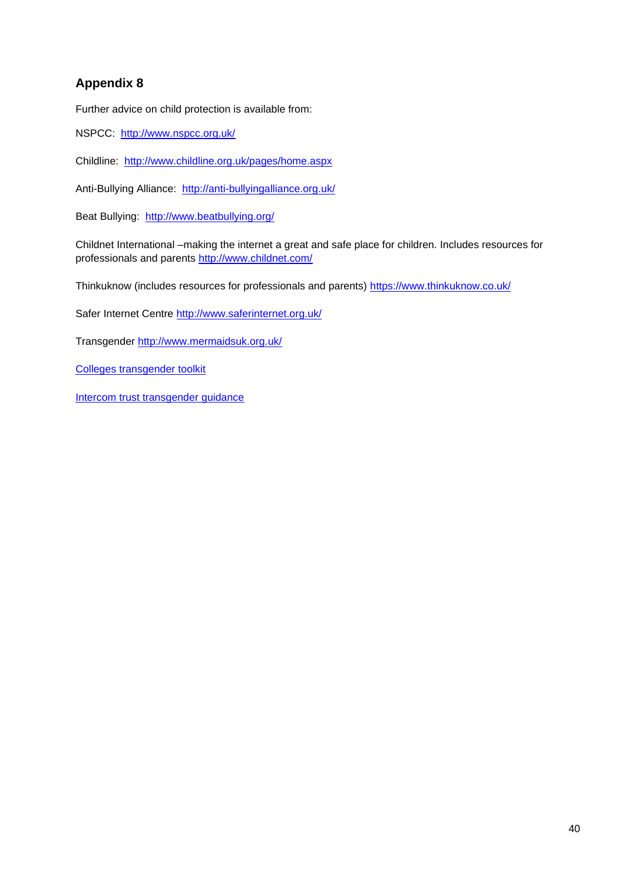## Appendix 8

Further advice on child protection is available from:

NSPCC: http://www.nspcc.org.uk/

Childline: http://www.childline.org.uk/pages/home.aspx

Anti-Bullying Alliance: http://anti-bullyingalliance.org.uk/

Beat Bullying: http://www.beatbullying.org/

Childnet International –making the internet a great and safe place for children. Includes resources for professionals and parents http://www.childnet.com/

Thinkuknow (includes resources for professionals and parents) https://www.thinkuknow.co.uk/

Safer Internet Centre http://www.saferinternet.org.uk/

Transgender http://www.mermaidsuk.org.uk/

Colleges transgender toolkit

Intercom trust transgender guidance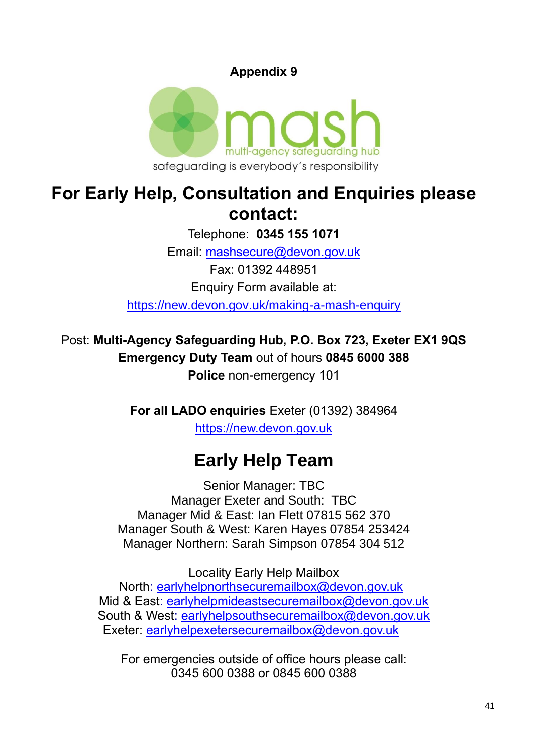**Appendix 9**

mash
multi-agency safeguarding hub
safeguarding is everybody's responsibility

# For Early Help, Consultation and Enquiries please contact:

Telephone: **0345 155 1071**

Email: mashsecure@devon.gov.uk

Fax: 01392 448951

Enquiry Form available at:

https://new.devon.gov.uk/making-a-mash-enquiry

Post: **Multi-Agency Safeguarding Hub, P.O. Box 723, Exeter EX1 9QS**

**Emergency Duty Team** out of hours **0845 6000 388**

**Police** non-emergency 101

**For all LADO enquiries** Exeter (01392) 384964

https://new.devon.gov.uk

# Early Help Team

Senior Manager: TBC
Manager Exeter and South: TBC
Manager Mid & East: Ian Flett 07815 562 370
Manager South & West: Karen Hayes 07854 253424
Manager Northern: Sarah Simpson 07854 304 512

Locality Early Help Mailbox
North: earlyhelpnorthsecuremailbox@devon.gov.uk
Mid & East: earlyhelpmideastsecuremailbox@devon.gov.uk
South & West: earlyhelpsouthsecuremailbox@devon.gov.uk
Exeter: earlyhelpexetersecuremailbox@devon.gov.uk

For emergencies outside of office hours please call:
0345 600 0388 or 0845 600 0388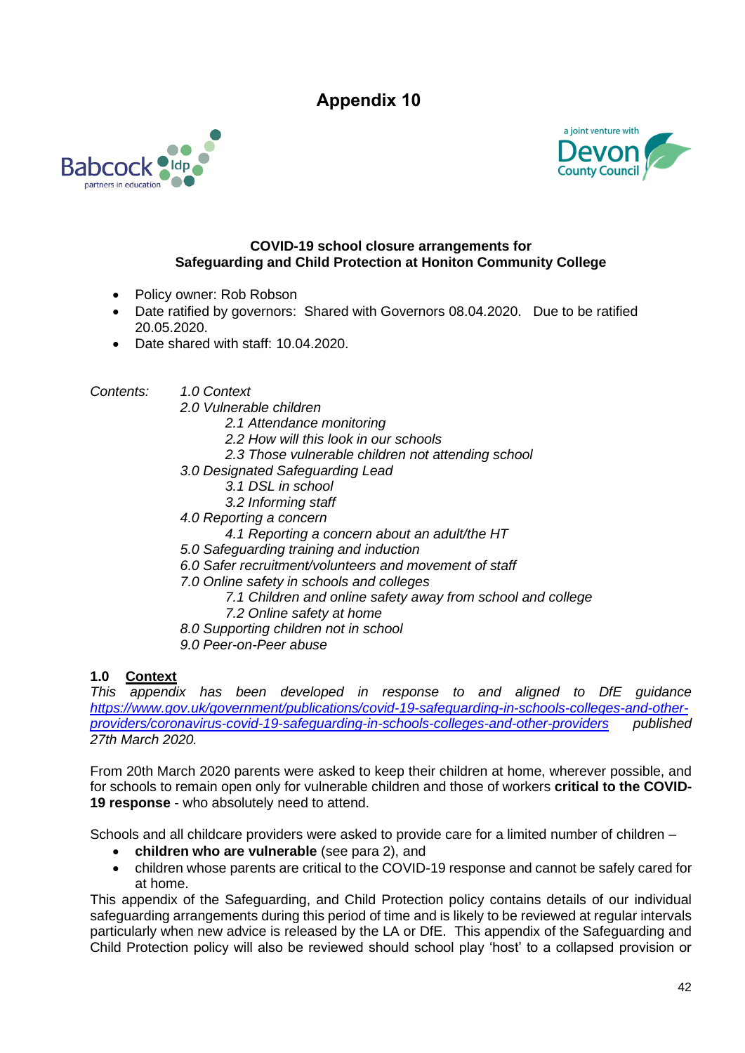# Appendix 10

**COVID-19 school closure arrangements for Safeguarding and Child Protection at Honiton Community College**

- Policy owner: Rob Robson
- Date ratified by governors: Shared with Governors 08.04.2020. Due to be ratified 20.05.2020.
- Date shared with staff: 10.04.2020.

*Contents:*

*1.0 Context*
*2.0 Vulnerable children*
  *2.1 Attendance monitoring*
  *2.2 How will this look in our schools*
  *2.3 Those vulnerable children not attending school*
*3.0 Designated Safeguarding Lead*
  *3.1 DSL in school*
  *3.2 Informing staff*
*4.0 Reporting a concern*
  *4.1 Reporting a concern about an adult/the HT*
*5.0 Safeguarding training and induction*
*6.0 Safer recruitment/volunteers and movement of staff*
*7.0 Online safety in schools and colleges*
  *7.1 Children and online safety away from school and college*
  *7.2 Online safety at home*
*8.0 Supporting children not in school*
*9.0 Peer-on-Peer abuse*

## 1.0 Context

*This appendix has been developed in response to and aligned to DfE guidance [https://www.gov.uk/government/publications/covid-19-safeguarding-in-schools-colleges-and-other-providers/coronavirus-covid-19-safeguarding-in-schools-colleges-and-other-providers](https://www.gov.uk/government/publications/covid-19-safeguarding-in-schools-colleges-and-other-providers/coronavirus-covid-19-safeguarding-in-schools-colleges-and-other-providers) published 27th March 2020.*

From 20th March 2020 parents were asked to keep their children at home, wherever possible, and for schools to remain open only for vulnerable children and those of workers **critical to the COVID-19 response** - who absolutely need to attend.

Schools and all childcare providers were asked to provide care for a limited number of children –

- **children who are vulnerable** (see para 2), and
- children whose parents are critical to the COVID-19 response and cannot be safely cared for at home.

This appendix of the Safeguarding, and Child Protection policy contains details of our individual safeguarding arrangements during this period of time and is likely to be reviewed at regular intervals particularly when new advice is released by the LA or DfE. This appendix of the Safeguarding and Child Protection policy will also be reviewed should school play 'host' to a collapsed provision or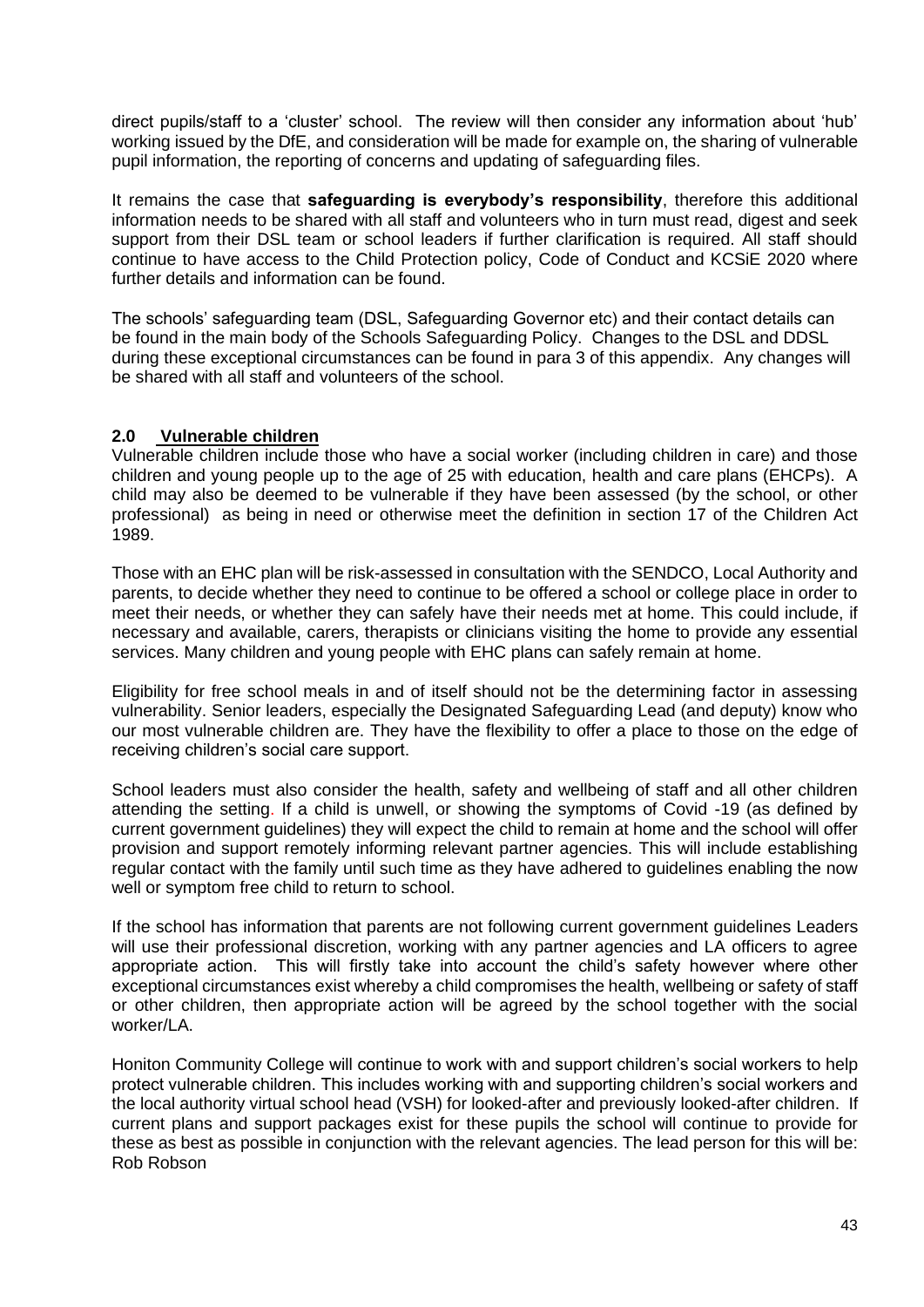direct pupils/staff to a 'cluster' school. The review will then consider any information about 'hub' working issued by the DfE, and consideration will be made for example on, the sharing of vulnerable pupil information, the reporting of concerns and updating of safeguarding files.

It remains the case that **safeguarding is everybody's responsibility**, therefore this additional information needs to be shared with all staff and volunteers who in turn must read, digest and seek support from their DSL team or school leaders if further clarification is required. All staff should continue to have access to the Child Protection policy, Code of Conduct and KCSiE 2020 where further details and information can be found.

The schools' safeguarding team (DSL, Safeguarding Governor etc) and their contact details can be found in the main body of the Schools Safeguarding Policy. Changes to the DSL and DDSL during these exceptional circumstances can be found in para 3 of this appendix. Any changes will be shared with all staff and volunteers of the school.

## 2.0 Vulnerable children

Vulnerable children include those who have a social worker (including children in care) and those children and young people up to the age of 25 with education, health and care plans (EHCPs). A child may also be deemed to be vulnerable if they have been assessed (by the school, or other professional) as being in need or otherwise meet the definition in section 17 of the Children Act 1989.

Those with an EHC plan will be risk-assessed in consultation with the SENDCO, Local Authority and parents, to decide whether they need to continue to be offered a school or college place in order to meet their needs, or whether they can safely have their needs met at home. This could include, if necessary and available, carers, therapists or clinicians visiting the home to provide any essential services. Many children and young people with EHC plans can safely remain at home.

Eligibility for free school meals in and of itself should not be the determining factor in assessing vulnerability. Senior leaders, especially the Designated Safeguarding Lead (and deputy) know who our most vulnerable children are. They have the flexibility to offer a place to those on the edge of receiving children's social care support.

School leaders must also consider the health, safety and wellbeing of staff and all other children attending the setting. If a child is unwell, or showing the symptoms of Covid -19 (as defined by current government guidelines) they will expect the child to remain at home and the school will offer provision and support remotely informing relevant partner agencies. This will include establishing regular contact with the family until such time as they have adhered to guidelines enabling the now well or symptom free child to return to school.

If the school has information that parents are not following current government guidelines Leaders will use their professional discretion, working with any partner agencies and LA officers to agree appropriate action. This will firstly take into account the child's safety however where other exceptional circumstances exist whereby a child compromises the health, wellbeing or safety of staff or other children, then appropriate action will be agreed by the school together with the social worker/LA.

Honiton Community College will continue to work with and support children's social workers to help protect vulnerable children. This includes working with and supporting children's social workers and the local authority virtual school head (VSH) for looked-after and previously looked-after children. If current plans and support packages exist for these pupils the school will continue to provide for these as best as possible in conjunction with the relevant agencies. The lead person for this will be: Rob Robson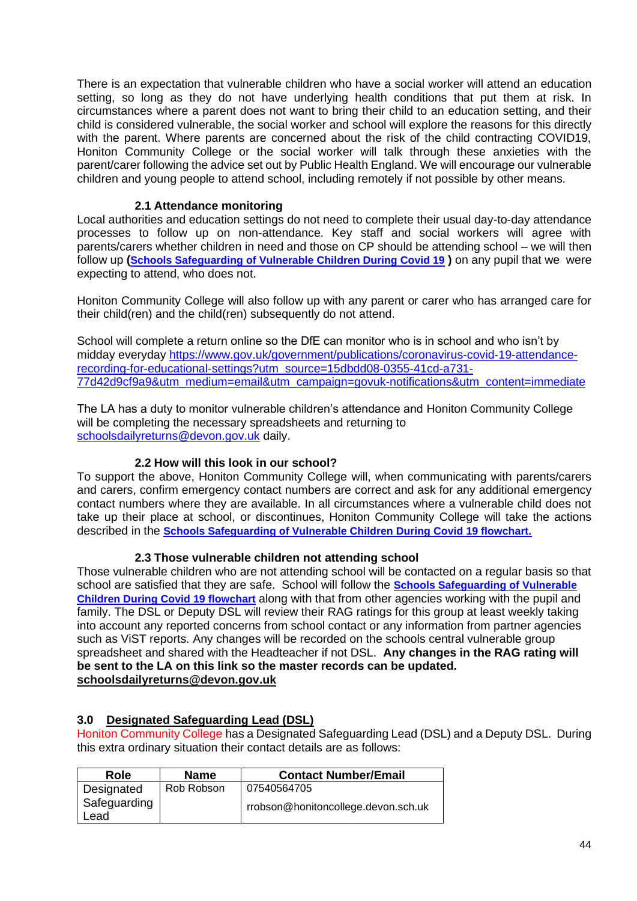There is an expectation that vulnerable children who have a social worker will attend an education setting, so long as they do not have underlying health conditions that put them at risk. In circumstances where a parent does not want to bring their child to an education setting, and their child is considered vulnerable, the social worker and school will explore the reasons for this directly with the parent. Where parents are concerned about the risk of the child contracting COVID19, Honiton Community College or the social worker will talk through these anxieties with the parent/carer following the advice set out by Public Health England. We will encourage our vulnerable children and young people to attend school, including remotely if not possible by other means.

### 2.1 Attendance monitoring

Local authorities and education settings do not need to complete their usual day-to-day attendance processes to follow up on non-attendance. Key staff and social workers will agree with parents/carers whether children in need and those on CP should be attending school – we will then follow up **(Schools Safeguarding of Vulnerable Children During Covid 19 )** on any pupil that we were expecting to attend, who does not.

Honiton Community College will also follow up with any parent or carer who has arranged care for their child(ren) and the child(ren) subsequently do not attend.

School will complete a return online so the DfE can monitor who is in school and who isn't by midday everyday https://www.gov.uk/government/publications/coronavirus-covid-19-attendance-recording-for-educational-settings?utm_source=15dbdd08-0355-41cd-a731-77d42d9cf9a9&utm_medium=email&utm_campaign=govuk-notifications&utm_content=immediate

The LA has a duty to monitor vulnerable children's attendance and Honiton Community College will be completing the necessary spreadsheets and returning to schoolsdailyreturns@devon.gov.uk daily.

### 2.2 How will this look in our school?

To support the above, Honiton Community College will, when communicating with parents/carers and carers, confirm emergency contact numbers are correct and ask for any additional emergency contact numbers where they are available. In all circumstances where a vulnerable child does not take up their place at school, or discontinues, Honiton Community College will take the actions described in the **Schools Safeguarding of Vulnerable Children During Covid 19 flowchart.**

### 2.3 Those vulnerable children not attending school

Those vulnerable children who are not attending school will be contacted on a regular basis so that school are satisfied that they are safe. School will follow the **Schools Safeguarding of Vulnerable Children During Covid 19 flowchart** along with that from other agencies working with the pupil and family. The DSL or Deputy DSL will review their RAG ratings for this group at least weekly taking into account any reported concerns from school contact or any information from partner agencies such as ViST reports. Any changes will be recorded on the schools central vulnerable group spreadsheet and shared with the Headteacher if not DSL. **Any changes in the RAG rating will be sent to the LA on this link so the master records can be updated. schoolsdailyreturns@devon.gov.uk**

## 3.0 Designated Safeguarding Lead (DSL)

Honiton Community College has a Designated Safeguarding Lead (DSL) and a Deputy DSL. During this extra ordinary situation their contact details are as follows:

| Role | Name | Contact Number/Email |
|---|---|---|
| Designated Safeguarding Lead | Rob Robson | 07540564705<br>rrobson@honitoncollege.devon.sch.uk |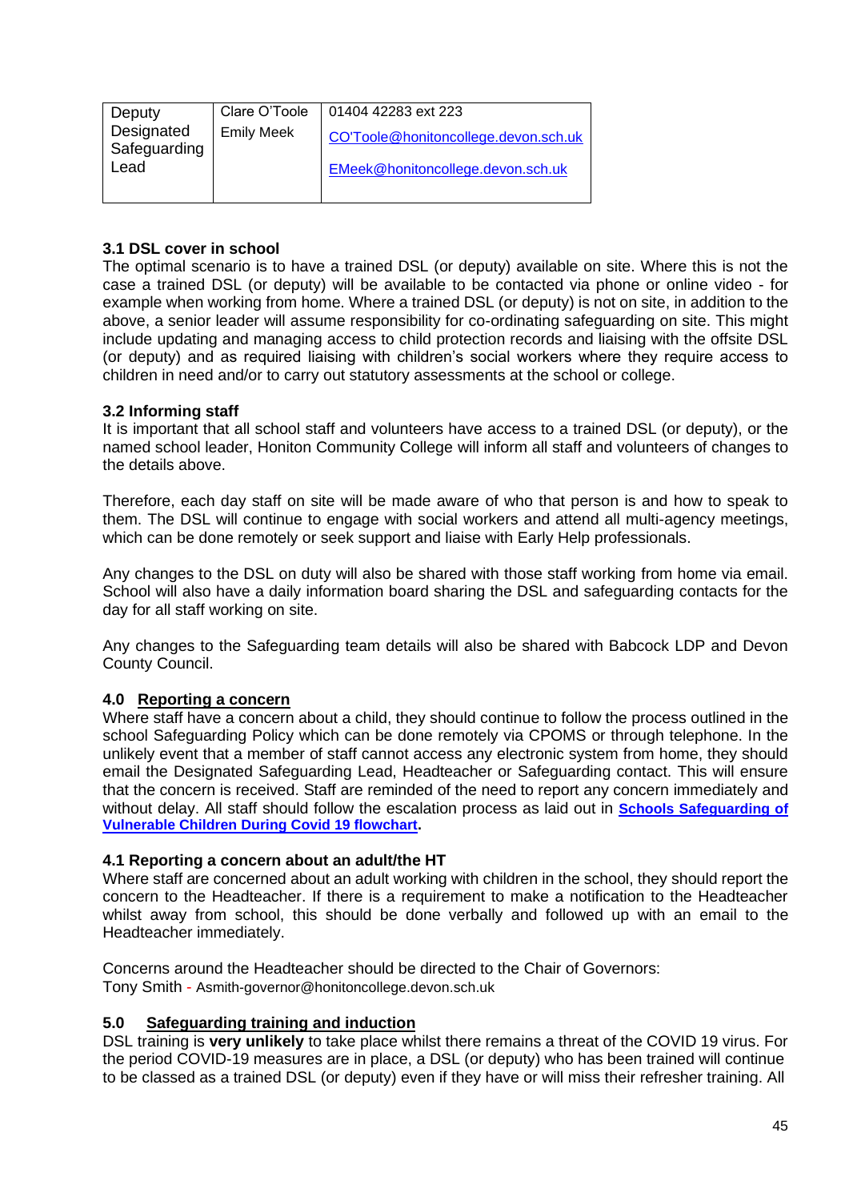| Deputy Designated Safeguarding Lead | Clare O'Toole<br>Emily Meek | 01404 42283 ext 223<br>CO'Toole@honitoncollege.devon.sch.uk<br>EMeek@honitoncollege.devon.sch.uk |
|---|---|---|

### 3.1 DSL cover in school

The optimal scenario is to have a trained DSL (or deputy) available on site. Where this is not the case a trained DSL (or deputy) will be available to be contacted via phone or online video - for example when working from home. Where a trained DSL (or deputy) is not on site, in addition to the above, a senior leader will assume responsibility for co-ordinating safeguarding on site. This might include updating and managing access to child protection records and liaising with the offsite DSL (or deputy) and as required liaising with children's social workers where they require access to children in need and/or to carry out statutory assessments at the school or college.

### 3.2 Informing staff

It is important that all school staff and volunteers have access to a trained DSL (or deputy), or the named school leader, Honiton Community College will inform all staff and volunteers of changes to the details above.

Therefore, each day staff on site will be made aware of who that person is and how to speak to them. The DSL will continue to engage with social workers and attend all multi-agency meetings, which can be done remotely or seek support and liaise with Early Help professionals.

Any changes to the DSL on duty will also be shared with those staff working from home via email. School will also have a daily information board sharing the DSL and safeguarding contacts for the day for all staff working on site.

Any changes to the Safeguarding team details will also be shared with Babcock LDP and Devon County Council.

## 4.0 Reporting a concern

Where staff have a concern about a child, they should continue to follow the process outlined in the school Safeguarding Policy which can be done remotely via CPOMS or through telephone. In the unlikely event that a member of staff cannot access any electronic system from home, they should email the Designated Safeguarding Lead, Headteacher or Safeguarding contact. This will ensure that the concern is received. Staff are reminded of the need to report any concern immediately and without delay. All staff should follow the escalation process as laid out in **Schools Safeguarding of Vulnerable Children During Covid 19 flowchart**.

### 4.1 Reporting a concern about an adult/the HT

Where staff are concerned about an adult working with children in the school, they should report the concern to the Headteacher. If there is a requirement to make a notification to the Headteacher whilst away from school, this should be done verbally and followed up with an email to the Headteacher immediately.

Concerns around the Headteacher should be directed to the Chair of Governors:
Tony Smith - Asmith-governor@honitoncollege.devon.sch.uk

## 5.0 Safeguarding training and induction

DSL training is **very unlikely** to take place whilst there remains a threat of the COVID 19 virus. For the period COVID-19 measures are in place, a DSL (or deputy) who has been trained will continue to be classed as a trained DSL (or deputy) even if they have or will miss their refresher training. All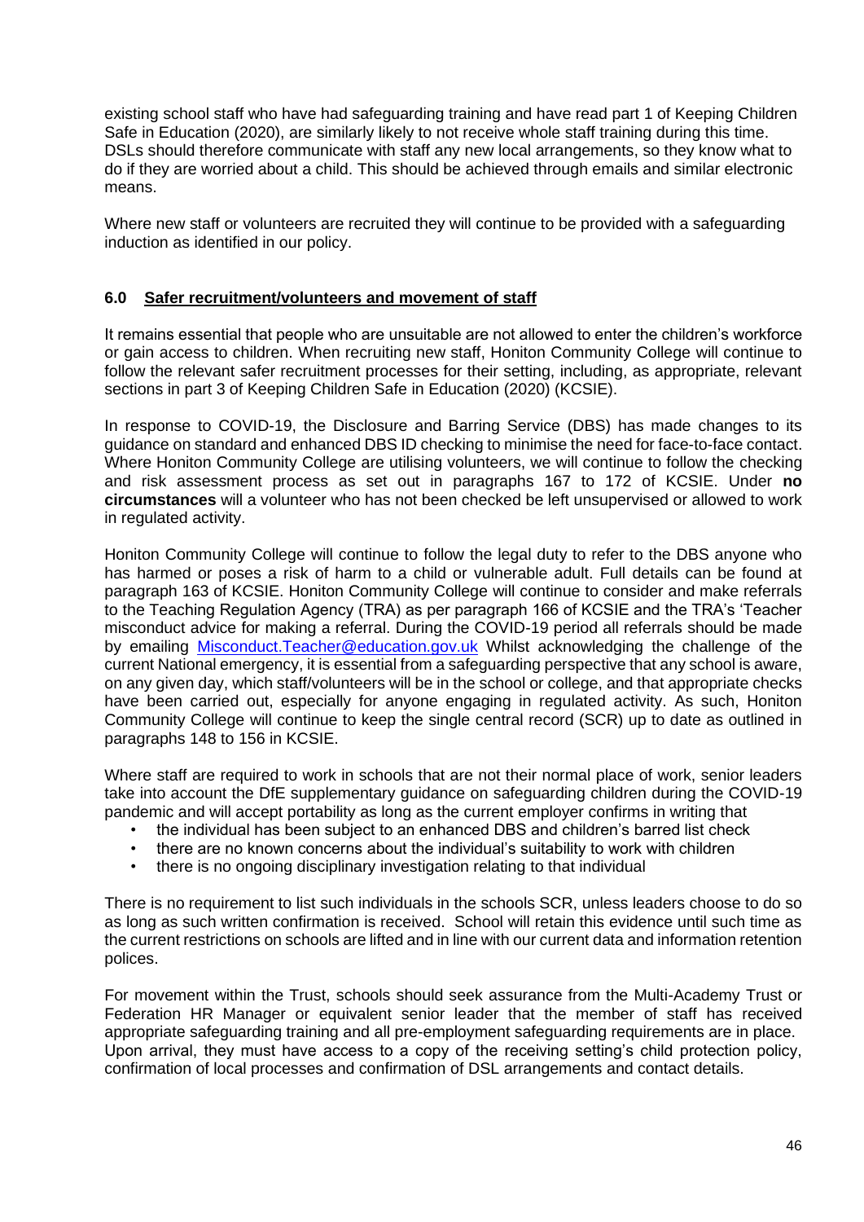existing school staff who have had safeguarding training and have read part 1 of Keeping Children Safe in Education (2020), are similarly likely to not receive whole staff training during this time. DSLs should therefore communicate with staff any new local arrangements, so they know what to do if they are worried about a child. This should be achieved through emails and similar electronic means.

Where new staff or volunteers are recruited they will continue to be provided with a safeguarding induction as identified in our policy.

## 6.0 Safer recruitment/volunteers and movement of staff

It remains essential that people who are unsuitable are not allowed to enter the children's workforce or gain access to children. When recruiting new staff, Honiton Community College will continue to follow the relevant safer recruitment processes for their setting, including, as appropriate, relevant sections in part 3 of Keeping Children Safe in Education (2020) (KCSIE).

In response to COVID-19, the Disclosure and Barring Service (DBS) has made changes to its guidance on standard and enhanced DBS ID checking to minimise the need for face-to-face contact. Where Honiton Community College are utilising volunteers, we will continue to follow the checking and risk assessment process as set out in paragraphs 167 to 172 of KCSIE. Under **no circumstances** will a volunteer who has not been checked be left unsupervised or allowed to work in regulated activity.

Honiton Community College will continue to follow the legal duty to refer to the DBS anyone who has harmed or poses a risk of harm to a child or vulnerable adult. Full details can be found at paragraph 163 of KCSIE. Honiton Community College will continue to consider and make referrals to the Teaching Regulation Agency (TRA) as per paragraph 166 of KCSIE and the TRA's 'Teacher misconduct advice for making a referral. During the COVID-19 period all referrals should be made by emailing Misconduct.Teacher@education.gov.uk Whilst acknowledging the challenge of the current National emergency, it is essential from a safeguarding perspective that any school is aware, on any given day, which staff/volunteers will be in the school or college, and that appropriate checks have been carried out, especially for anyone engaging in regulated activity. As such, Honiton Community College will continue to keep the single central record (SCR) up to date as outlined in paragraphs 148 to 156 in KCSIE.

Where staff are required to work in schools that are not their normal place of work, senior leaders take into account the DfE supplementary guidance on safeguarding children during the COVID-19 pandemic and will accept portability as long as the current employer confirms in writing that

- the individual has been subject to an enhanced DBS and children's barred list check
- there are no known concerns about the individual's suitability to work with children
- there is no ongoing disciplinary investigation relating to that individual

There is no requirement to list such individuals in the schools SCR, unless leaders choose to do so as long as such written confirmation is received. School will retain this evidence until such time as the current restrictions on schools are lifted and in line with our current data and information retention polices.

For movement within the Trust, schools should seek assurance from the Multi-Academy Trust or Federation HR Manager or equivalent senior leader that the member of staff has received appropriate safeguarding training and all pre-employment safeguarding requirements are in place. Upon arrival, they must have access to a copy of the receiving setting's child protection policy, confirmation of local processes and confirmation of DSL arrangements and contact details.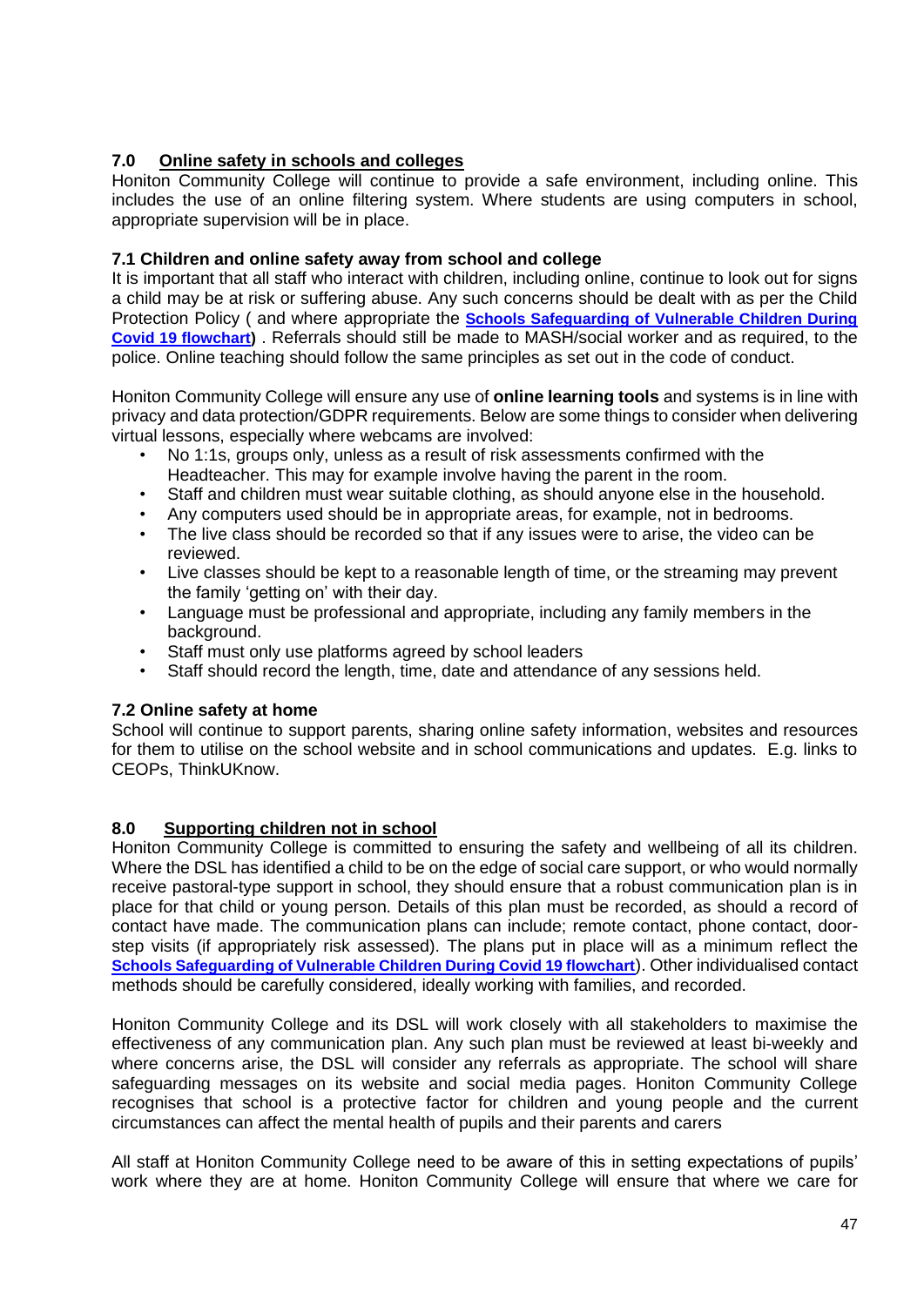## 7.0 Online safety in schools and colleges

Honiton Community College will continue to provide a safe environment, including online. This includes the use of an online filtering system. Where students are using computers in school, appropriate supervision will be in place.

### 7.1 Children and online safety away from school and college

It is important that all staff who interact with children, including online, continue to look out for signs a child may be at risk or suffering abuse. Any such concerns should be dealt with as per the Child Protection Policy ( and where appropriate the **Schools Safeguarding of Vulnerable Children During Covid 19 flowchart)** . Referrals should still be made to MASH/social worker and as required, to the police. Online teaching should follow the same principles as set out in the code of conduct.

Honiton Community College will ensure any use of **online learning tools** and systems is in line with privacy and data protection/GDPR requirements. Below are some things to consider when delivering virtual lessons, especially where webcams are involved:

- No 1:1s, groups only, unless as a result of risk assessments confirmed with the Headteacher. This may for example involve having the parent in the room.
- Staff and children must wear suitable clothing, as should anyone else in the household.
- Any computers used should be in appropriate areas, for example, not in bedrooms.
- The live class should be recorded so that if any issues were to arise, the video can be reviewed.
- Live classes should be kept to a reasonable length of time, or the streaming may prevent the family 'getting on' with their day.
- Language must be professional and appropriate, including any family members in the background.
- Staff must only use platforms agreed by school leaders
- Staff should record the length, time, date and attendance of any sessions held.

### 7.2 Online safety at home

School will continue to support parents, sharing online safety information, websites and resources for them to utilise on the school website and in school communications and updates. E.g. links to CEOPs, ThinkUKnow.

## 8.0 Supporting children not in school

Honiton Community College is committed to ensuring the safety and wellbeing of all its children. Where the DSL has identified a child to be on the edge of social care support, or who would normally receive pastoral-type support in school, they should ensure that a robust communication plan is in place for that child or young person. Details of this plan must be recorded, as should a record of contact have made. The communication plans can include; remote contact, phone contact, door-step visits (if appropriately risk assessed). The plans put in place will as a minimum reflect the **Schools Safeguarding of Vulnerable Children During Covid 19 flowchart**). Other individualised contact methods should be carefully considered, ideally working with families, and recorded.

Honiton Community College and its DSL will work closely with all stakeholders to maximise the effectiveness of any communication plan. Any such plan must be reviewed at least bi-weekly and where concerns arise, the DSL will consider any referrals as appropriate. The school will share safeguarding messages on its website and social media pages. Honiton Community College recognises that school is a protective factor for children and young people and the current circumstances can affect the mental health of pupils and their parents and carers

All staff at Honiton Community College need to be aware of this in setting expectations of pupils' work where they are at home. Honiton Community College will ensure that where we care for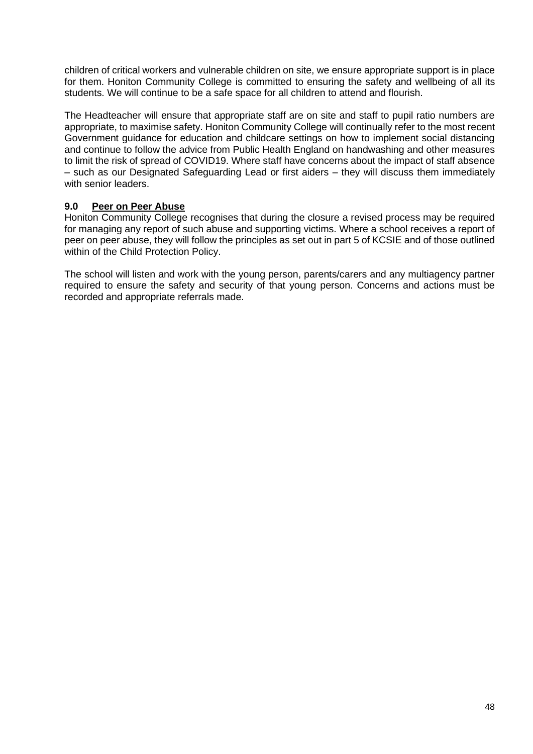children of critical workers and vulnerable children on site, we ensure appropriate support is in place for them. Honiton Community College is committed to ensuring the safety and wellbeing of all its students. We will continue to be a safe space for all children to attend and flourish.

The Headteacher will ensure that appropriate staff are on site and staff to pupil ratio numbers are appropriate, to maximise safety. Honiton Community College will continually refer to the most recent Government guidance for education and childcare settings on how to implement social distancing and continue to follow the advice from Public Health England on handwashing and other measures to limit the risk of spread of COVID19. Where staff have concerns about the impact of staff absence – such as our Designated Safeguarding Lead or first aiders – they will discuss them immediately with senior leaders.

### 9.0 Peer on Peer Abuse

Honiton Community College recognises that during the closure a revised process may be required for managing any report of such abuse and supporting victims. Where a school receives a report of peer on peer abuse, they will follow the principles as set out in part 5 of KCSIE and of those outlined within of the Child Protection Policy.

The school will listen and work with the young person, parents/carers and any multiagency partner required to ensure the safety and security of that young person. Concerns and actions must be recorded and appropriate referrals made.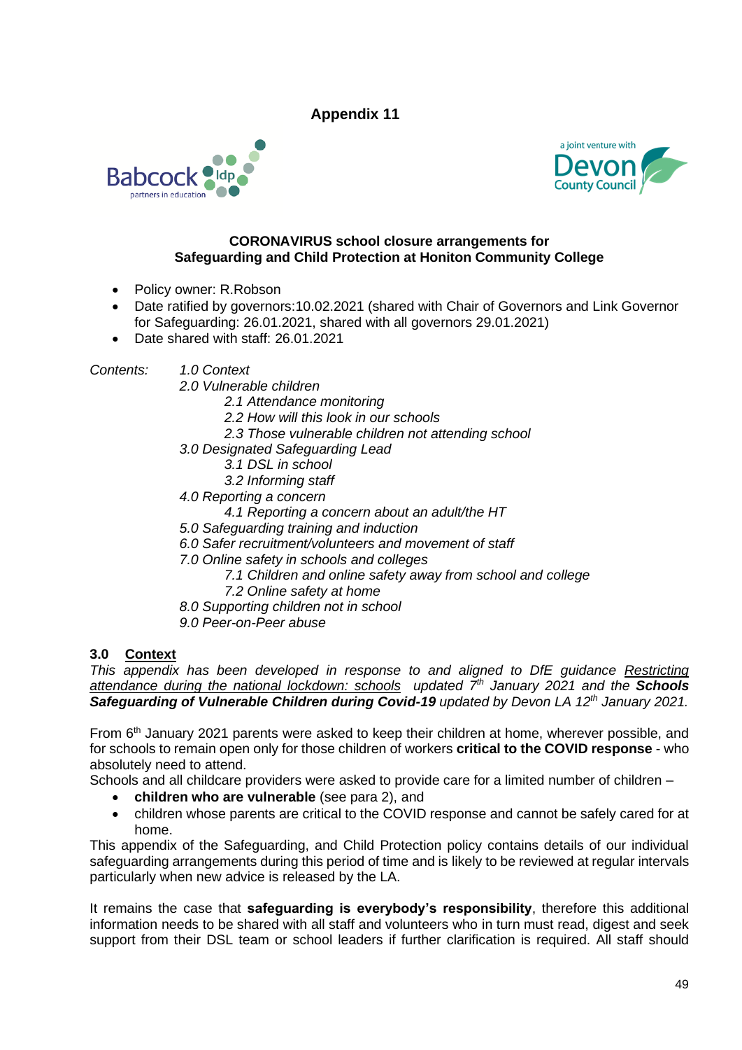# Appendix 11

**CORONAVIRUS school closure arrangements for Safeguarding and Child Protection at Honiton Community College**

- Policy owner: R.Robson
- Date ratified by governors:10.02.2021 (shared with Chair of Governors and Link Governor for Safeguarding: 26.01.2021, shared with all governors 29.01.2021)
- Date shared with staff: 26.01.2021

*Contents:*

*1.0 Context*
*2.0 Vulnerable children*
 *2.1 Attendance monitoring*
 *2.2 How will this look in our schools*
 *2.3 Those vulnerable children not attending school*
*3.0 Designated Safeguarding Lead*
 *3.1 DSL in school*
 *3.2 Informing staff*
*4.0 Reporting a concern*
 *4.1 Reporting a concern about an adult/the HT*
*5.0 Safeguarding training and induction*
*6.0 Safer recruitment/volunteers and movement of staff*
*7.0 Online safety in schools and colleges*
 *7.1 Children and online safety away from school and college*
 *7.2 Online safety at home*
*8.0 Supporting children not in school*
*9.0 Peer-on-Peer abuse*

## 3.0 Context

*This appendix has been developed in response to and aligned to DfE guidance Restricting attendance during the national lockdown: schools updated 7th January 2021 and the **Schools Safeguarding of Vulnerable Children during Covid-19** updated by Devon LA 12th January 2021.*

From 6th January 2021 parents were asked to keep their children at home, wherever possible, and for schools to remain open only for those children of workers **critical to the COVID response** - who absolutely need to attend.

Schools and all childcare providers were asked to provide care for a limited number of children –

- **children who are vulnerable** (see para 2), and
- children whose parents are critical to the COVID response and cannot be safely cared for at home.

This appendix of the Safeguarding, and Child Protection policy contains details of our individual safeguarding arrangements during this period of time and is likely to be reviewed at regular intervals particularly when new advice is released by the LA.

It remains the case that **safeguarding is everybody's responsibility**, therefore this additional information needs to be shared with all staff and volunteers who in turn must read, digest and seek support from their DSL team or school leaders if further clarification is required. All staff should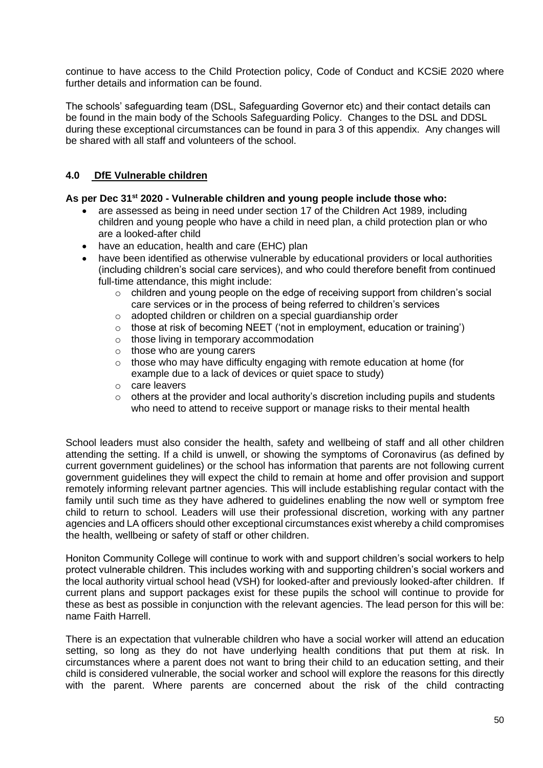continue to have access to the Child Protection policy, Code of Conduct and KCSiE 2020 where further details and information can be found.

The schools' safeguarding team (DSL, Safeguarding Governor etc) and their contact details can be found in the main body of the Schools Safeguarding Policy. Changes to the DSL and DDSL during these exceptional circumstances can be found in para 3 of this appendix. Any changes will be shared with all staff and volunteers of the school.

## 4.0 DfE Vulnerable children

**As per Dec 31st 2020 - Vulnerable children and young people include those who:**

- are assessed as being in need under section 17 of the Children Act 1989, including children and young people who have a child in need plan, a child protection plan or who are a looked-after child
- have an education, health and care (EHC) plan
- have been identified as otherwise vulnerable by educational providers or local authorities (including children's social care services), and who could therefore benefit from continued full-time attendance, this might include:
  - children and young people on the edge of receiving support from children's social care services or in the process of being referred to children's services
  - adopted children or children on a special guardianship order
  - those at risk of becoming NEET ('not in employment, education or training')
  - those living in temporary accommodation
  - those who are young carers
  - those who may have difficulty engaging with remote education at home (for example due to a lack of devices or quiet space to study)
  - care leavers
  - others at the provider and local authority's discretion including pupils and students who need to attend to receive support or manage risks to their mental health

School leaders must also consider the health, safety and wellbeing of staff and all other children attending the setting. If a child is unwell, or showing the symptoms of Coronavirus (as defined by current government guidelines) or the school has information that parents are not following current government guidelines they will expect the child to remain at home and offer provision and support remotely informing relevant partner agencies. This will include establishing regular contact with the family until such time as they have adhered to guidelines enabling the now well or symptom free child to return to school. Leaders will use their professional discretion, working with any partner agencies and LA officers should other exceptional circumstances exist whereby a child compromises the health, wellbeing or safety of staff or other children.

Honiton Community College will continue to work with and support children's social workers to help protect vulnerable children. This includes working with and supporting children's social workers and the local authority virtual school head (VSH) for looked-after and previously looked-after children. If current plans and support packages exist for these pupils the school will continue to provide for these as best as possible in conjunction with the relevant agencies. The lead person for this will be: name Faith Harrell.

There is an expectation that vulnerable children who have a social worker will attend an education setting, so long as they do not have underlying health conditions that put them at risk. In circumstances where a parent does not want to bring their child to an education setting, and their child is considered vulnerable, the social worker and school will explore the reasons for this directly with the parent. Where parents are concerned about the risk of the child contracting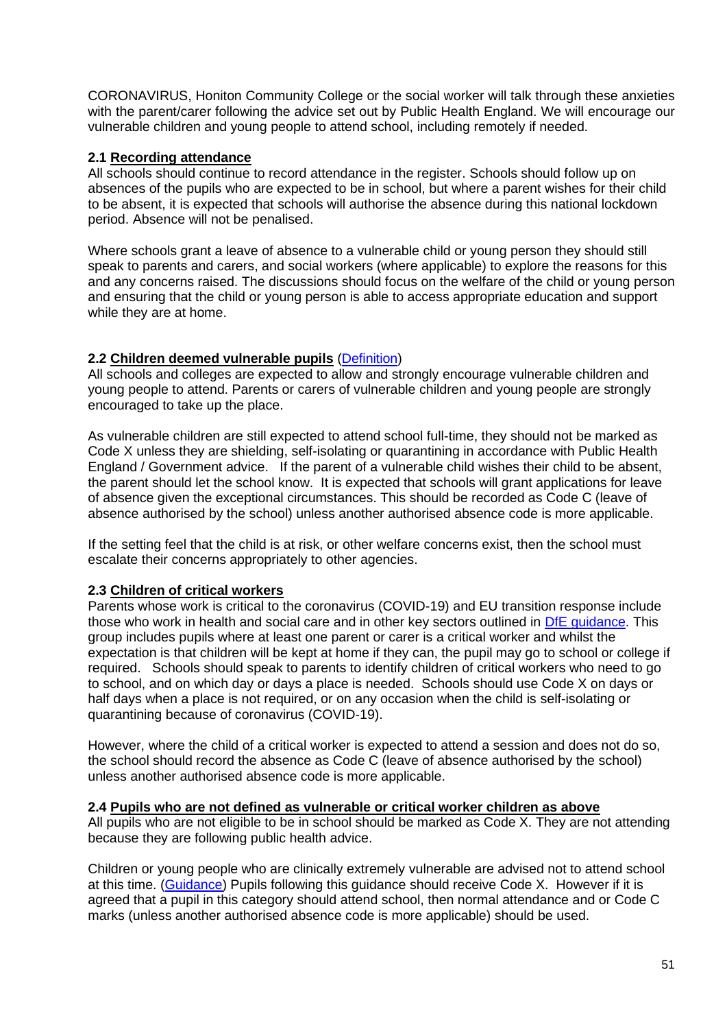CORONAVIRUS, Honiton Community College or the social worker will talk through these anxieties with the parent/carer following the advice set out by Public Health England. We will encourage our vulnerable children and young people to attend school, including remotely if needed.

### 2.1 Recording attendance

All schools should continue to record attendance in the register. Schools should follow up on absences of the pupils who are expected to be in school, but where a parent wishes for their child to be absent, it is expected that schools will authorise the absence during this national lockdown period. Absence will not be penalised.

Where schools grant a leave of absence to a vulnerable child or young person they should still speak to parents and carers, and social workers (where applicable) to explore the reasons for this and any concerns raised. The discussions should focus on the welfare of the child or young person and ensuring that the child or young person is able to access appropriate education and support while they are at home.

### 2.2 Children deemed vulnerable pupils (Definition)

All schools and colleges are expected to allow and strongly encourage vulnerable children and young people to attend. Parents or carers of vulnerable children and young people are strongly encouraged to take up the place.

As vulnerable children are still expected to attend school full-time, they should not be marked as Code X unless they are shielding, self-isolating or quarantining in accordance with Public Health England / Government advice. If the parent of a vulnerable child wishes their child to be absent, the parent should let the school know. It is expected that schools will grant applications for leave of absence given the exceptional circumstances. This should be recorded as Code C (leave of absence authorised by the school) unless another authorised absence code is more applicable.

If the setting feel that the child is at risk, or other welfare concerns exist, then the school must escalate their concerns appropriately to other agencies.

### 2.3 Children of critical workers

Parents whose work is critical to the coronavirus (COVID-19) and EU transition response include those who work in health and social care and in other key sectors outlined in DfE guidance. This group includes pupils where at least one parent or carer is a critical worker and whilst the expectation is that children will be kept at home if they can, the pupil may go to school or college if required. Schools should speak to parents to identify children of critical workers who need to go to school, and on which day or days a place is needed. Schools should use Code X on days or half days when a place is not required, or on any occasion when the child is self-isolating or quarantining because of coronavirus (COVID-19).

However, where the child of a critical worker is expected to attend a session and does not do so, the school should record the absence as Code C (leave of absence authorised by the school) unless another authorised absence code is more applicable.

### 2.4 Pupils who are not defined as vulnerable or critical worker children as above

All pupils who are not eligible to be in school should be marked as Code X. They are not attending because they are following public health advice.

Children or young people who are clinically extremely vulnerable are advised not to attend school at this time. (Guidance) Pupils following this guidance should receive Code X. However if it is agreed that a pupil in this category should attend school, then normal attendance and or Code C marks (unless another authorised absence code is more applicable) should be used.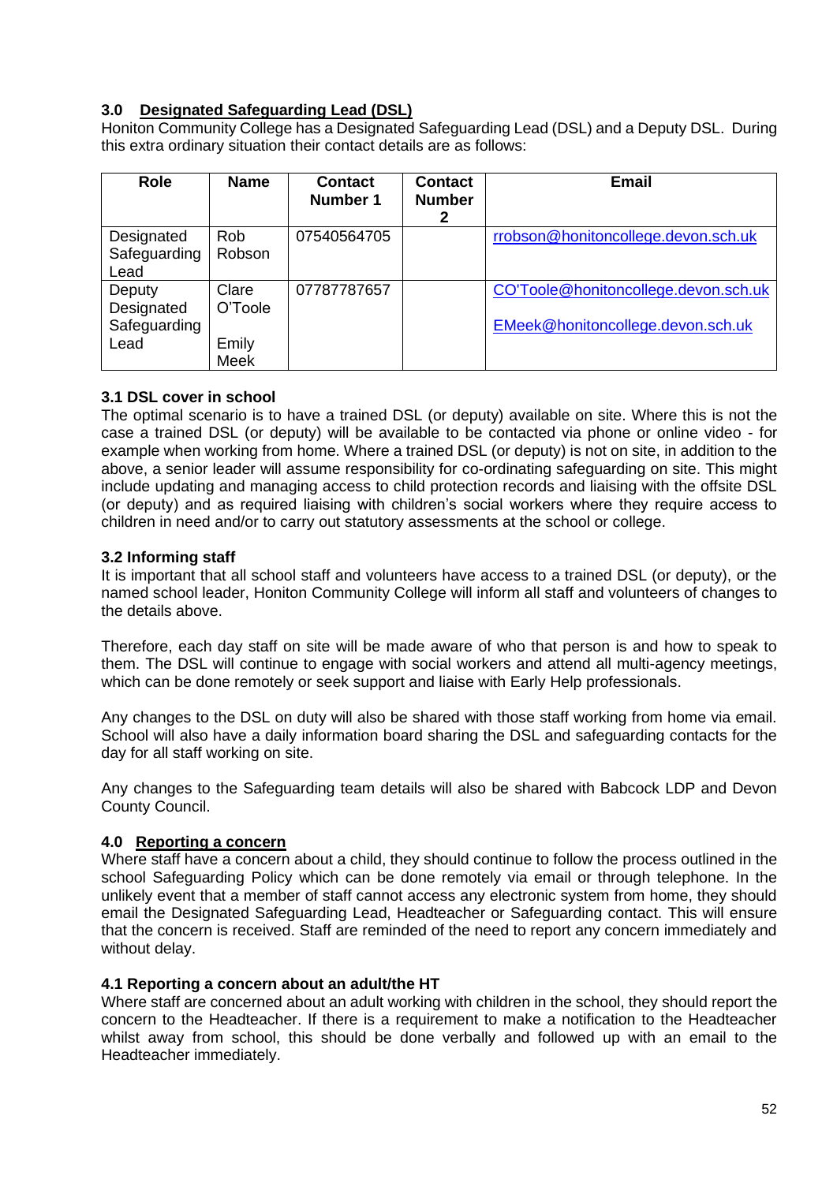## 3.0 Designated Safeguarding Lead (DSL)

Honiton Community College has a Designated Safeguarding Lead (DSL) and a Deputy DSL. During this extra ordinary situation their contact details are as follows:

| Role | Name | Contact Number 1 | Contact Number 2 | Email |
|---|---|---|---|---|
| Designated Safeguarding Lead | Rob Robson | 07540564705 | | rrobson@honitoncollege.devon.sch.uk |
| Deputy Designated Safeguarding Lead | Clare O'Toole<br><br>Emily Meek | 07787787657 | | CO'Toole@honitoncollege.devon.sch.uk<br><br>EMeek@honitoncollege.devon.sch.uk |

### 3.1 DSL cover in school

The optimal scenario is to have a trained DSL (or deputy) available on site. Where this is not the case a trained DSL (or deputy) will be available to be contacted via phone or online video - for example when working from home. Where a trained DSL (or deputy) is not on site, in addition to the above, a senior leader will assume responsibility for co-ordinating safeguarding on site. This might include updating and managing access to child protection records and liaising with the offsite DSL (or deputy) and as required liaising with children's social workers where they require access to children in need and/or to carry out statutory assessments at the school or college.

### 3.2 Informing staff

It is important that all school staff and volunteers have access to a trained DSL (or deputy), or the named school leader, Honiton Community College will inform all staff and volunteers of changes to the details above.

Therefore, each day staff on site will be made aware of who that person is and how to speak to them. The DSL will continue to engage with social workers and attend all multi-agency meetings, which can be done remotely or seek support and liaise with Early Help professionals.

Any changes to the DSL on duty will also be shared with those staff working from home via email. School will also have a daily information board sharing the DSL and safeguarding contacts for the day for all staff working on site.

Any changes to the Safeguarding team details will also be shared with Babcock LDP and Devon County Council.

## 4.0 Reporting a concern

Where staff have a concern about a child, they should continue to follow the process outlined in the school Safeguarding Policy which can be done remotely via email or through telephone. In the unlikely event that a member of staff cannot access any electronic system from home, they should email the Designated Safeguarding Lead, Headteacher or Safeguarding contact. This will ensure that the concern is received. Staff are reminded of the need to report any concern immediately and without delay.

### 4.1 Reporting a concern about an adult/the HT

Where staff are concerned about an adult working with children in the school, they should report the concern to the Headteacher. If there is a requirement to make a notification to the Headteacher whilst away from school, this should be done verbally and followed up with an email to the Headteacher immediately.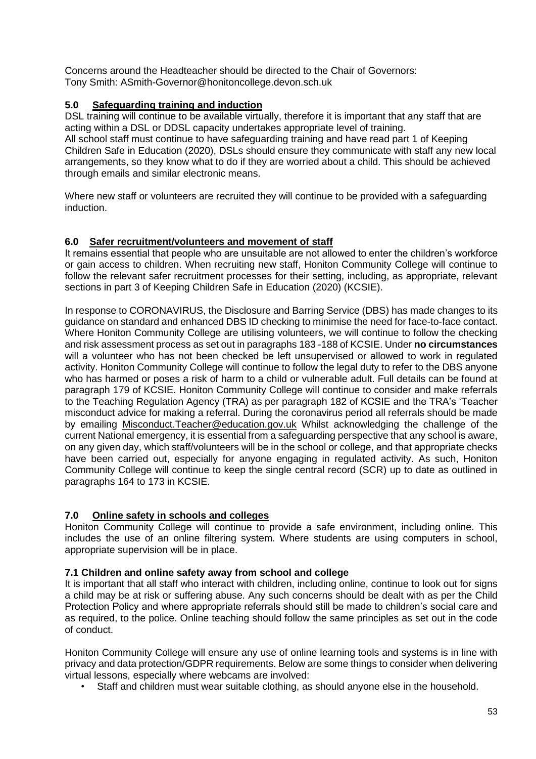Concerns around the Headteacher should be directed to the Chair of Governors:
Tony Smith: ASmith-Governor@honitoncollege.devon.sch.uk

## 5.0 Safeguarding training and induction

DSL training will continue to be available virtually, therefore it is important that any staff that are acting within a DSL or DDSL capacity undertakes appropriate level of training.
All school staff must continue to have safeguarding training and have read part 1 of Keeping Children Safe in Education (2020), DSLs should ensure they communicate with staff any new local arrangements, so they know what to do if they are worried about a child. This should be achieved through emails and similar electronic means.

Where new staff or volunteers are recruited they will continue to be provided with a safeguarding induction.

## 6.0 Safer recruitment/volunteers and movement of staff

It remains essential that people who are unsuitable are not allowed to enter the children's workforce or gain access to children. When recruiting new staff, Honiton Community College will continue to follow the relevant safer recruitment processes for their setting, including, as appropriate, relevant sections in part 3 of Keeping Children Safe in Education (2020) (KCSIE).

In response to CORONAVIRUS, the Disclosure and Barring Service (DBS) has made changes to its guidance on standard and enhanced DBS ID checking to minimise the need for face-to-face contact. Where Honiton Community College are utilising volunteers, we will continue to follow the checking and risk assessment process as set out in paragraphs 183 -188 of KCSIE. Under **no circumstances** will a volunteer who has not been checked be left unsupervised or allowed to work in regulated activity. Honiton Community College will continue to follow the legal duty to refer to the DBS anyone who has harmed or poses a risk of harm to a child or vulnerable adult. Full details can be found at paragraph 179 of KCSIE. Honiton Community College will continue to consider and make referrals to the Teaching Regulation Agency (TRA) as per paragraph 182 of KCSIE and the TRA's 'Teacher misconduct advice for making a referral. During the coronavirus period all referrals should be made by emailing Misconduct.Teacher@education.gov.uk Whilst acknowledging the challenge of the current National emergency, it is essential from a safeguarding perspective that any school is aware, on any given day, which staff/volunteers will be in the school or college, and that appropriate checks have been carried out, especially for anyone engaging in regulated activity. As such, Honiton Community College will continue to keep the single central record (SCR) up to date as outlined in paragraphs 164 to 173 in KCSIE.

## 7.0 Online safety in schools and colleges

Honiton Community College will continue to provide a safe environment, including online. This includes the use of an online filtering system. Where students are using computers in school, appropriate supervision will be in place.

### 7.1 Children and online safety away from school and college

It is important that all staff who interact with children, including online, continue to look out for signs a child may be at risk or suffering abuse. Any such concerns should be dealt with as per the Child Protection Policy and where appropriate referrals should still be made to children's social care and as required, to the police. Online teaching should follow the same principles as set out in the code of conduct.

Honiton Community College will ensure any use of online learning tools and systems is in line with privacy and data protection/GDPR requirements. Below are some things to consider when delivering virtual lessons, especially where webcams are involved:

- Staff and children must wear suitable clothing, as should anyone else in the household.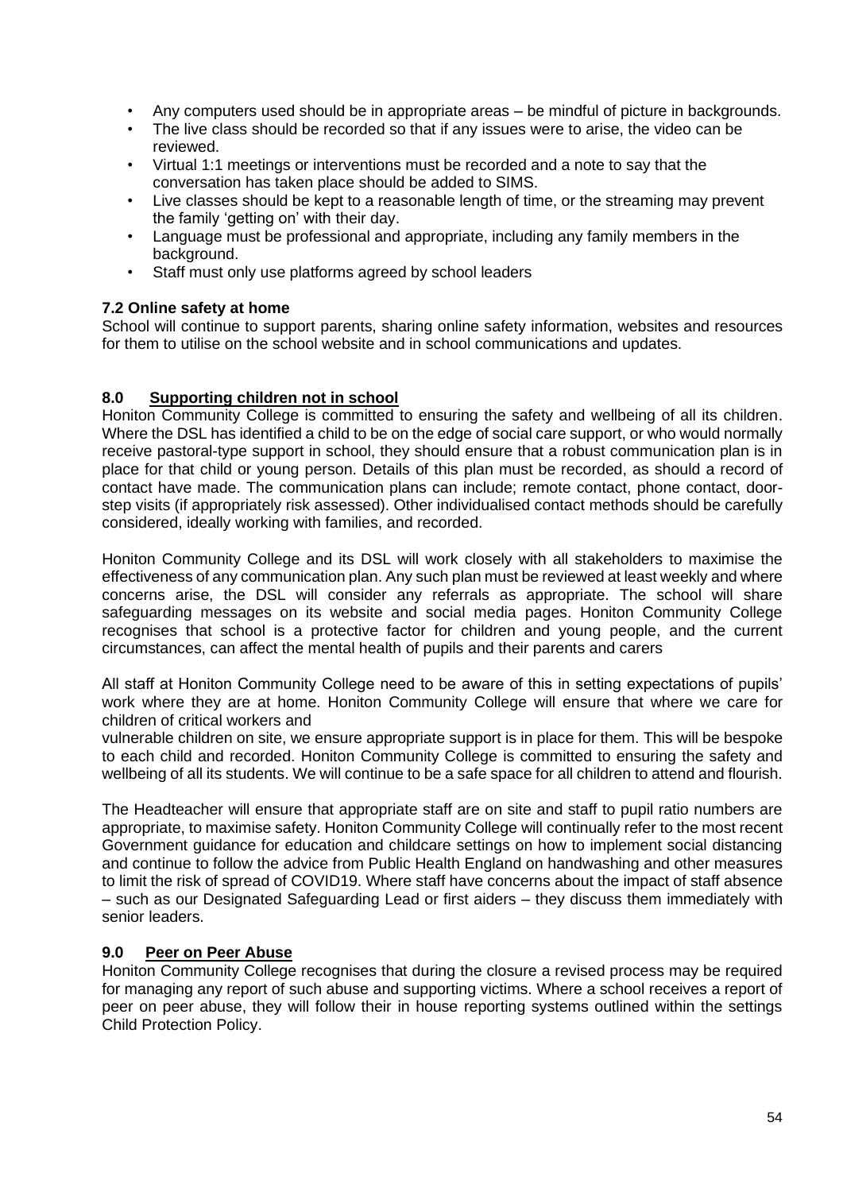- Any computers used should be in appropriate areas – be mindful of picture in backgrounds.
- The live class should be recorded so that if any issues were to arise, the video can be reviewed.
- Virtual 1:1 meetings or interventions must be recorded and a note to say that the conversation has taken place should be added to SIMS.
- Live classes should be kept to a reasonable length of time, or the streaming may prevent the family 'getting on' with their day.
- Language must be professional and appropriate, including any family members in the background.
- Staff must only use platforms agreed by school leaders

### 7.2 Online safety at home

School will continue to support parents, sharing online safety information, websites and resources for them to utilise on the school website and in school communications and updates.

## 8.0 Supporting children not in school

Honiton Community College is committed to ensuring the safety and wellbeing of all its children. Where the DSL has identified a child to be on the edge of social care support, or who would normally receive pastoral-type support in school, they should ensure that a robust communication plan is in place for that child or young person. Details of this plan must be recorded, as should a record of contact have made. The communication plans can include; remote contact, phone contact, door-step visits (if appropriately risk assessed). Other individualised contact methods should be carefully considered, ideally working with families, and recorded.

Honiton Community College and its DSL will work closely with all stakeholders to maximise the effectiveness of any communication plan. Any such plan must be reviewed at least weekly and where concerns arise, the DSL will consider any referrals as appropriate. The school will share safeguarding messages on its website and social media pages. Honiton Community College recognises that school is a protective factor for children and young people, and the current circumstances, can affect the mental health of pupils and their parents and carers

All staff at Honiton Community College need to be aware of this in setting expectations of pupils' work where they are at home. Honiton Community College will ensure that where we care for children of critical workers and

vulnerable children on site, we ensure appropriate support is in place for them. This will be bespoke to each child and recorded. Honiton Community College is committed to ensuring the safety and wellbeing of all its students. We will continue to be a safe space for all children to attend and flourish.

The Headteacher will ensure that appropriate staff are on site and staff to pupil ratio numbers are appropriate, to maximise safety. Honiton Community College will continually refer to the most recent Government guidance for education and childcare settings on how to implement social distancing and continue to follow the advice from Public Health England on handwashing and other measures to limit the risk of spread of COVID19. Where staff have concerns about the impact of staff absence – such as our Designated Safeguarding Lead or first aiders – they discuss them immediately with senior leaders.

## 9.0 Peer on Peer Abuse

Honiton Community College recognises that during the closure a revised process may be required for managing any report of such abuse and supporting victims. Where a school receives a report of peer on peer abuse, they will follow their in house reporting systems outlined within the settings Child Protection Policy.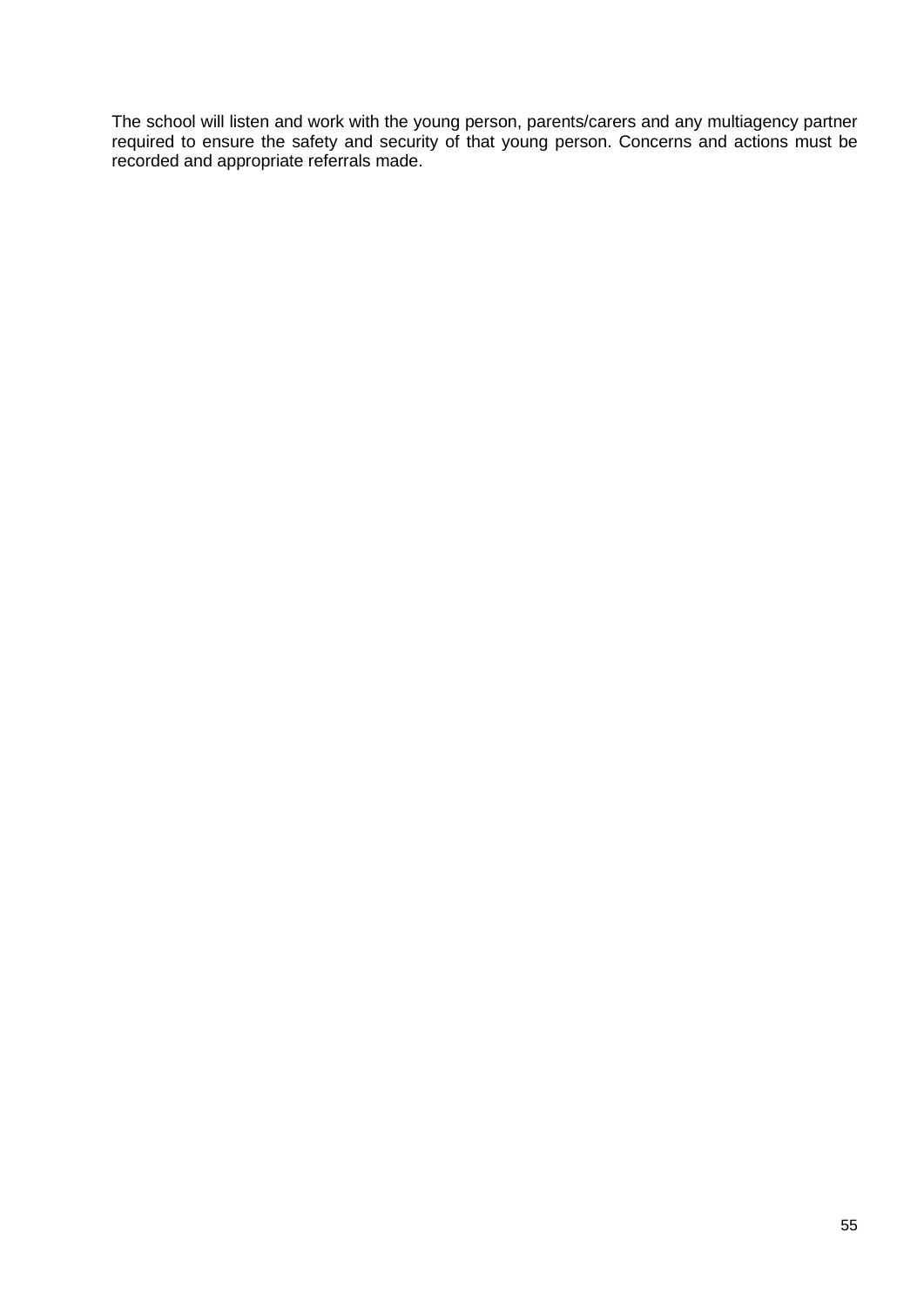The school will listen and work with the young person, parents/carers and any multiagency partner required to ensure the safety and security of that young person. Concerns and actions must be recorded and appropriate referrals made.